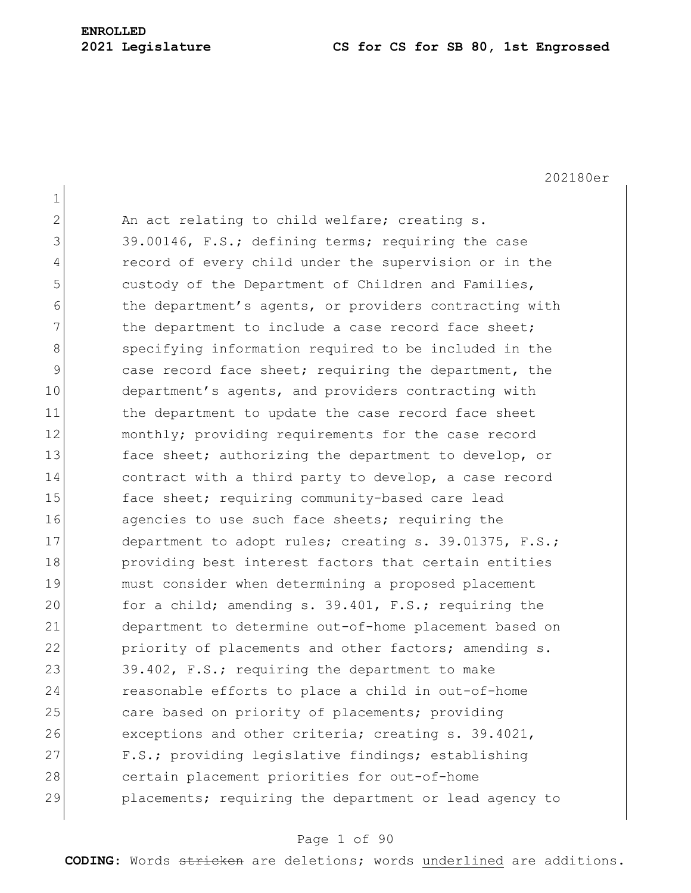An act relating to child welfare; creating s. 39.00146, F.S.; defining terms; requiring the case record of every child under the supervision or in the custody of the Department of Children and Families, the department's agents, or providers contracting with the department to include a case record face sheet; specifying information required to be included in the case record face sheet; requiring the department, the department's agents, and providers contracting with the department to update the case record face sheet monthly; providing requirements for the case record face sheet; authorizing the department to develop, or contract with a third party to develop, a case record face sheet; requiring community-based care lead agencies to use such face sheets; requiring the department to adopt rules; creating s. 39.01375, F.S.; providing best interest factors that certain entities must consider when determining a proposed placement for a child; amending s. 39.401, F.S.; requiring the department to determine out-of-home placement based on priority of placements and other factors; amending s. 39.402, F.S.; requiring the department to make reasonable efforts to place a child in out-of-home care based on priority of placements; providing exceptions and other criteria; creating s. 39.4021, F.S.; providing legislative findings; establishing certain placement priorities for out-of-home placements; requiring the department or lead agency to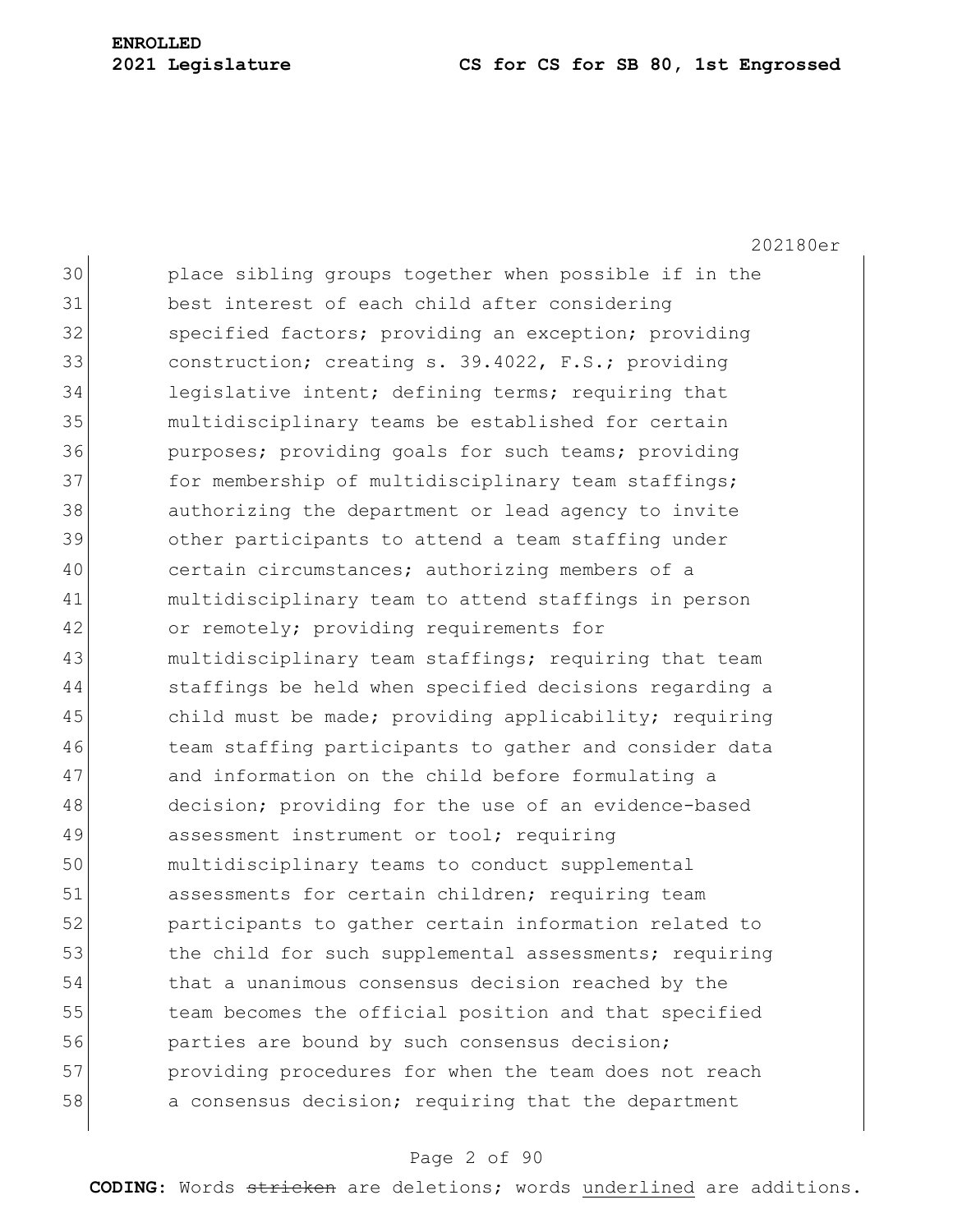place sibling groups together when possible if in the best interest of each child after considering specified factors; providing an exception; providing construction; creating s. 39.4022, F.S.; providing legislative intent; defining terms; requiring that multidisciplinary teams be established for certain purposes; providing goals for such teams; providing for membership of multidisciplinary team staffings; authorizing the department or lead agency to invite other participants to attend a team staffing under certain circumstances; authorizing members of a multidisciplinary team to attend staffings in person or remotely; providing requirements for multidisciplinary team staffings; requiring that team staffings be held when specified decisions regarding a child must be made; providing applicability; requiring team staffing participants to gather and consider data and information on the child before formulating a decision; providing for the use of an evidence-based assessment instrument or tool; requiring multidisciplinary teams to conduct supplemental assessments for certain children; requiring team participants to gather certain information related to the child for such supplemental assessments; requiring that a unanimous consensus decision reached by the team becomes the official position and that specified parties are bound by such consensus decision; providing procedures for when the team does not reach a consensus decision; requiring that the department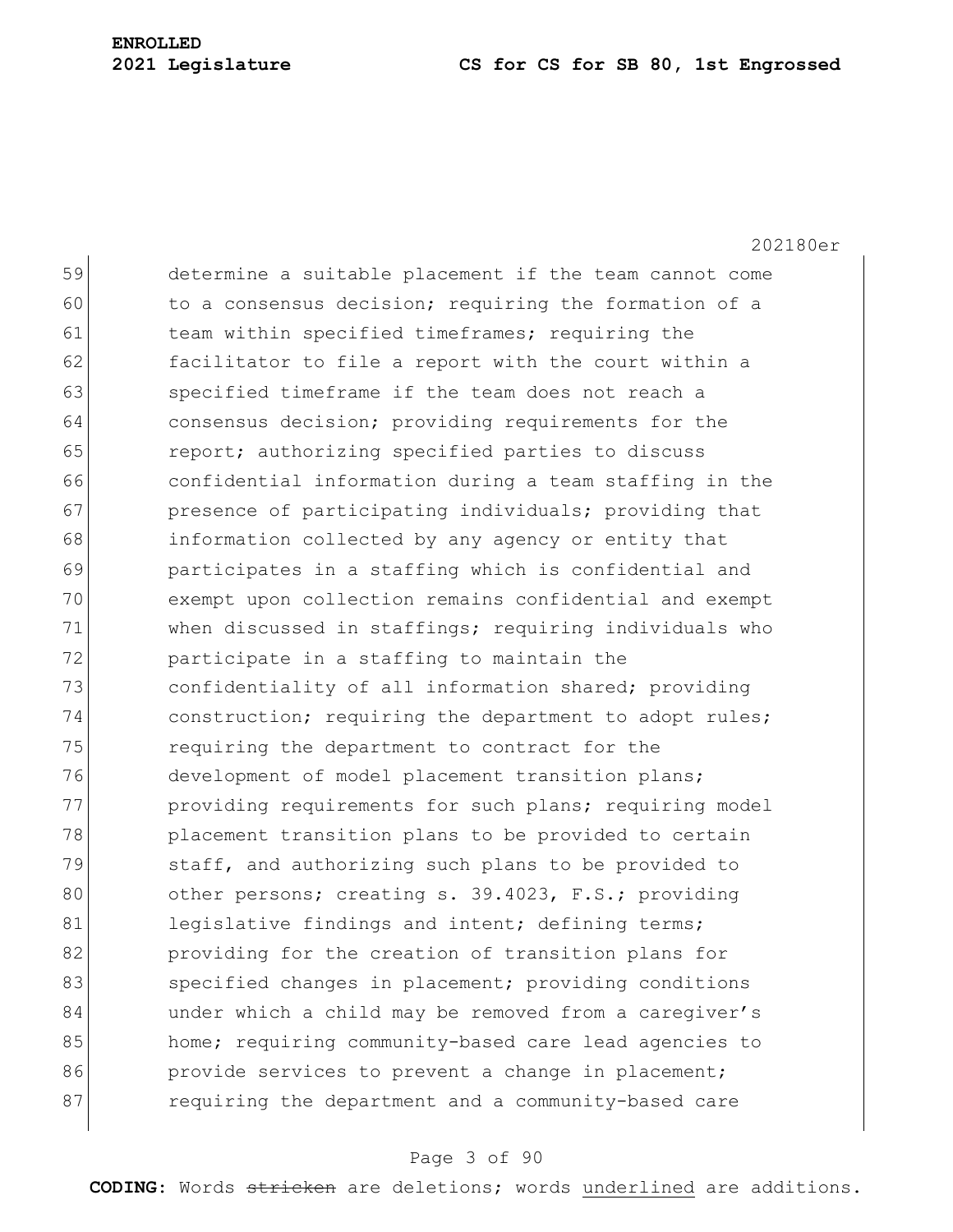determine a suitable placement if the team cannot come to a consensus decision; requiring the formation of a team within specified timeframes; requiring the facilitator to file a report with the court within a specified timeframe if the team does not reach a consensus decision; providing requirements for the report; authorizing specified parties to discuss confidential information during a team staffing in the presence of participating individuals; providing that information collected by any agency or entity that participates in a staffing which is confidential and exempt upon collection remains confidential and exempt when discussed in staffings; requiring individuals who participate in a staffing to maintain the confidentiality of all information shared; providing construction; requiring the department to adopt rules; requiring the department to contract for the development of model placement transition plans; providing requirements for such plans; requiring model placement transition plans to be provided to certain staff, and authorizing such plans to be provided to other persons; creating s. 39.4023, F.S.; providing legislative findings and intent; defining terms; providing for the creation of transition plans for specified changes in placement; providing conditions under which a child may be removed from a caregiver's home; requiring community-based care lead agencies to provide services to prevent a change in placement; requiring the department and a community-based care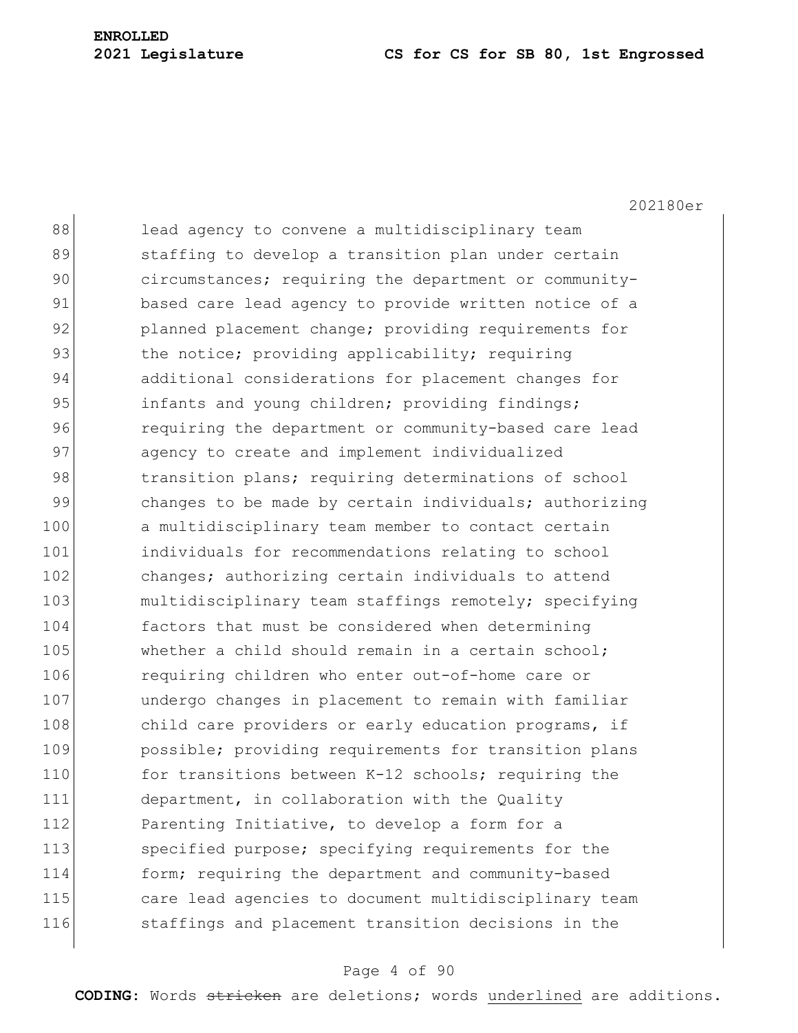lead agency to convene a multidisciplinary team staffing to develop a transition plan under certain circumstances; requiring the department or community-based care lead agency to provide written notice of a planned placement change; providing requirements for the notice; providing applicability; requiring additional considerations for placement changes for infants and young children; providing findings; requiring the department or community-based care lead agency to create and implement individualized transition plans; requiring determinations of school changes to be made by certain individuals; authorizing a multidisciplinary team member to contact certain individuals for recommendations relating to school changes; authorizing certain individuals to attend multidisciplinary team staffings remotely; specifying factors that must be considered when determining whether a child should remain in a certain school; requiring children who enter out-of-home care or undergo changes in placement to remain with familiar child care providers or early education programs, if possible; providing requirements for transition plans for transitions between K-12 schools; requiring the department, in collaboration with the Quality Parenting Initiative, to develop a form for a specified purpose; specifying requirements for the form; requiring the department and community-based care lead agencies to document multidisciplinary team staffings and placement transition decisions in the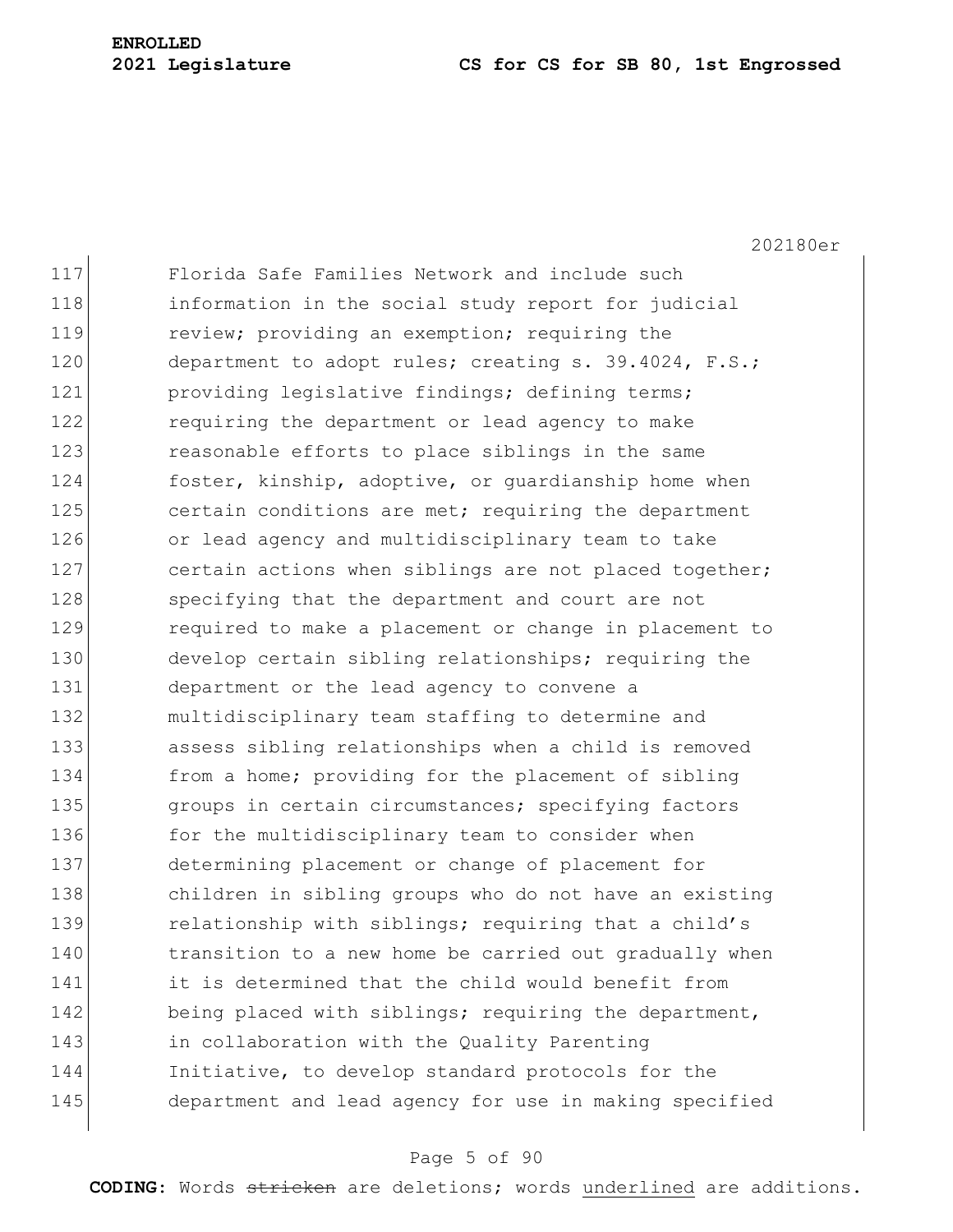117 Florida Safe Families Network and include such
118 information in the social study report for judicial
119 review; providing an exemption; requiring the
120 department to adopt rules; creating s. 39.4024, F.S.;
121 providing legislative findings; defining terms;
122 requiring the department or lead agency to make
123 reasonable efforts to place siblings in the same
124 foster, kinship, adoptive, or guardianship home when
125 certain conditions are met; requiring the department
126 or lead agency and multidisciplinary team to take
127 certain actions when siblings are not placed together;
128 specifying that the department and court are not
129 required to make a placement or change in placement to
130 develop certain sibling relationships; requiring the
131 department or the lead agency to convene a
132 multidisciplinary team staffing to determine and
133 assess sibling relationships when a child is removed
134 from a home; providing for the placement of sibling
135 groups in certain circumstances; specifying factors
136 for the multidisciplinary team to consider when
137 determining placement or change of placement for
138 children in sibling groups who do not have an existing
139 relationship with siblings; requiring that a child's
140 transition to a new home be carried out gradually when
141 it is determined that the child would benefit from
142 being placed with siblings; requiring the department,
143 in collaboration with the Quality Parenting
144 Initiative, to develop standard protocols for the
145 department and lead agency for use in making specified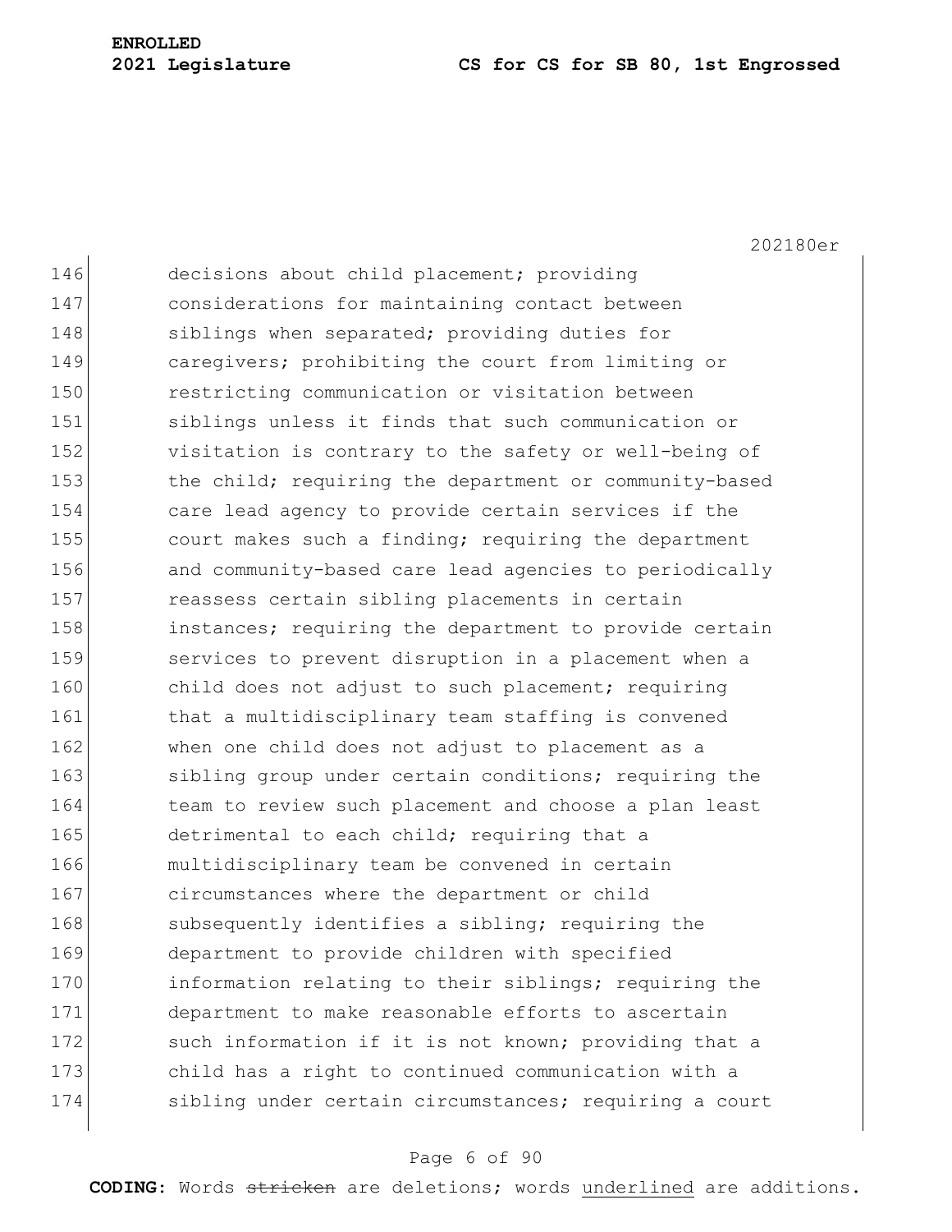decisions about child placement; providing considerations for maintaining contact between siblings when separated; providing duties for caregivers; prohibiting the court from limiting or restricting communication or visitation between siblings unless it finds that such communication or visitation is contrary to the safety or well-being of the child; requiring the department or community-based care lead agency to provide certain services if the court makes such a finding; requiring the department and community-based care lead agencies to periodically reassess certain sibling placements in certain instances; requiring the department to provide certain services to prevent disruption in a placement when a child does not adjust to such placement; requiring that a multidisciplinary team staffing is convened when one child does not adjust to placement as a sibling group under certain conditions; requiring the team to review such placement and choose a plan least detrimental to each child; requiring that a multidisciplinary team be convened in certain circumstances where the department or child subsequently identifies a sibling; requiring the department to provide children with specified information relating to their siblings; requiring the department to make reasonable efforts to ascertain such information if it is not known; providing that a child has a right to continued communication with a sibling under certain circumstances; requiring a court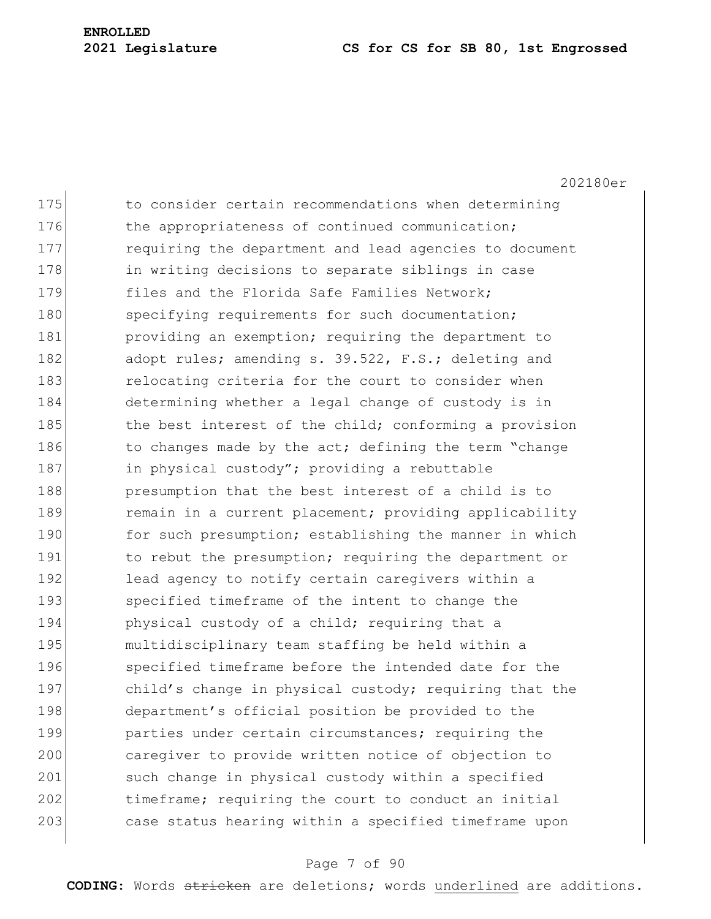to consider certain recommendations when determining the appropriateness of continued communication; requiring the department and lead agencies to document in writing decisions to separate siblings in case files and the Florida Safe Families Network; specifying requirements for such documentation; providing an exemption; requiring the department to adopt rules; amending s. 39.522, F.S.; deleting and relocating criteria for the court to consider when determining whether a legal change of custody is in the best interest of the child; conforming a provision to changes made by the act; defining the term "change in physical custody"; providing a rebuttable presumption that the best interest of a child is to remain in a current placement; providing applicability for such presumption; establishing the manner in which to rebut the presumption; requiring the department or lead agency to notify certain caregivers within a specified timeframe of the intent to change the physical custody of a child; requiring that a multidisciplinary team staffing be held within a specified timeframe before the intended date for the child's change in physical custody; requiring that the department's official position be provided to the parties under certain circumstances; requiring the caregiver to provide written notice of objection to such change in physical custody within a specified timeframe; requiring the court to conduct an initial case status hearing within a specified timeframe upon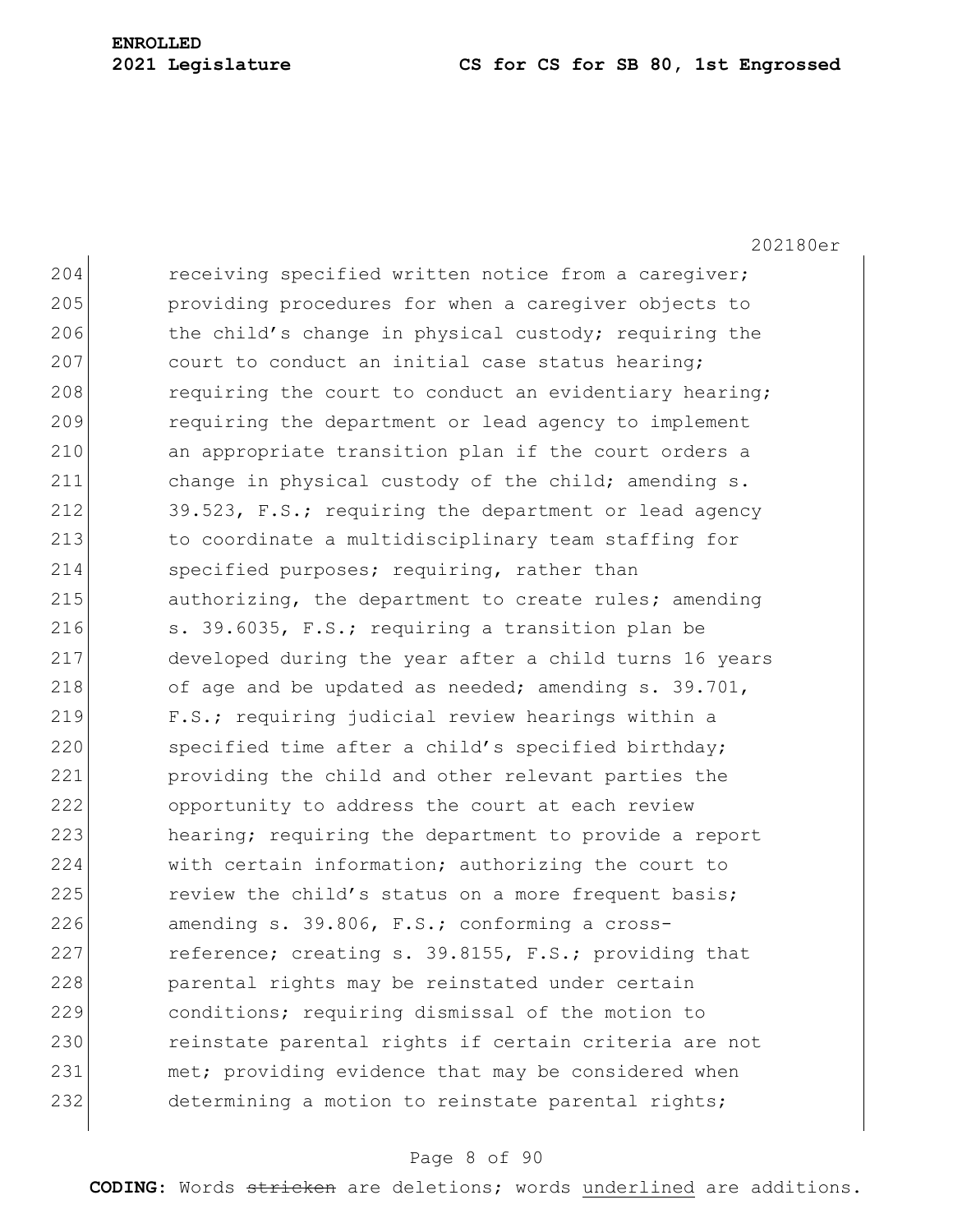receiving specified written notice from a caregiver; providing procedures for when a caregiver objects to the child's change in physical custody; requiring the court to conduct an initial case status hearing; requiring the court to conduct an evidentiary hearing; requiring the department or lead agency to implement an appropriate transition plan if the court orders a change in physical custody of the child; amending s. 39.523, F.S.; requiring the department or lead agency to coordinate a multidisciplinary team staffing for specified purposes; requiring, rather than authorizing, the department to create rules; amending s. 39.6035, F.S.; requiring a transition plan be developed during the year after a child turns 16 years of age and be updated as needed; amending s. 39.701, F.S.; requiring judicial review hearings within a specified time after a child's specified birthday; providing the child and other relevant parties the opportunity to address the court at each review hearing; requiring the department to provide a report with certain information; authorizing the court to review the child's status on a more frequent basis; amending s. 39.806, F.S.; conforming a cross-reference; creating s. 39.8155, F.S.; providing that parental rights may be reinstated under certain conditions; requiring dismissal of the motion to reinstate parental rights if certain criteria are not met; providing evidence that may be considered when determining a motion to reinstate parental rights;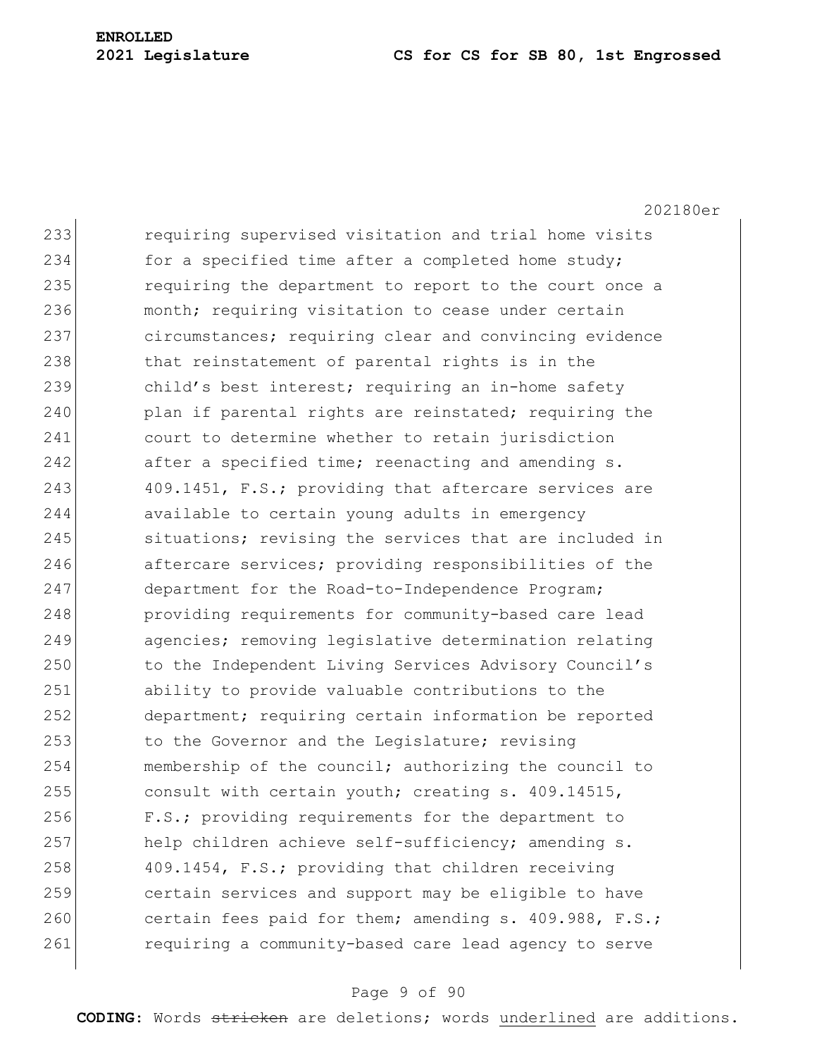requiring supervised visitation and trial home visits for a specified time after a completed home study; requiring the department to report to the court once a month; requiring visitation to cease under certain circumstances; requiring clear and convincing evidence that reinstatement of parental rights is in the child's best interest; requiring an in-home safety plan if parental rights are reinstated; requiring the court to determine whether to retain jurisdiction after a specified time; reenacting and amending s. 409.1451, F.S.; providing that aftercare services are available to certain young adults in emergency situations; revising the services that are included in aftercare services; providing responsibilities of the department for the Road-to-Independence Program; providing requirements for community-based care lead agencies; removing legislative determination relating to the Independent Living Services Advisory Council's ability to provide valuable contributions to the department; requiring certain information be reported to the Governor and the Legislature; revising membership of the council; authorizing the council to consult with certain youth; creating s. 409.14515, F.S.; providing requirements for the department to help children achieve self-sufficiency; amending s. 409.1454, F.S.; providing that children receiving certain services and support may be eligible to have certain fees paid for them; amending s. 409.988, F.S.; requiring a community-based care lead agency to serve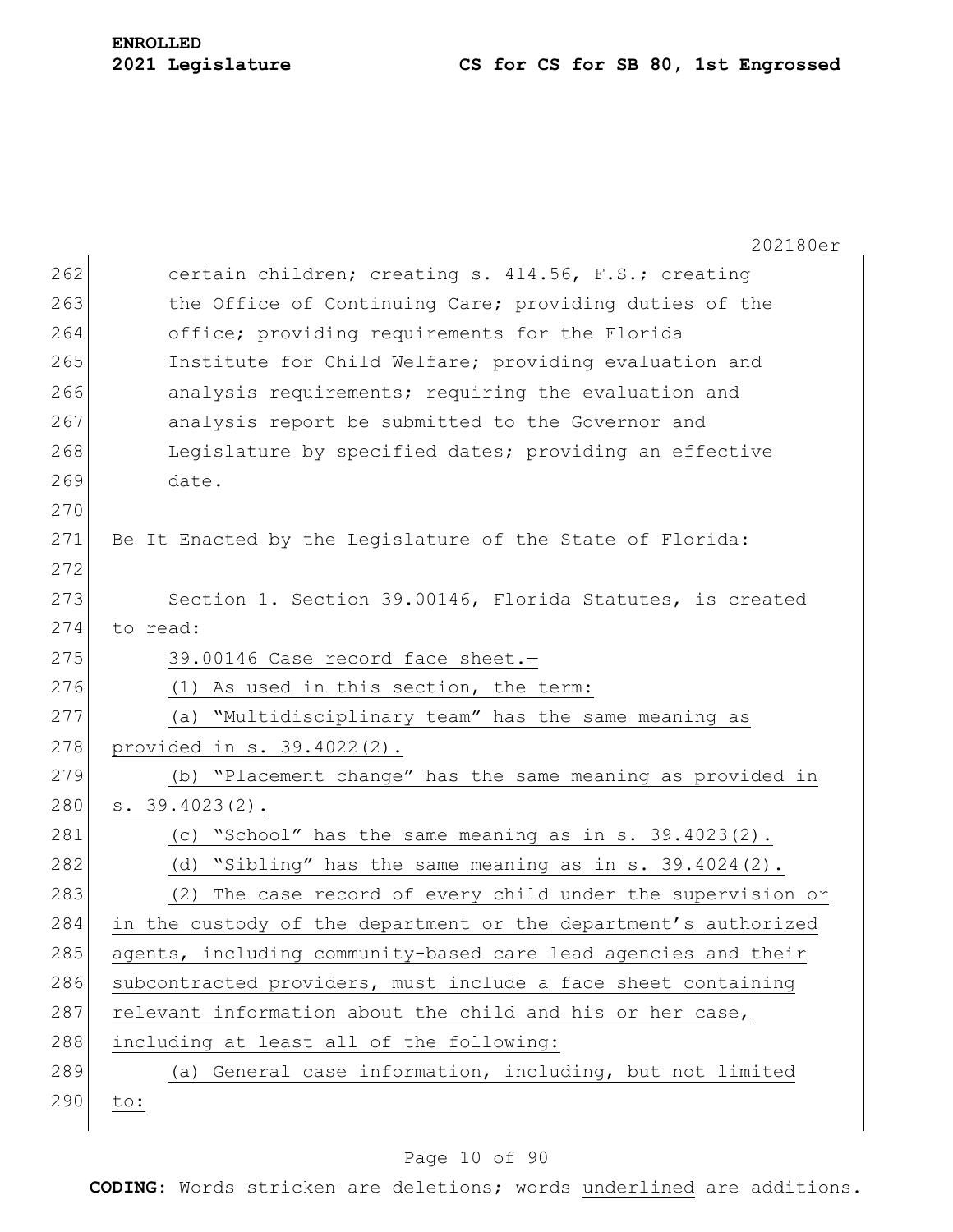certain children; creating s. 414.56, F.S.; creating the Office of Continuing Care; providing duties of the office; providing requirements for the Florida Institute for Child Welfare; providing evaluation and analysis requirements; requiring the evaluation and analysis report be submitted to the Governor and Legislature by specified dates; providing an effective date.

Be It Enacted by the Legislature of the State of Florida:

Section 1. Section 39.00146, Florida Statutes, is created to read:

39.00146 Case record face sheet.—

(1) As used in this section, the term:

(a) "Multidisciplinary team" has the same meaning as provided in s. 39.4022(2).

(b) "Placement change" has the same meaning as provided in s. 39.4023(2).

(c) "School" has the same meaning as in s. 39.4023(2).

(d) "Sibling" has the same meaning as in s. 39.4024(2).

(2) The case record of every child under the supervision or in the custody of the department or the department's authorized agents, including community-based care lead agencies and their subcontracted providers, must include a face sheet containing relevant information about the child and his or her case, including at least all of the following:

(a) General case information, including, but not limited to: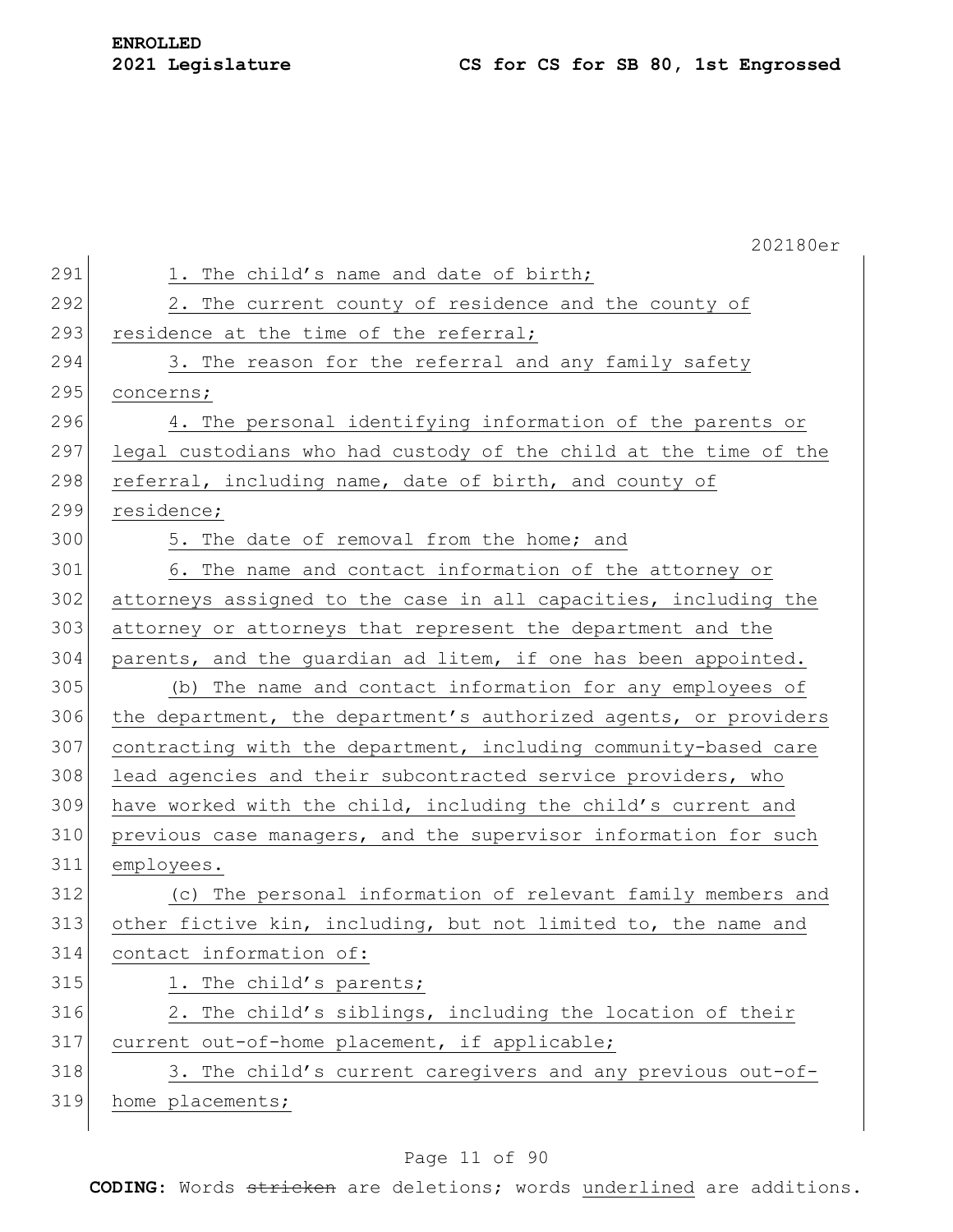1. The child's name and date of birth;

2. The current county of residence and the county of residence at the time of the referral;

3. The reason for the referral and any family safety concerns;

4. The personal identifying information of the parents or legal custodians who had custody of the child at the time of the referral, including name, date of birth, and county of residence;

5. The date of removal from the home; and

6. The name and contact information of the attorney or attorneys assigned to the case in all capacities, including the attorney or attorneys that represent the department and the parents, and the guardian ad litem, if one has been appointed.

(b) The name and contact information for any employees of the department, the department's authorized agents, or providers contracting with the department, including community-based care lead agencies and their subcontracted service providers, who have worked with the child, including the child's current and previous case managers, and the supervisor information for such employees.

(c) The personal information of relevant family members and other fictive kin, including, but not limited to, the name and contact information of:

1. The child's parents;

2. The child's siblings, including the location of their current out-of-home placement, if applicable;

3. The child's current caregivers and any previous out-of-home placements;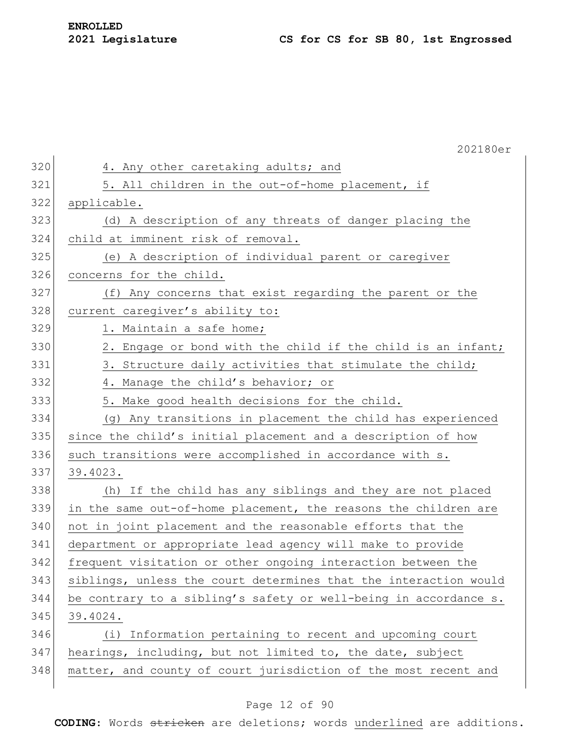4. Any other caretaking adults; and

5. All children in the out-of-home placement, if applicable.

(d) A description of any threats of danger placing the child at imminent risk of removal.

(e) A description of individual parent or caregiver concerns for the child.

(f) Any concerns that exist regarding the parent or the current caregiver's ability to:

1. Maintain a safe home;

2. Engage or bond with the child if the child is an infant;

3. Structure daily activities that stimulate the child;

4. Manage the child's behavior; or

5. Make good health decisions for the child.

(g) Any transitions in placement the child has experienced since the child's initial placement and a description of how such transitions were accomplished in accordance with s. 39.4023.

(h) If the child has any siblings and they are not placed in the same out-of-home placement, the reasons the children are not in joint placement and the reasonable efforts that the department or appropriate lead agency will make to provide frequent visitation or other ongoing interaction between the siblings, unless the court determines that the interaction would be contrary to a sibling's safety or well-being in accordance s. 39.4024.

(i) Information pertaining to recent and upcoming court hearings, including, but not limited to, the date, subject matter, and county of court jurisdiction of the most recent and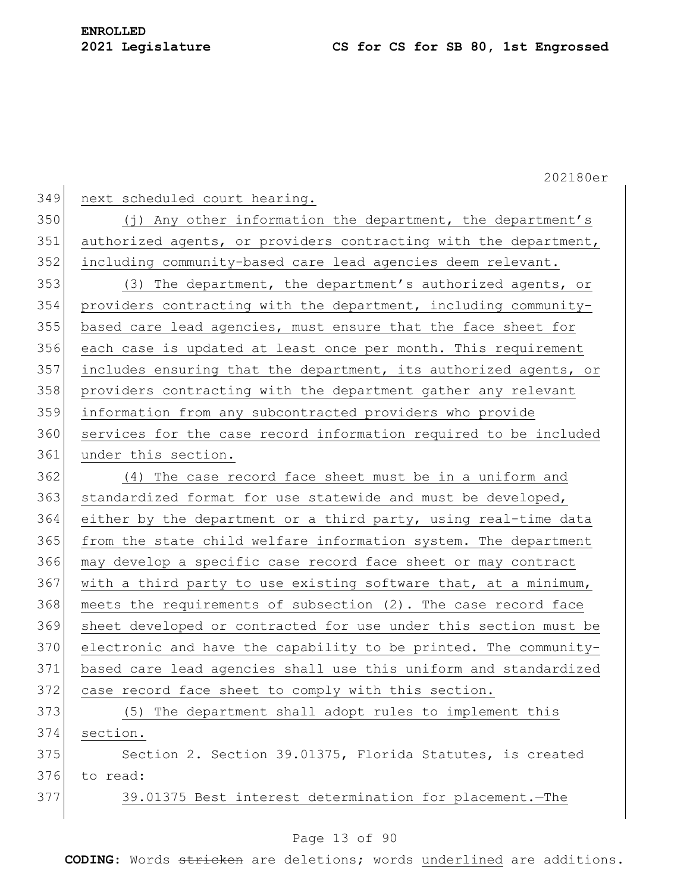next scheduled court hearing.

(j) Any other information the department, the department's authorized agents, or providers contracting with the department, including community-based care lead agencies deem relevant.

(3) The department, the department's authorized agents, or providers contracting with the department, including community-based care lead agencies, must ensure that the face sheet for each case is updated at least once per month. This requirement includes ensuring that the department, its authorized agents, or providers contracting with the department gather any relevant information from any subcontracted providers who provide services for the case record information required to be included under this section.

(4) The case record face sheet must be in a uniform and standardized format for use statewide and must be developed, either by the department or a third party, using real-time data from the state child welfare information system. The department may develop a specific case record face sheet or may contract with a third party to use existing software that, at a minimum, meets the requirements of subsection (2). The case record face sheet developed or contracted for use under this section must be electronic and have the capability to be printed. The community-based care lead agencies shall use this uniform and standardized case record face sheet to comply with this section.

(5) The department shall adopt rules to implement this section.

Section 2. Section 39.01375, Florida Statutes, is created to read:

39.01375 Best interest determination for placement.—The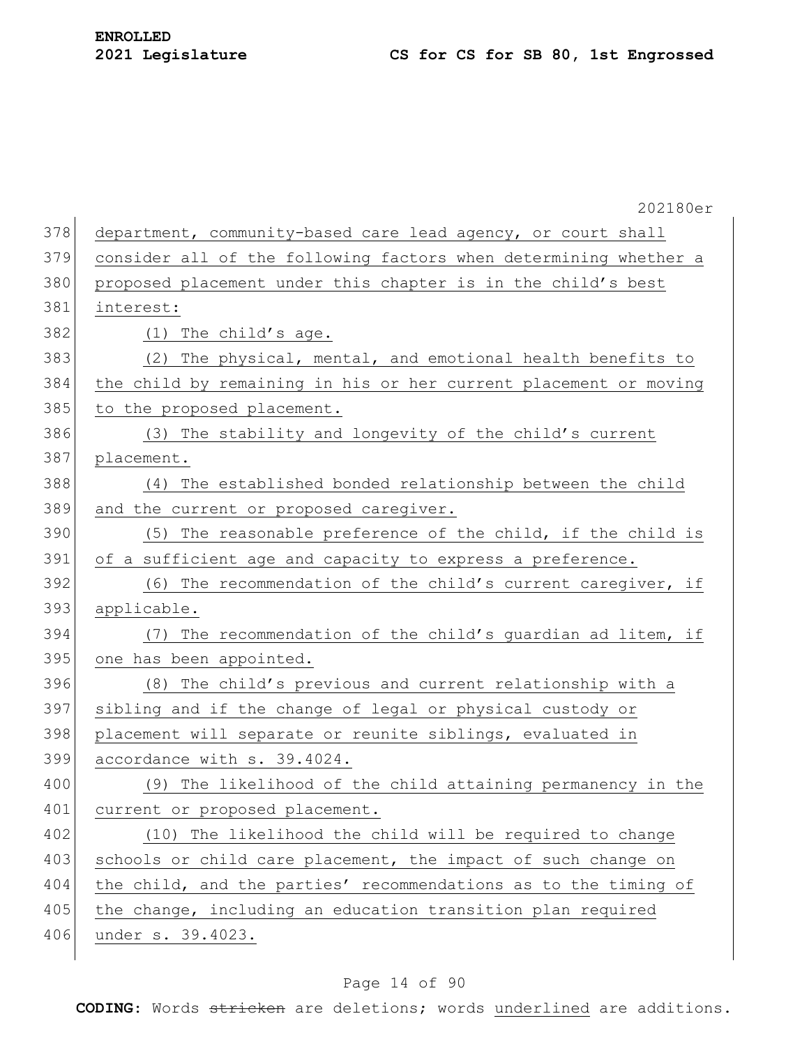department, community-based care lead agency, or court shall consider all of the following factors when determining whether a proposed placement under this chapter is in the child's best interest:

(1) The child's age.

(2) The physical, mental, and emotional health benefits to the child by remaining in his or her current placement or moving to the proposed placement.

(3) The stability and longevity of the child's current placement.

(4) The established bonded relationship between the child and the current or proposed caregiver.

(5) The reasonable preference of the child, if the child is of a sufficient age and capacity to express a preference.

(6) The recommendation of the child's current caregiver, if applicable.

(7) The recommendation of the child's guardian ad litem, if one has been appointed.

(8) The child's previous and current relationship with a sibling and if the change of legal or physical custody or placement will separate or reunite siblings, evaluated in accordance with s. 39.4024.

(9) The likelihood of the child attaining permanency in the current or proposed placement.

(10) The likelihood the child will be required to change schools or child care placement, the impact of such change on the child, and the parties' recommendations as to the timing of the change, including an education transition plan required under s. 39.4023.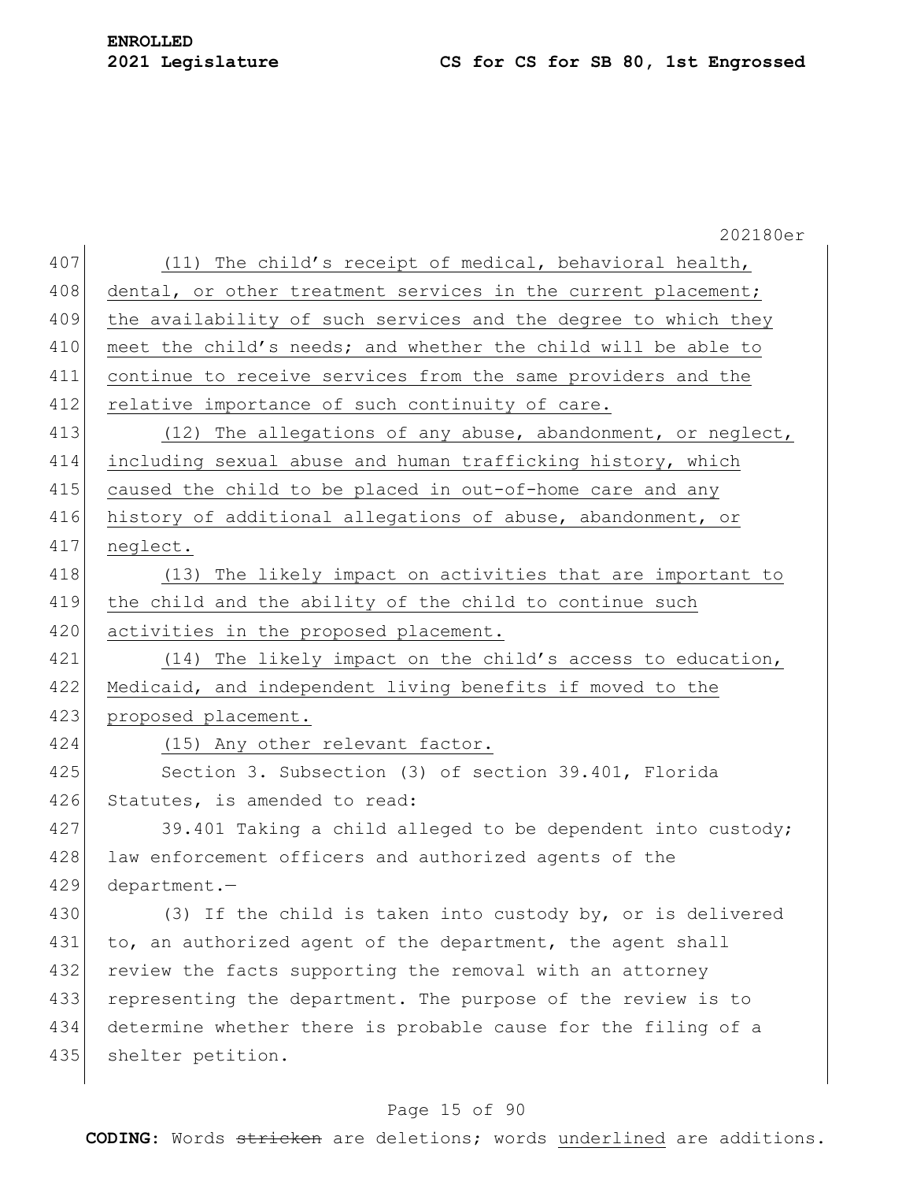(11) The child's receipt of medical, behavioral health, dental, or other treatment services in the current placement; the availability of such services and the degree to which they meet the child's needs; and whether the child will be able to continue to receive services from the same providers and the relative importance of such continuity of care.

(12) The allegations of any abuse, abandonment, or neglect, including sexual abuse and human trafficking history, which caused the child to be placed in out-of-home care and any history of additional allegations of abuse, abandonment, or neglect.

(13) The likely impact on activities that are important to the child and the ability of the child to continue such activities in the proposed placement.

(14) The likely impact on the child's access to education, Medicaid, and independent living benefits if moved to the proposed placement.

(15) Any other relevant factor.

Section 3. Subsection (3) of section 39.401, Florida Statutes, is amended to read:

39.401 Taking a child alleged to be dependent into custody; law enforcement officers and authorized agents of the department.—

(3) If the child is taken into custody by, or is delivered to, an authorized agent of the department, the agent shall review the facts supporting the removal with an attorney representing the department. The purpose of the review is to determine whether there is probable cause for the filing of a shelter petition.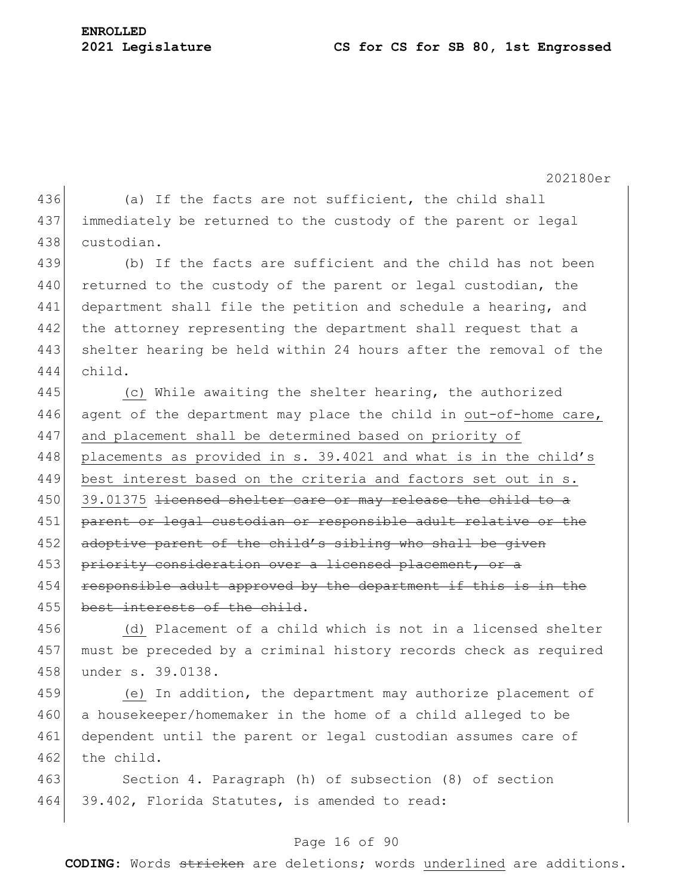(a) If the facts are not sufficient, the child shall immediately be returned to the custody of the parent or legal custodian.

(b) If the facts are sufficient and the child has not been returned to the custody of the parent or legal custodian, the department shall file the petition and schedule a hearing, and the attorney representing the department shall request that a shelter hearing be held within 24 hours after the removal of the child.

<u>(c)</u> While awaiting the shelter hearing, the authorized agent of the department may place the child in <u>out-of-home care, and placement shall be determined based on priority of placements as provided in s. 39.4021 and what is in the child's best interest based on the criteria and factors set out in s. 39.01375</u> ~~licensed shelter care or may release the child to a parent or legal custodian or responsible adult relative or the adoptive parent of the child's sibling who shall be given priority consideration over a licensed placement, or a responsible adult approved by the department if this is in the best interests of the child~~.

<u>(d)</u> Placement of a child which is not in a licensed shelter must be preceded by a criminal history records check as required under s. 39.0138.

<u>(e)</u> In addition, the department may authorize placement of a housekeeper/homemaker in the home of a child alleged to be dependent until the parent or legal custodian assumes care of the child.

Section 4. Paragraph (h) of subsection (8) of section 39.402, Florida Statutes, is amended to read: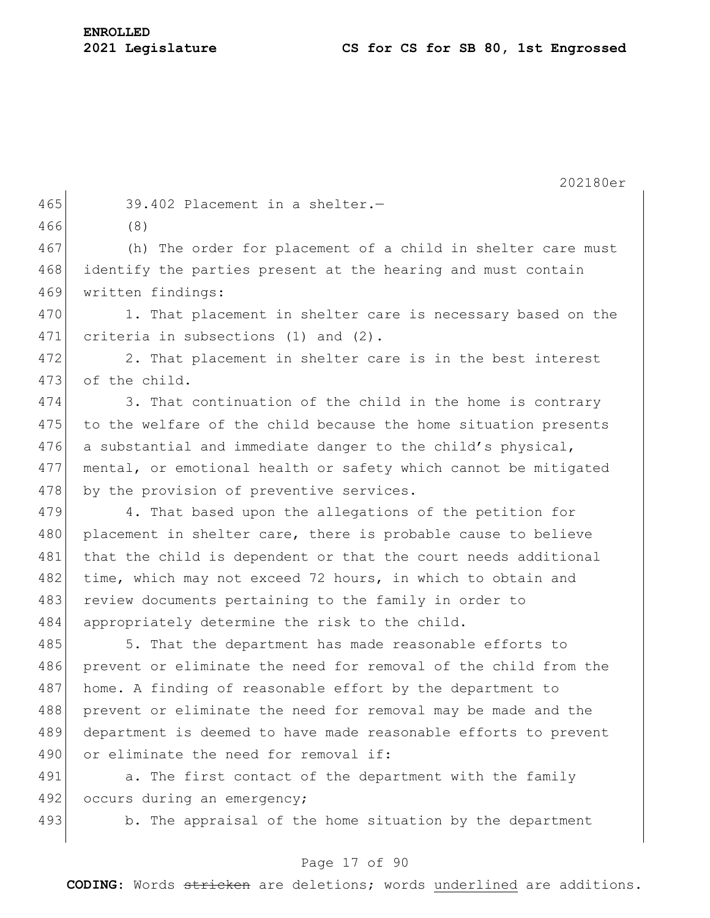39.402 Placement in a shelter.—

(8)

(h) The order for placement of a child in shelter care must identify the parties present at the hearing and must contain written findings:

1. That placement in shelter care is necessary based on the criteria in subsections (1) and (2).

2. That placement in shelter care is in the best interest of the child.

3. That continuation of the child in the home is contrary to the welfare of the child because the home situation presents a substantial and immediate danger to the child's physical, mental, or emotional health or safety which cannot be mitigated by the provision of preventive services.

4. That based upon the allegations of the petition for placement in shelter care, there is probable cause to believe that the child is dependent or that the court needs additional time, which may not exceed 72 hours, in which to obtain and review documents pertaining to the family in order to appropriately determine the risk to the child.

5. That the department has made reasonable efforts to prevent or eliminate the need for removal of the child from the home. A finding of reasonable effort by the department to prevent or eliminate the need for removal may be made and the department is deemed to have made reasonable efforts to prevent or eliminate the need for removal if:

a. The first contact of the department with the family occurs during an emergency;

b. The appraisal of the home situation by the department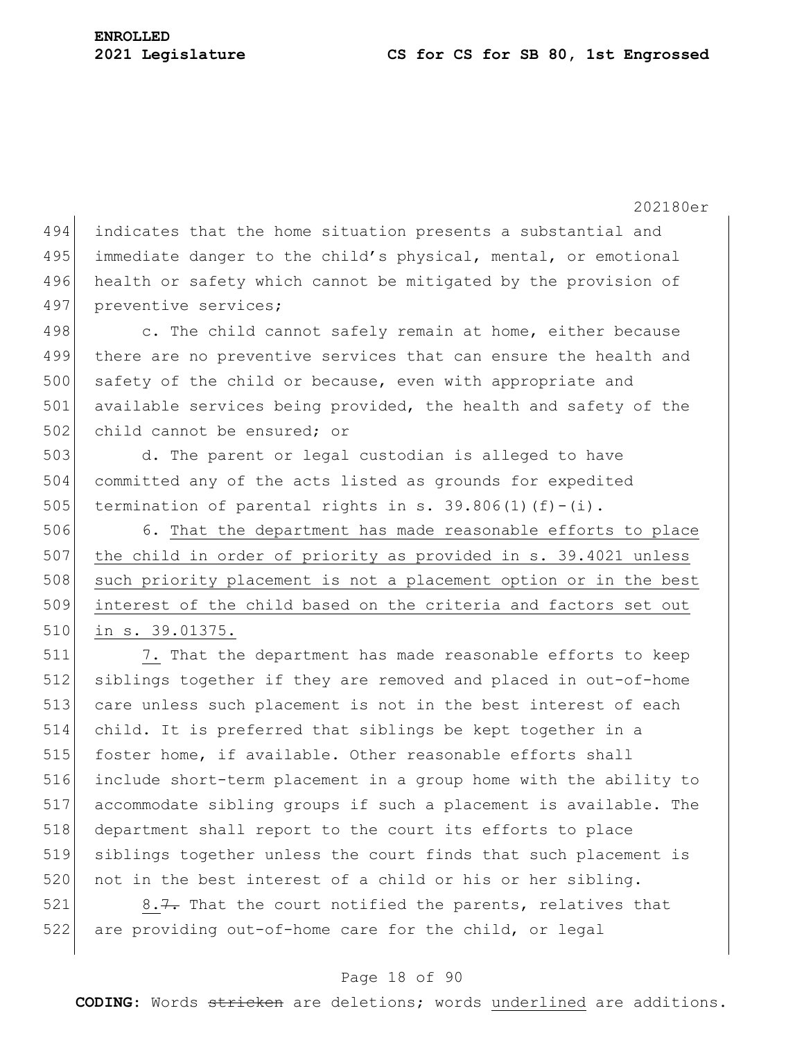indicates that the home situation presents a substantial and immediate danger to the child's physical, mental, or emotional health or safety which cannot be mitigated by the provision of preventive services;

c. The child cannot safely remain at home, either because there are no preventive services that can ensure the health and safety of the child or because, even with appropriate and available services being provided, the health and safety of the child cannot be ensured; or

d. The parent or legal custodian is alleged to have committed any of the acts listed as grounds for expedited termination of parental rights in s. 39.806(1)(f)-(i).

6. That the department has made reasonable efforts to place the child in order of priority as provided in s. 39.4021 unless such priority placement is not a placement option or in the best interest of the child based on the criteria and factors set out in s. 39.01375.

7. That the department has made reasonable efforts to keep siblings together if they are removed and placed in out-of-home care unless such placement is not in the best interest of each child. It is preferred that siblings be kept together in a foster home, if available. Other reasonable efforts shall include short-term placement in a group home with the ability to accommodate sibling groups if such a placement is available. The department shall report to the court its efforts to place siblings together unless the court finds that such placement is not in the best interest of a child or his or her sibling.

8.~~7.~~ That the court notified the parents, relatives that are providing out-of-home care for the child, or legal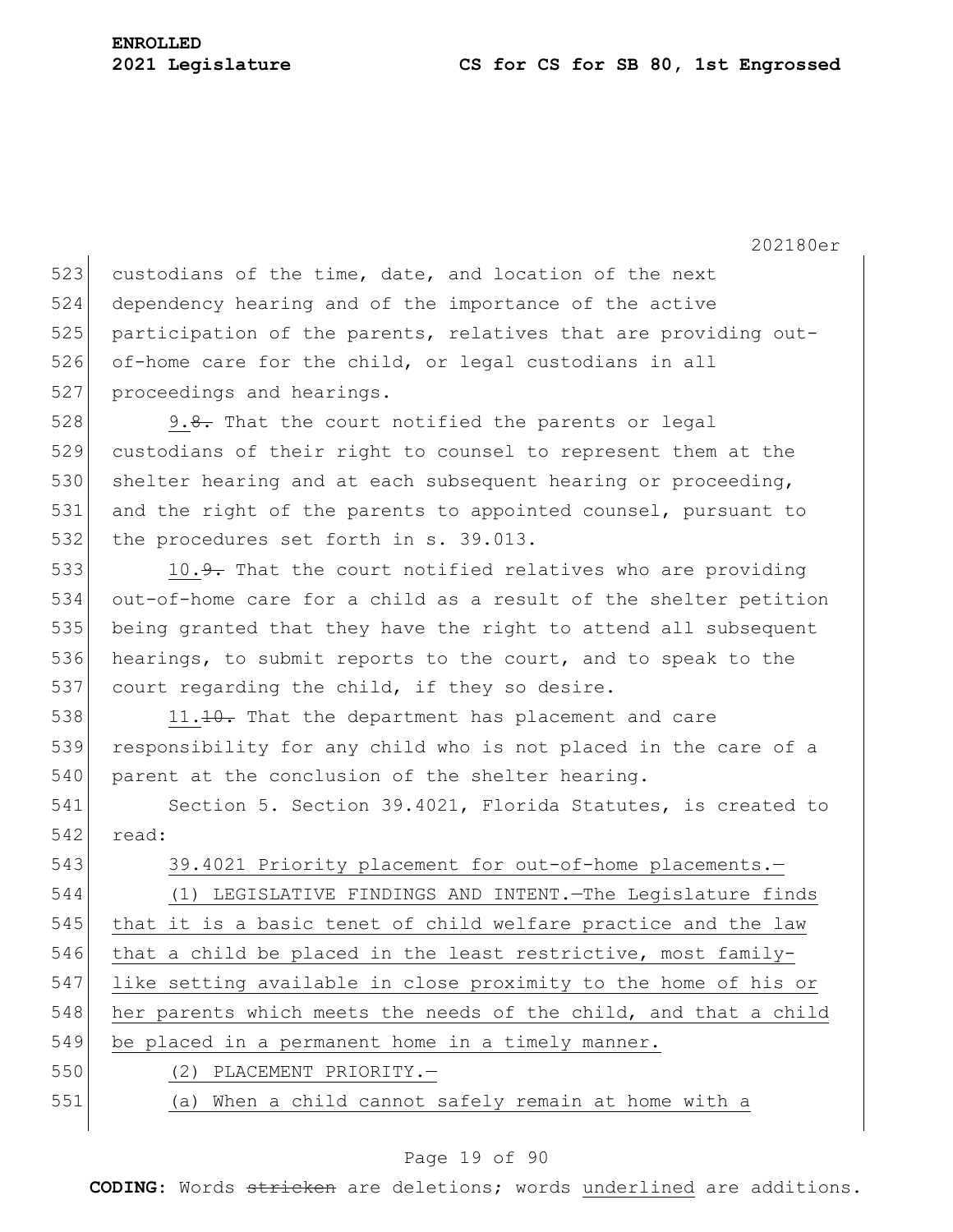custodians of the time, date, and location of the next dependency hearing and of the importance of the active participation of the parents, relatives that are providing out-of-home care for the child, or legal custodians in all proceedings and hearings.

9. ~~8.~~ That the court notified the parents or legal custodians of their right to counsel to represent them at the shelter hearing and at each subsequent hearing or proceeding, and the right of the parents to appointed counsel, pursuant to the procedures set forth in s. 39.013.

10. ~~9.~~ That the court notified relatives who are providing out-of-home care for a child as a result of the shelter petition being granted that they have the right to attend all subsequent hearings, to submit reports to the court, and to speak to the court regarding the child, if they so desire.

11. ~~10.~~ That the department has placement and care responsibility for any child who is not placed in the care of a parent at the conclusion of the shelter hearing.

Section 5. Section 39.4021, Florida Statutes, is created to read:

<u>39.4021 Priority placement for out-of-home placements.—</u>

<u>(1) LEGISLATIVE FINDINGS AND INTENT.—The Legislature finds that it is a basic tenet of child welfare practice and the law that a child be placed in the least restrictive, most family-like setting available in close proximity to the home of his or her parents which meets the needs of the child, and that a child be placed in a permanent home in a timely manner.</u>

<u>(2) PLACEMENT PRIORITY.—</u>

<u>(a) When a child cannot safely remain at home with a</u>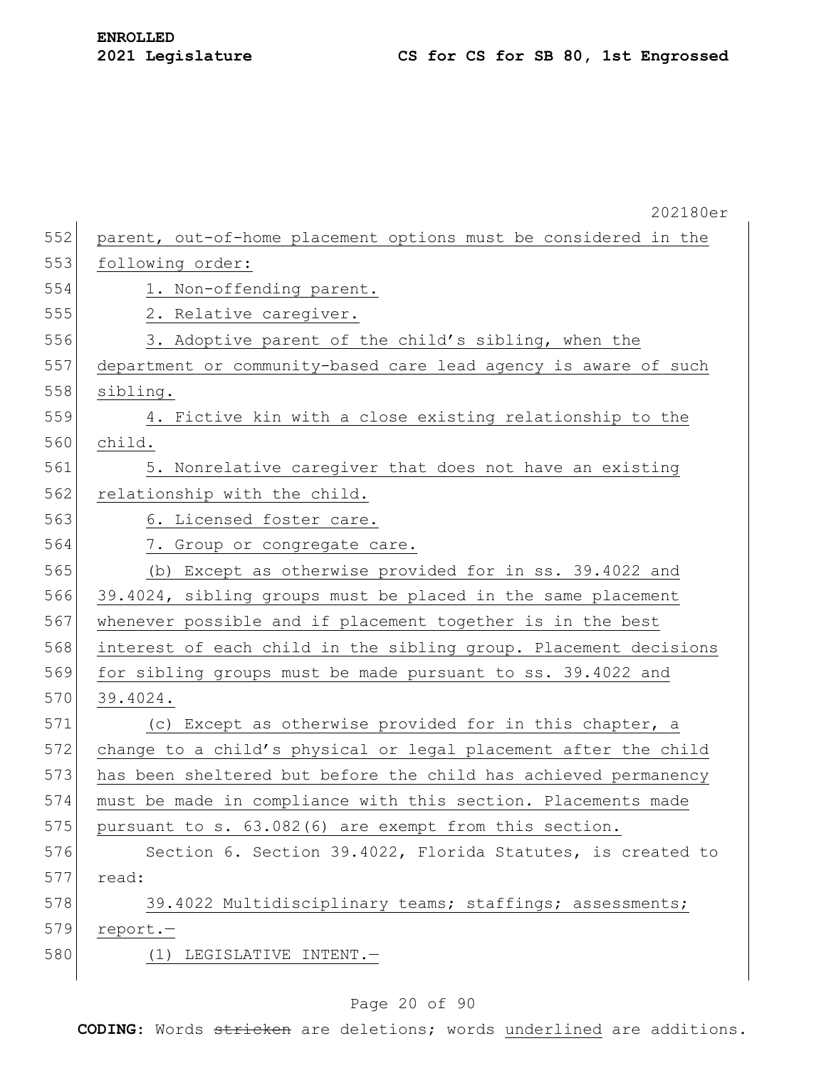parent, out-of-home placement options must be considered in the following order:

1. Non-offending parent.
2. Relative caregiver.
3. Adoptive parent of the child's sibling, when the department or community-based care lead agency is aware of such sibling.
4. Fictive kin with a close existing relationship to the child.
5. Nonrelative caregiver that does not have an existing relationship with the child.
6. Licensed foster care.
7. Group or congregate care.

(b) Except as otherwise provided for in ss. 39.4022 and 39.4024, sibling groups must be placed in the same placement whenever possible and if placement together is in the best interest of each child in the sibling group. Placement decisions for sibling groups must be made pursuant to ss. 39.4022 and 39.4024.

(c) Except as otherwise provided for in this chapter, a change to a child's physical or legal placement after the child has been sheltered but before the child has achieved permanency must be made in compliance with this section. Placements made pursuant to s. 63.082(6) are exempt from this section.

Section 6. Section 39.4022, Florida Statutes, is created to read:

39.4022 Multidisciplinary teams; staffings; assessments; report.—

(1) LEGISLATIVE INTENT.—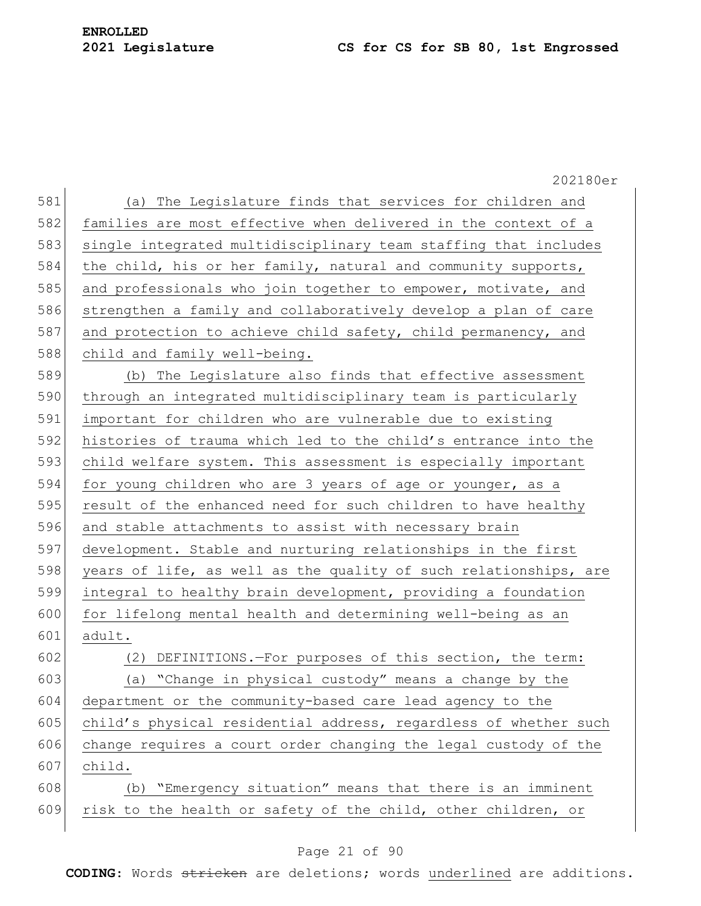(a) The Legislature finds that services for children and families are most effective when delivered in the context of a single integrated multidisciplinary team staffing that includes the child, his or her family, natural and community supports, and professionals who join together to empower, motivate, and strengthen a family and collaboratively develop a plan of care and protection to achieve child safety, child permanency, and child and family well-being.

(b) The Legislature also finds that effective assessment through an integrated multidisciplinary team is particularly important for children who are vulnerable due to existing histories of trauma which led to the child's entrance into the child welfare system. This assessment is especially important for young children who are 3 years of age or younger, as a result of the enhanced need for such children to have healthy and stable attachments to assist with necessary brain development. Stable and nurturing relationships in the first years of life, as well as the quality of such relationships, are integral to healthy brain development, providing a foundation for lifelong mental health and determining well-being as an adult.

(2) DEFINITIONS.—For purposes of this section, the term:

(a) "Change in physical custody" means a change by the department or the community-based care lead agency to the child's physical residential address, regardless of whether such change requires a court order changing the legal custody of the child.

(b) "Emergency situation" means that there is an imminent risk to the health or safety of the child, other children, or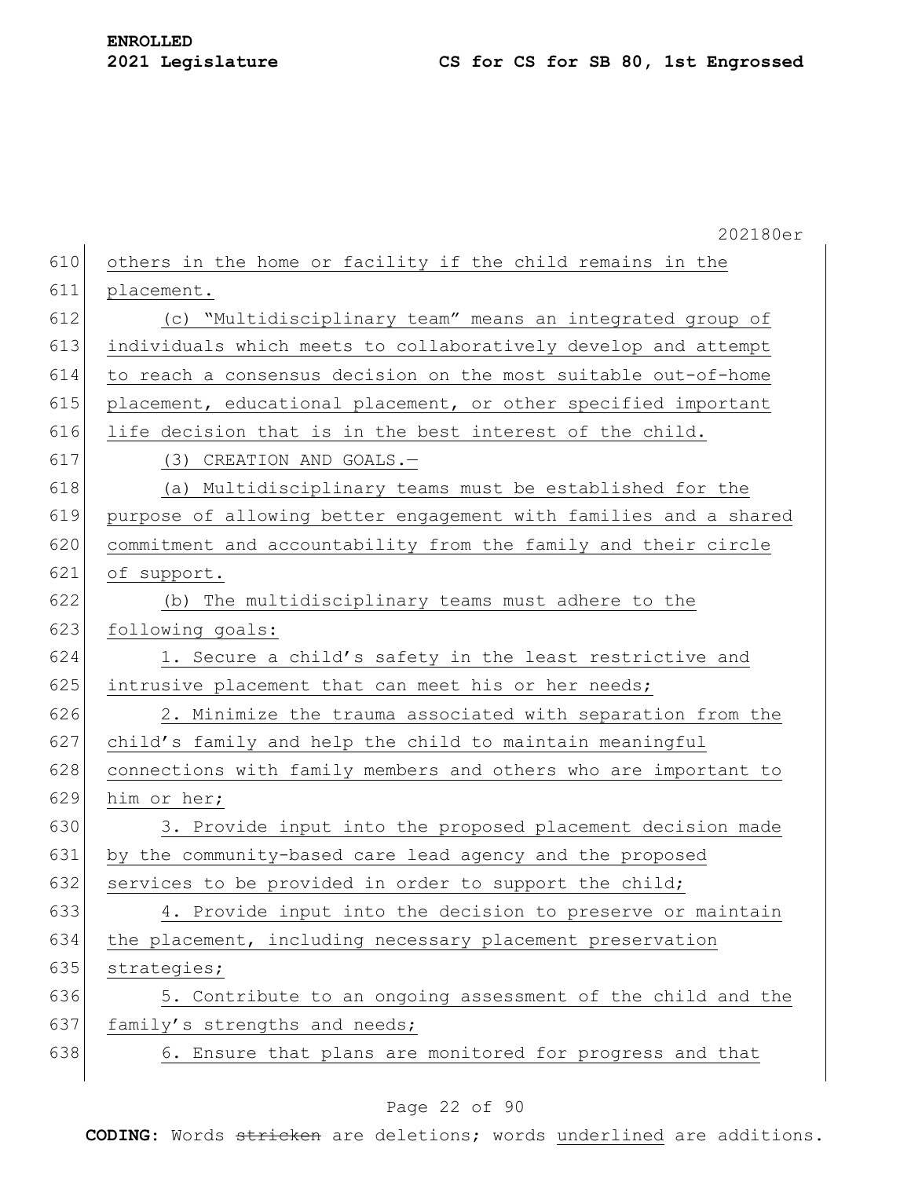others in the home or facility if the child remains in the placement.

(c) "Multidisciplinary team" means an integrated group of individuals which meets to collaboratively develop and attempt to reach a consensus decision on the most suitable out-of-home placement, educational placement, or other specified important life decision that is in the best interest of the child.

(3) CREATION AND GOALS.—

(a) Multidisciplinary teams must be established for the purpose of allowing better engagement with families and a shared commitment and accountability from the family and their circle of support.

(b) The multidisciplinary teams must adhere to the following goals:

1. Secure a child's safety in the least restrictive and intrusive placement that can meet his or her needs;

2. Minimize the trauma associated with separation from the child's family and help the child to maintain meaningful connections with family members and others who are important to him or her;

3. Provide input into the proposed placement decision made by the community-based care lead agency and the proposed services to be provided in order to support the child;

4. Provide input into the decision to preserve or maintain the placement, including necessary placement preservation strategies;

5. Contribute to an ongoing assessment of the child and the family's strengths and needs;

6. Ensure that plans are monitored for progress and that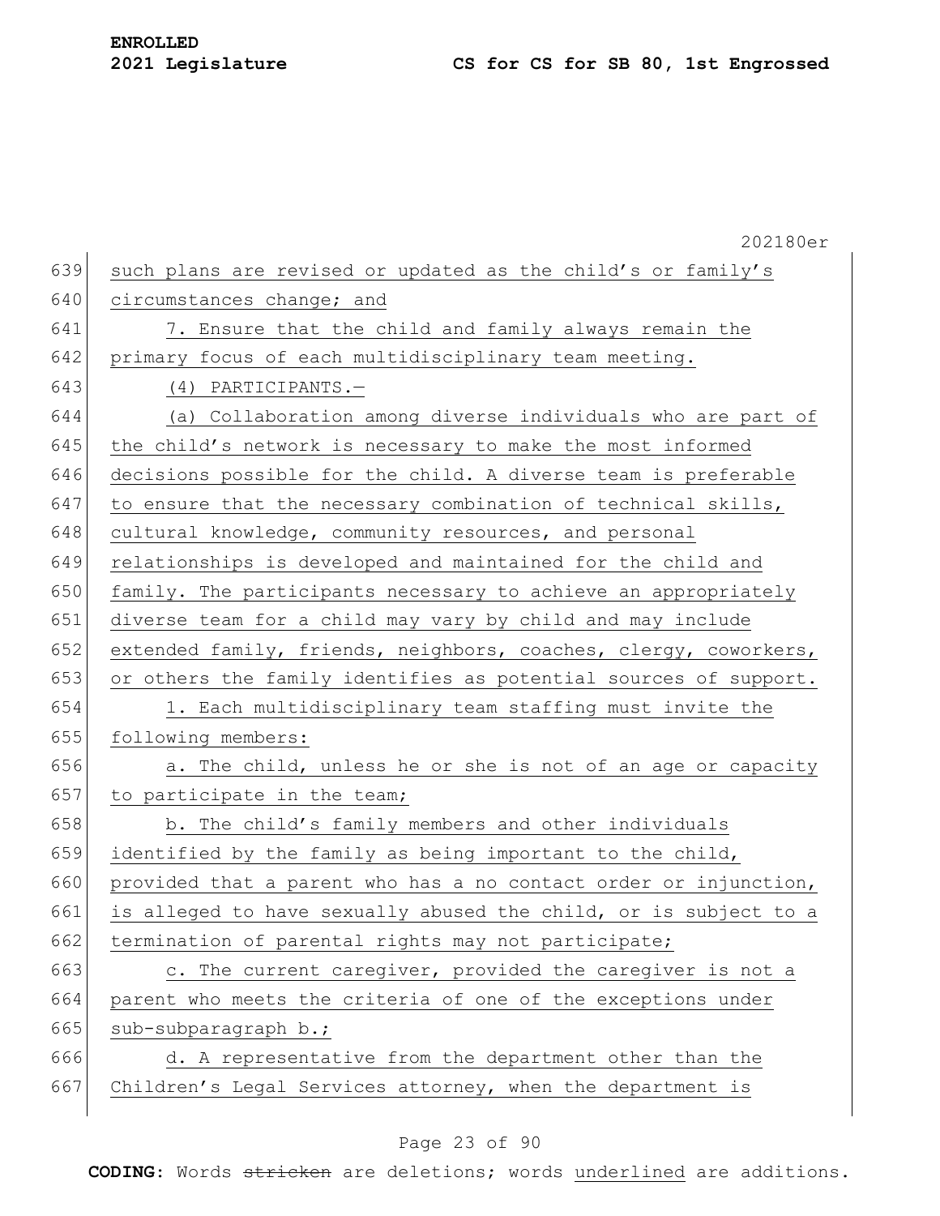such plans are revised or updated as the child's or family's circumstances change; and

7. Ensure that the child and family always remain the primary focus of each multidisciplinary team meeting.

(4) PARTICIPANTS.—

(a) Collaboration among diverse individuals who are part of the child's network is necessary to make the most informed decisions possible for the child. A diverse team is preferable to ensure that the necessary combination of technical skills, cultural knowledge, community resources, and personal relationships is developed and maintained for the child and family. The participants necessary to achieve an appropriately diverse team for a child may vary by child and may include extended family, friends, neighbors, coaches, clergy, coworkers, or others the family identifies as potential sources of support.

1. Each multidisciplinary team staffing must invite the following members:

a. The child, unless he or she is not of an age or capacity to participate in the team;

b. The child's family members and other individuals identified by the family as being important to the child, provided that a parent who has a no contact order or injunction, is alleged to have sexually abused the child, or is subject to a termination of parental rights may not participate;

c. The current caregiver, provided the caregiver is not a parent who meets the criteria of one of the exceptions under sub-subparagraph b.;

d. A representative from the department other than the Children's Legal Services attorney, when the department is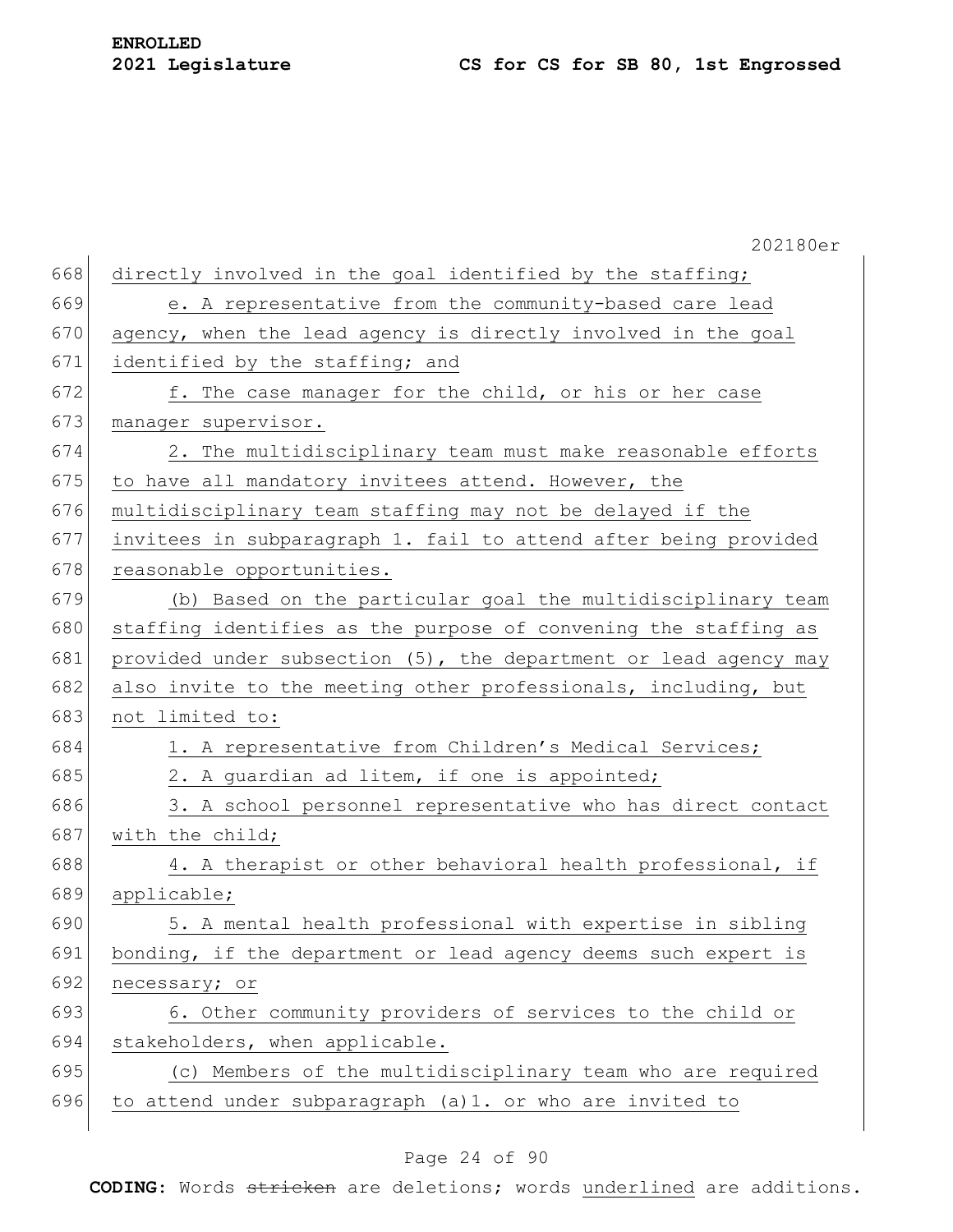directly involved in the goal identified by the staffing;

e. A representative from the community-based care lead agency, when the lead agency is directly involved in the goal identified by the staffing; and

f. The case manager for the child, or his or her case manager supervisor.

2. The multidisciplinary team must make reasonable efforts to have all mandatory invitees attend. However, the multidisciplinary team staffing may not be delayed if the invitees in subparagraph 1. fail to attend after being provided reasonable opportunities.

(b) Based on the particular goal the multidisciplinary team staffing identifies as the purpose of convening the staffing as provided under subsection (5), the department or lead agency may also invite to the meeting other professionals, including, but not limited to:

1. A representative from Children's Medical Services;

2. A guardian ad litem, if one is appointed;

3. A school personnel representative who has direct contact with the child;

4. A therapist or other behavioral health professional, if applicable;

5. A mental health professional with expertise in sibling bonding, if the department or lead agency deems such expert is necessary; or

6. Other community providers of services to the child or stakeholders, when applicable.

(c) Members of the multidisciplinary team who are required to attend under subparagraph (a)1. or who are invited to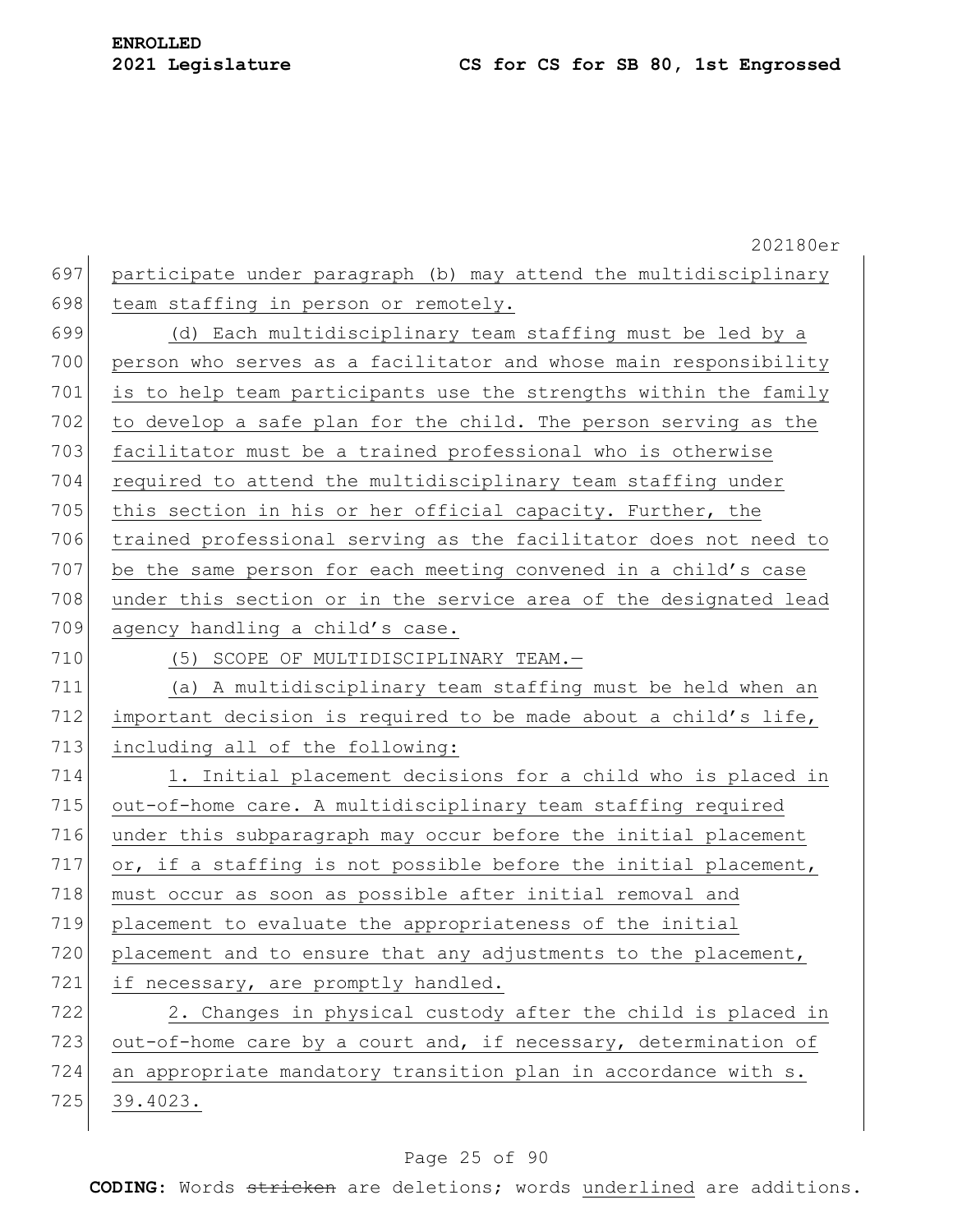participate under paragraph (b) may attend the multidisciplinary team staffing in person or remotely.

(d) Each multidisciplinary team staffing must be led by a person who serves as a facilitator and whose main responsibility is to help team participants use the strengths within the family to develop a safe plan for the child. The person serving as the facilitator must be a trained professional who is otherwise required to attend the multidisciplinary team staffing under this section in his or her official capacity. Further, the trained professional serving as the facilitator does not need to be the same person for each meeting convened in a child's case under this section or in the service area of the designated lead agency handling a child's case.

(5) SCOPE OF MULTIDISCIPLINARY TEAM.—

(a) A multidisciplinary team staffing must be held when an important decision is required to be made about a child's life, including all of the following:

1. Initial placement decisions for a child who is placed in out-of-home care. A multidisciplinary team staffing required under this subparagraph may occur before the initial placement or, if a staffing is not possible before the initial placement, must occur as soon as possible after initial removal and placement to evaluate the appropriateness of the initial placement and to ensure that any adjustments to the placement, if necessary, are promptly handled.

2. Changes in physical custody after the child is placed in out-of-home care by a court and, if necessary, determination of an appropriate mandatory transition plan in accordance with s. 39.4023.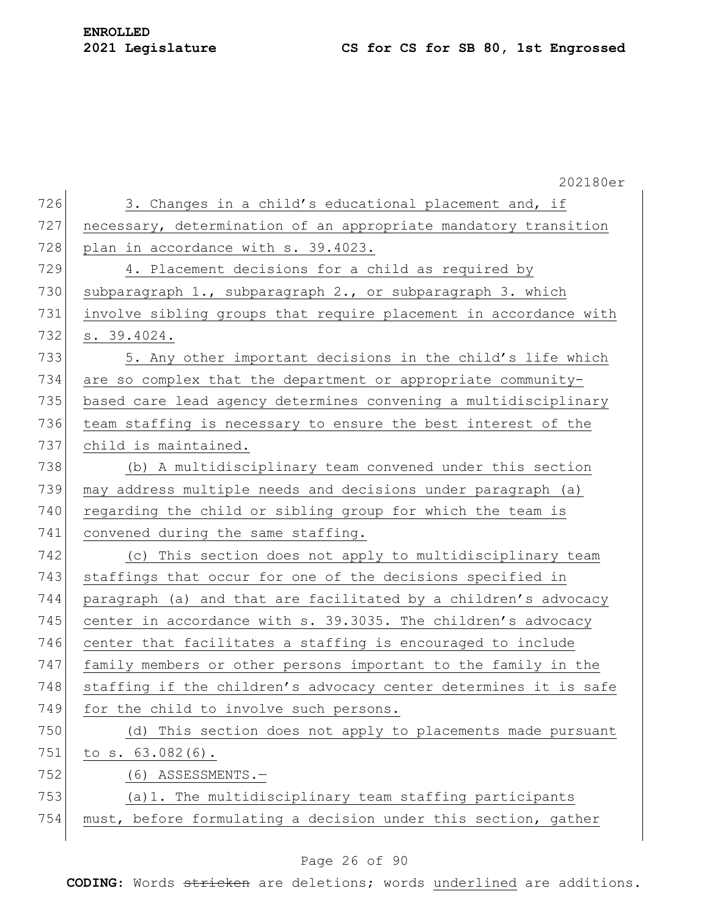3. Changes in a child's educational placement and, if necessary, determination of an appropriate mandatory transition plan in accordance with s. 39.4023.

4. Placement decisions for a child as required by subparagraph 1., subparagraph 2., or subparagraph 3. which involve sibling groups that require placement in accordance with s. 39.4024.

5. Any other important decisions in the child's life which are so complex that the department or appropriate community-based care lead agency determines convening a multidisciplinary team staffing is necessary to ensure the best interest of the child is maintained.

(b) A multidisciplinary team convened under this section may address multiple needs and decisions under paragraph (a) regarding the child or sibling group for which the team is convened during the same staffing.

(c) This section does not apply to multidisciplinary team staffings that occur for one of the decisions specified in paragraph (a) and that are facilitated by a children's advocacy center in accordance with s. 39.3035. The children's advocacy center that facilitates a staffing is encouraged to include family members or other persons important to the family in the staffing if the children's advocacy center determines it is safe for the child to involve such persons.

(d) This section does not apply to placements made pursuant to s. 63.082(6).

(6) ASSESSMENTS.—

(a)1. The multidisciplinary team staffing participants must, before formulating a decision under this section, gather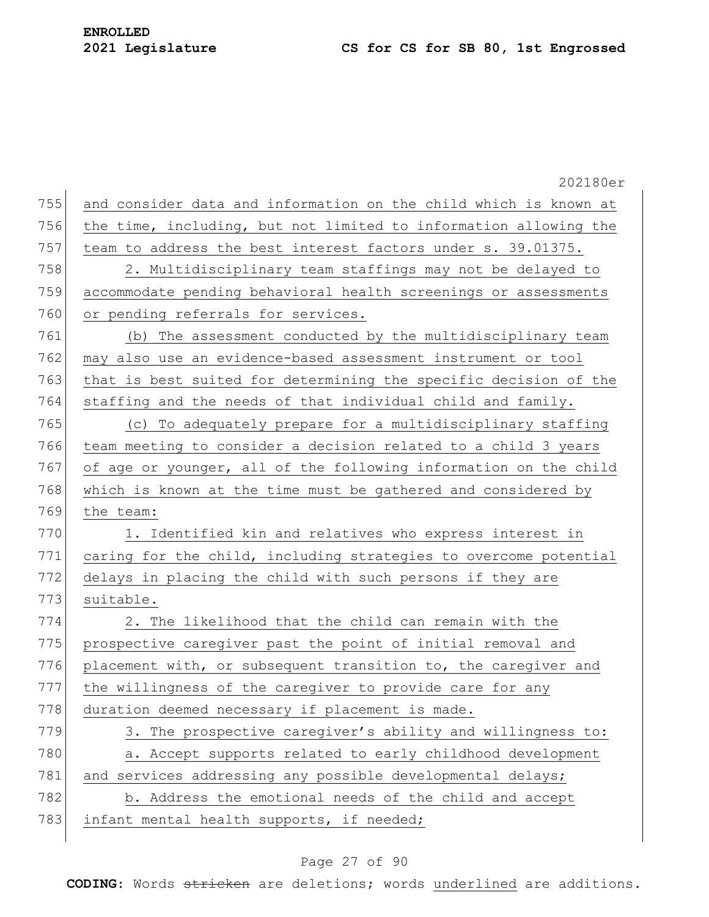and consider data and information on the child which is known at the time, including, but not limited to information allowing the team to address the best interest factors under s. 39.01375.

2. Multidisciplinary team staffings may not be delayed to accommodate pending behavioral health screenings or assessments or pending referrals for services.

(b) The assessment conducted by the multidisciplinary team may also use an evidence-based assessment instrument or tool that is best suited for determining the specific decision of the staffing and the needs of that individual child and family.

(c) To adequately prepare for a multidisciplinary staffing team meeting to consider a decision related to a child 3 years of age or younger, all of the following information on the child which is known at the time must be gathered and considered by the team:

1. Identified kin and relatives who express interest in caring for the child, including strategies to overcome potential delays in placing the child with such persons if they are suitable.

2. The likelihood that the child can remain with the prospective caregiver past the point of initial removal and placement with, or subsequent transition to, the caregiver and the willingness of the caregiver to provide care for any duration deemed necessary if placement is made.

3. The prospective caregiver's ability and willingness to:

a. Accept supports related to early childhood development and services addressing any possible developmental delays;

b. Address the emotional needs of the child and accept infant mental health supports, if needed;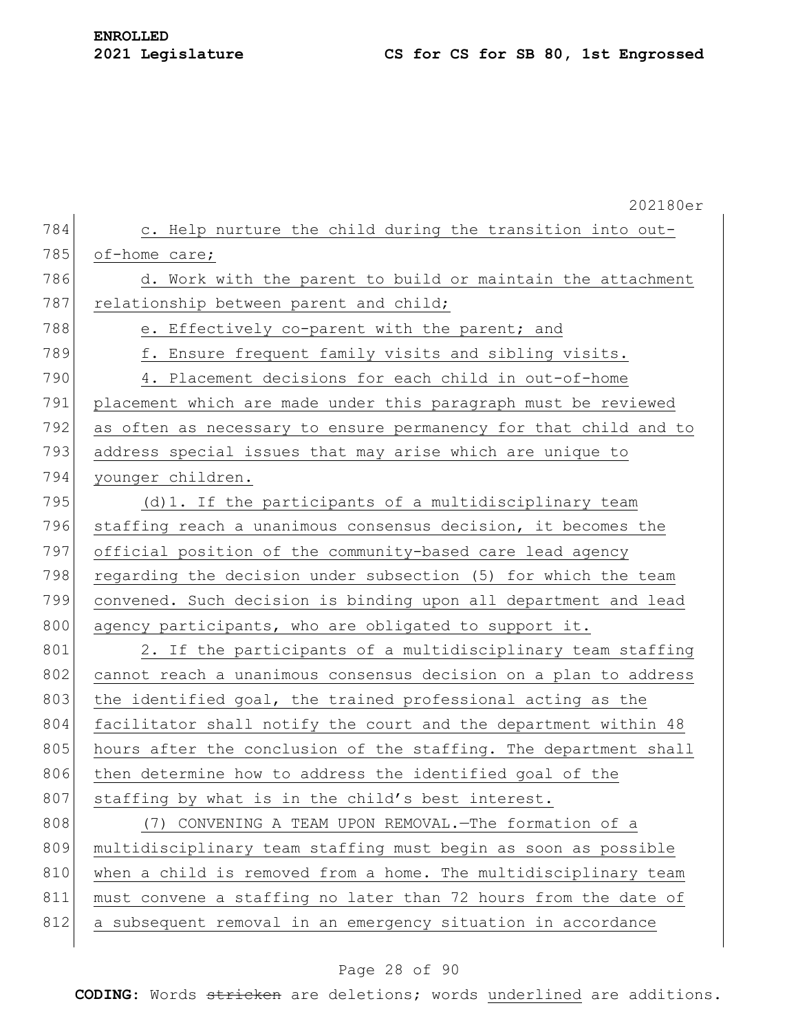c. Help nurture the child during the transition into out-of-home care;

d. Work with the parent to build or maintain the attachment relationship between parent and child;

e. Effectively co-parent with the parent; and

f. Ensure frequent family visits and sibling visits.

4. Placement decisions for each child in out-of-home placement which are made under this paragraph must be reviewed as often as necessary to ensure permanency for that child and to address special issues that may arise which are unique to younger children.

(d)1. If the participants of a multidisciplinary team staffing reach a unanimous consensus decision, it becomes the official position of the community-based care lead agency regarding the decision under subsection (5) for which the team convened. Such decision is binding upon all department and lead agency participants, who are obligated to support it.

2. If the participants of a multidisciplinary team staffing cannot reach a unanimous consensus decision on a plan to address the identified goal, the trained professional acting as the facilitator shall notify the court and the department within 48 hours after the conclusion of the staffing. The department shall then determine how to address the identified goal of the staffing by what is in the child's best interest.

(7) CONVENING A TEAM UPON REMOVAL.—The formation of a multidisciplinary team staffing must begin as soon as possible when a child is removed from a home. The multidisciplinary team must convene a staffing no later than 72 hours from the date of a subsequent removal in an emergency situation in accordance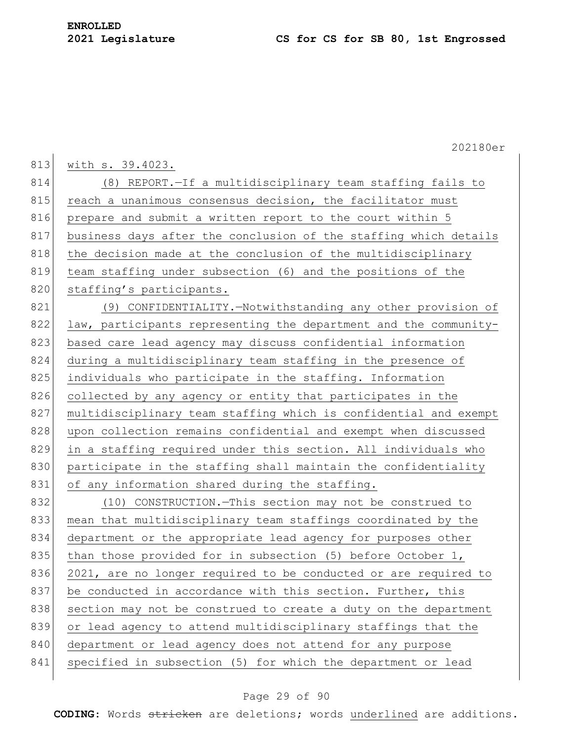with s. 39.4023.

(8) REPORT.—If a multidisciplinary team staffing fails to reach a unanimous consensus decision, the facilitator must prepare and submit a written report to the court within 5 business days after the conclusion of the staffing which details the decision made at the conclusion of the multidisciplinary team staffing under subsection (6) and the positions of the staffing's participants.

(9) CONFIDENTIALITY.—Notwithstanding any other provision of law, participants representing the department and the community-based care lead agency may discuss confidential information during a multidisciplinary team staffing in the presence of individuals who participate in the staffing. Information collected by any agency or entity that participates in the multidisciplinary team staffing which is confidential and exempt upon collection remains confidential and exempt when discussed in a staffing required under this section. All individuals who participate in the staffing shall maintain the confidentiality of any information shared during the staffing.

(10) CONSTRUCTION.—This section may not be construed to mean that multidisciplinary team staffings coordinated by the department or the appropriate lead agency for purposes other than those provided for in subsection (5) before October 1, 2021, are no longer required to be conducted or are required to be conducted in accordance with this section. Further, this section may not be construed to create a duty on the department or lead agency to attend multidisciplinary staffings that the department or lead agency does not attend for any purpose specified in subsection (5) for which the department or lead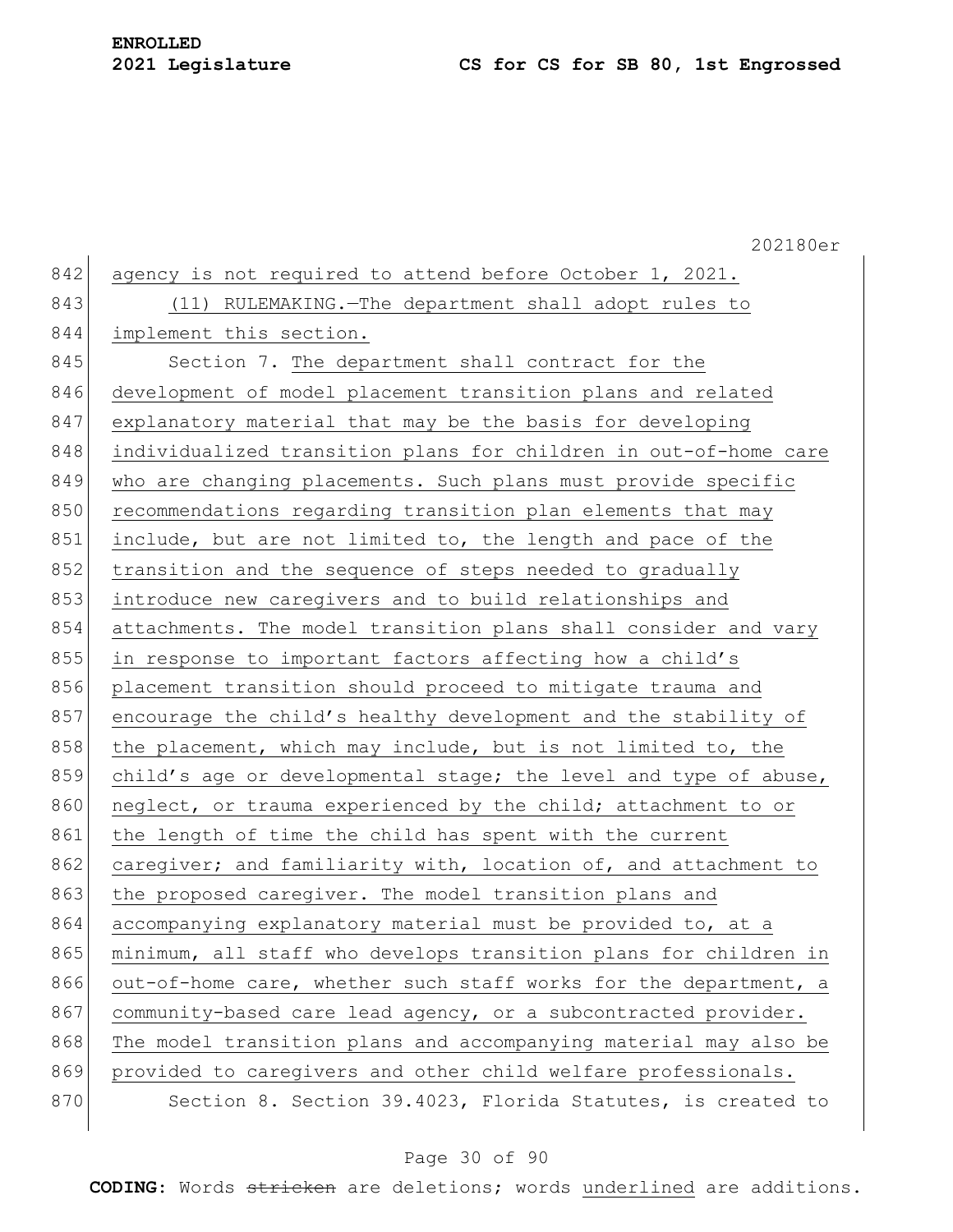agency is not required to attend before October 1, 2021.

(11) RULEMAKING.—The department shall adopt rules to implement this section.

Section 7. The department shall contract for the development of model placement transition plans and related explanatory material that may be the basis for developing individualized transition plans for children in out-of-home care who are changing placements. Such plans must provide specific recommendations regarding transition plan elements that may include, but are not limited to, the length and pace of the transition and the sequence of steps needed to gradually introduce new caregivers and to build relationships and attachments. The model transition plans shall consider and vary in response to important factors affecting how a child's placement transition should proceed to mitigate trauma and encourage the child's healthy development and the stability of the placement, which may include, but is not limited to, the child's age or developmental stage; the level and type of abuse, neglect, or trauma experienced by the child; attachment to or the length of time the child has spent with the current caregiver; and familiarity with, location of, and attachment to the proposed caregiver. The model transition plans and accompanying explanatory material must be provided to, at a minimum, all staff who develops transition plans for children in out-of-home care, whether such staff works for the department, a community-based care lead agency, or a subcontracted provider. The model transition plans and accompanying material may also be provided to caregivers and other child welfare professionals.

Section 8. Section 39.4023, Florida Statutes, is created to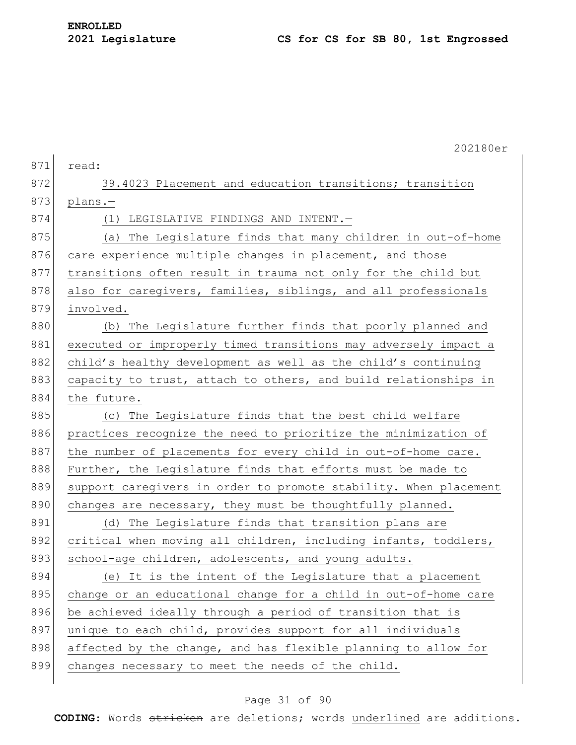read:

39.4023 Placement and education transitions; transition plans.—

(1) LEGISLATIVE FINDINGS AND INTENT.—

(a) The Legislature finds that many children in out-of-home care experience multiple changes in placement, and those transitions often result in trauma not only for the child but also for caregivers, families, siblings, and all professionals involved.

(b) The Legislature further finds that poorly planned and executed or improperly timed transitions may adversely impact a child's healthy development as well as the child's continuing capacity to trust, attach to others, and build relationships in the future.

(c) The Legislature finds that the best child welfare practices recognize the need to prioritize the minimization of the number of placements for every child in out-of-home care. Further, the Legislature finds that efforts must be made to support caregivers in order to promote stability. When placement changes are necessary, they must be thoughtfully planned.

(d) The Legislature finds that transition plans are critical when moving all children, including infants, toddlers, school-age children, adolescents, and young adults.

(e) It is the intent of the Legislature that a placement change or an educational change for a child in out-of-home care be achieved ideally through a period of transition that is unique to each child, provides support for all individuals affected by the change, and has flexible planning to allow for changes necessary to meet the needs of the child.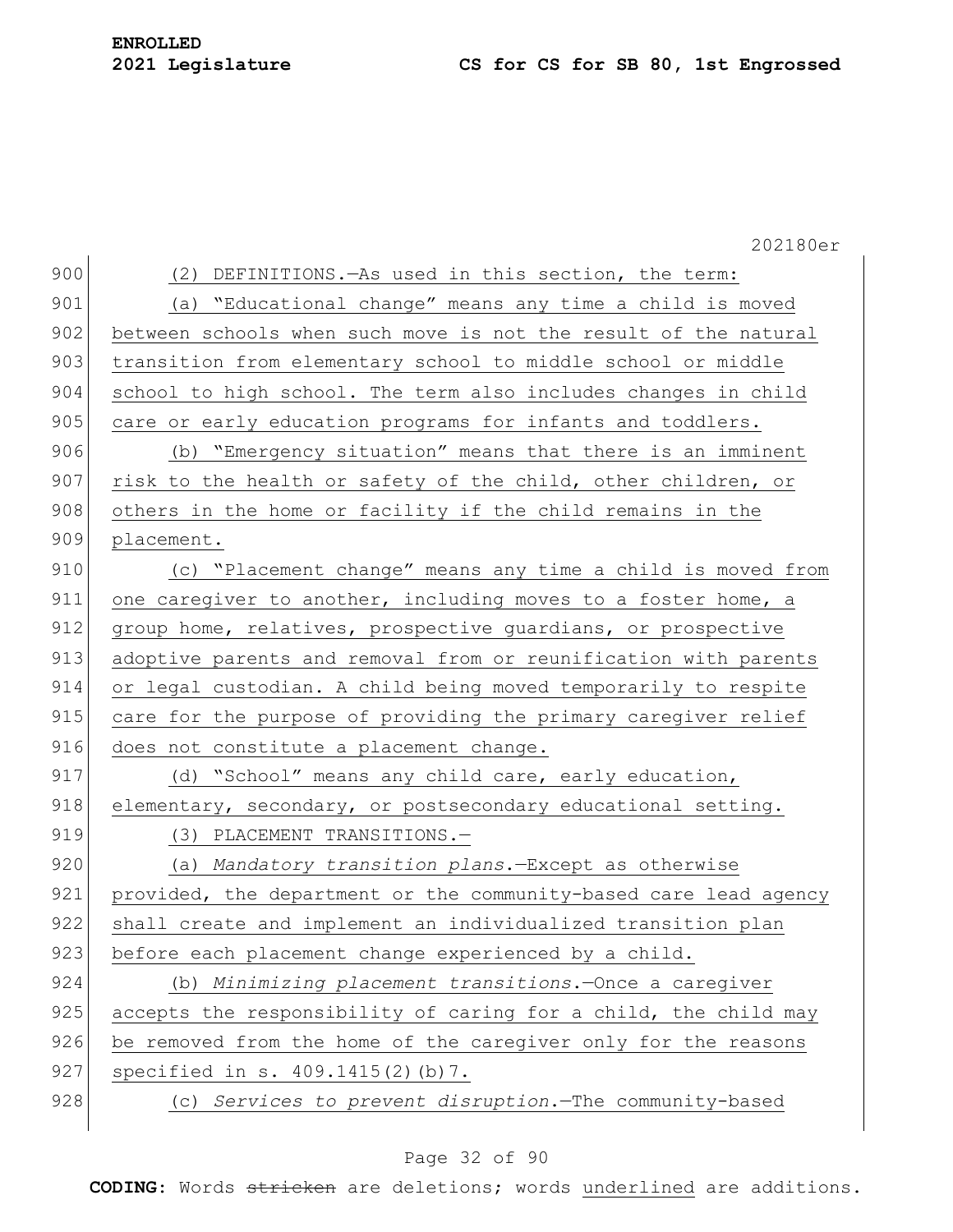(2) DEFINITIONS.—As used in this section, the term:

(a) "Educational change" means any time a child is moved between schools when such move is not the result of the natural transition from elementary school to middle school or middle school to high school. The term also includes changes in child care or early education programs for infants and toddlers.

(b) "Emergency situation" means that there is an imminent risk to the health or safety of the child, other children, or others in the home or facility if the child remains in the placement.

(c) "Placement change" means any time a child is moved from one caregiver to another, including moves to a foster home, a group home, relatives, prospective guardians, or prospective adoptive parents and removal from or reunification with parents or legal custodian. A child being moved temporarily to respite care for the purpose of providing the primary caregiver relief does not constitute a placement change.

(d) "School" means any child care, early education, elementary, secondary, or postsecondary educational setting.

(3) PLACEMENT TRANSITIONS.—

(a) *Mandatory transition plans*.—Except as otherwise provided, the department or the community-based care lead agency shall create and implement an individualized transition plan before each placement change experienced by a child.

(b) *Minimizing placement transitions*.—Once a caregiver accepts the responsibility of caring for a child, the child may be removed from the home of the caregiver only for the reasons specified in s. 409.1415(2)(b)7.

(c) *Services to prevent disruption*.—The community-based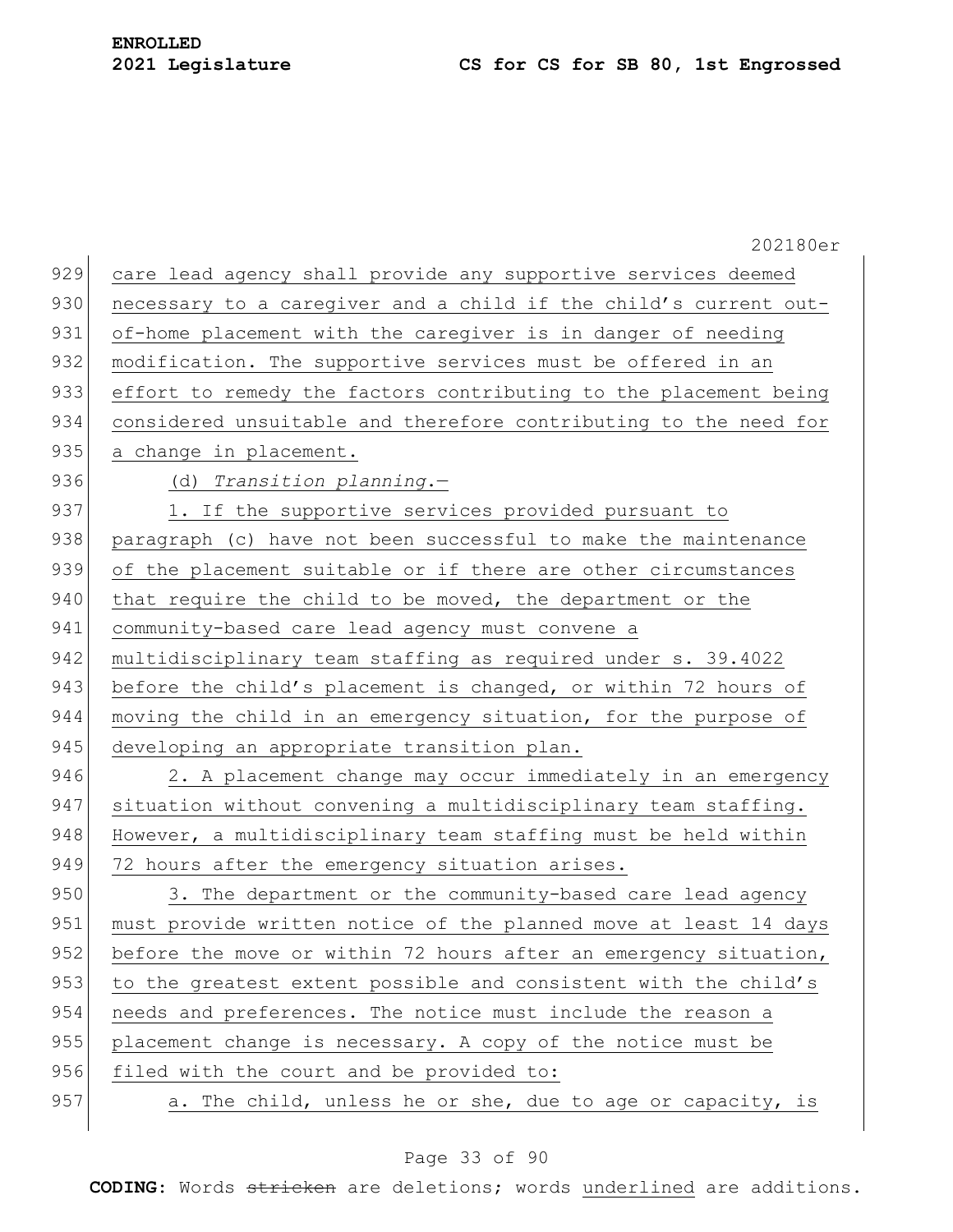care lead agency shall provide any supportive services deemed necessary to a caregiver and a child if the child's current out-of-home placement with the caregiver is in danger of needing modification. The supportive services must be offered in an effort to remedy the factors contributing to the placement being considered unsuitable and therefore contributing to the need for a change in placement.

(d) *Transition planning.*—

1. If the supportive services provided pursuant to paragraph (c) have not been successful to make the maintenance of the placement suitable or if there are other circumstances that require the child to be moved, the department or the community-based care lead agency must convene a multidisciplinary team staffing as required under s. 39.4022 before the child's placement is changed, or within 72 hours of moving the child in an emergency situation, for the purpose of developing an appropriate transition plan.

2. A placement change may occur immediately in an emergency situation without convening a multidisciplinary team staffing. However, a multidisciplinary team staffing must be held within 72 hours after the emergency situation arises.

3. The department or the community-based care lead agency must provide written notice of the planned move at least 14 days before the move or within 72 hours after an emergency situation, to the greatest extent possible and consistent with the child's needs and preferences. The notice must include the reason a placement change is necessary. A copy of the notice must be filed with the court and be provided to:

a. The child, unless he or she, due to age or capacity, is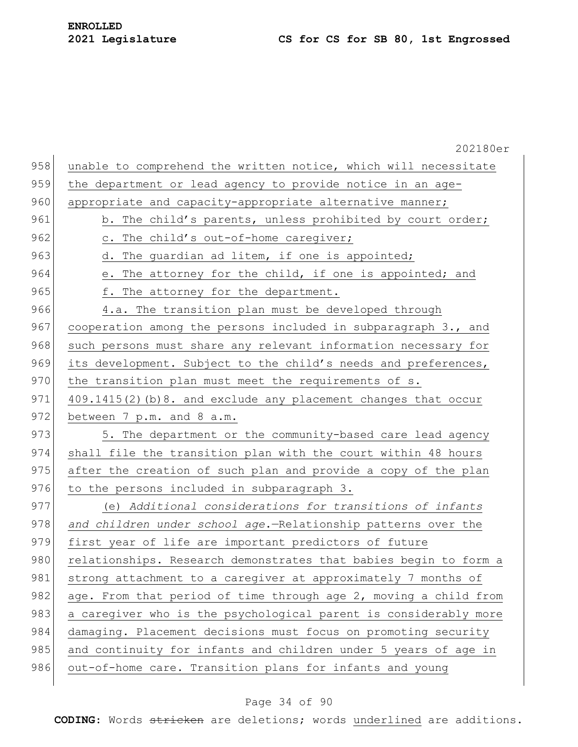unable to comprehend the written notice, which will necessitate the department or lead agency to provide notice in an age-appropriate and capacity-appropriate alternative manner;

b. The child's parents, unless prohibited by court order;

c. The child's out-of-home caregiver;

d. The guardian ad litem, if one is appointed;

e. The attorney for the child, if one is appointed; and

f. The attorney for the department.

4.a. The transition plan must be developed through cooperation among the persons included in subparagraph 3., and such persons must share any relevant information necessary for its development. Subject to the child's needs and preferences, the transition plan must meet the requirements of s. 409.1415(2)(b)8. and exclude any placement changes that occur between 7 p.m. and 8 a.m.

5. The department or the community-based care lead agency shall file the transition plan with the court within 48 hours after the creation of such plan and provide a copy of the plan to the persons included in subparagraph 3.

(e) *Additional considerations for transitions of infants and children under school age.*—Relationship patterns over the first year of life are important predictors of future relationships. Research demonstrates that babies begin to form a strong attachment to a caregiver at approximately 7 months of age. From that period of time through age 2, moving a child from a caregiver who is the psychological parent is considerably more damaging. Placement decisions must focus on promoting security and continuity for infants and children under 5 years of age in out-of-home care. Transition plans for infants and young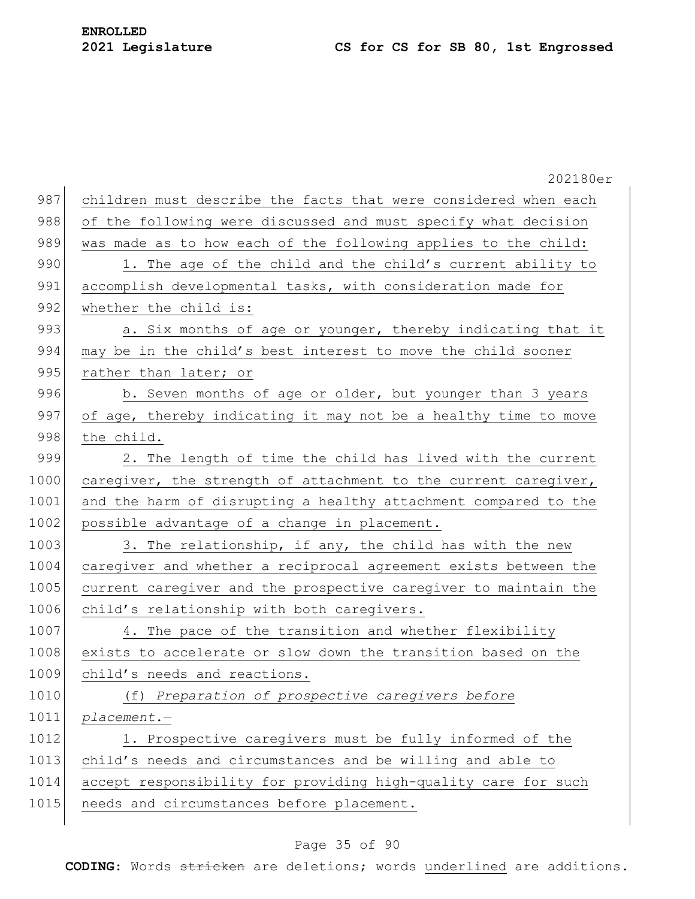children must describe the facts that were considered when each of the following were discussed and must specify what decision was made as to how each of the following applies to the child:

1. The age of the child and the child's current ability to accomplish developmental tasks, with consideration made for whether the child is:

a. Six months of age or younger, thereby indicating that it may be in the child's best interest to move the child sooner rather than later; or

b. Seven months of age or older, but younger than 3 years of age, thereby indicating it may not be a healthy time to move the child.

2. The length of time the child has lived with the current caregiver, the strength of attachment to the current caregiver, and the harm of disrupting a healthy attachment compared to the possible advantage of a change in placement.

3. The relationship, if any, the child has with the new caregiver and whether a reciprocal agreement exists between the current caregiver and the prospective caregiver to maintain the child's relationship with both caregivers.

4. The pace of the transition and whether flexibility exists to accelerate or slow down the transition based on the child's needs and reactions.

(f) *Preparation of prospective caregivers before placement.*—

1. Prospective caregivers must be fully informed of the child's needs and circumstances and be willing and able to accept responsibility for providing high-quality care for such needs and circumstances before placement.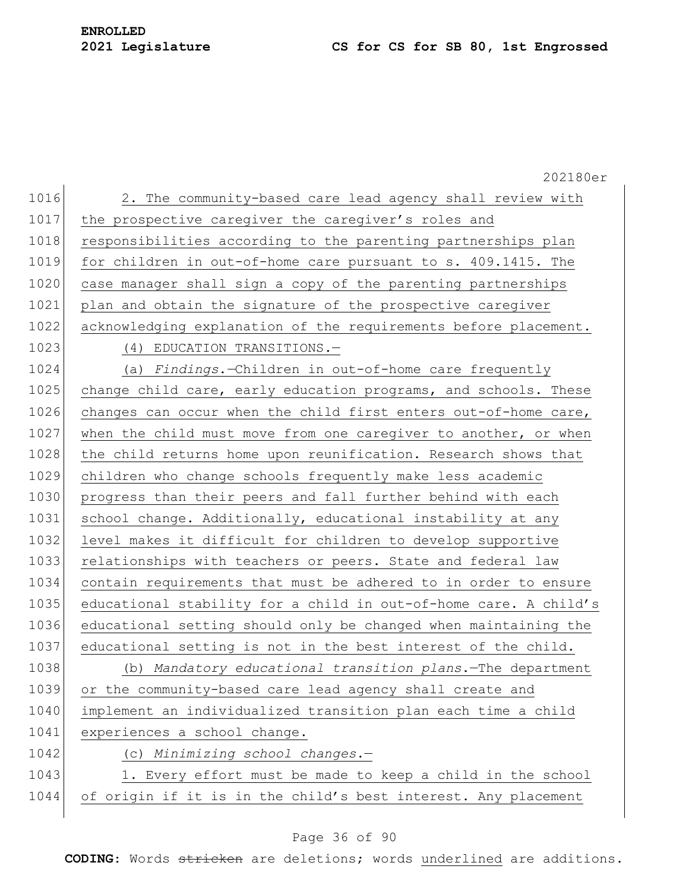2. The community-based care lead agency shall review with the prospective caregiver the caregiver's roles and responsibilities according to the parenting partnerships plan for children in out-of-home care pursuant to s. 409.1415. The case manager shall sign a copy of the parenting partnerships plan and obtain the signature of the prospective caregiver acknowledging explanation of the requirements before placement.

(4) EDUCATION TRANSITIONS.—

(a) *Findings.*—Children in out-of-home care frequently change child care, early education programs, and schools. These changes can occur when the child first enters out-of-home care, when the child must move from one caregiver to another, or when the child returns home upon reunification. Research shows that children who change schools frequently make less academic progress than their peers and fall further behind with each school change. Additionally, educational instability at any level makes it difficult for children to develop supportive relationships with teachers or peers. State and federal law contain requirements that must be adhered to in order to ensure educational stability for a child in out-of-home care. A child's educational setting should only be changed when maintaining the educational setting is not in the best interest of the child.

(b) *Mandatory educational transition plans.*—The department or the community-based care lead agency shall create and implement an individualized transition plan each time a child experiences a school change.

(c) *Minimizing school changes.*—

1. Every effort must be made to keep a child in the school of origin if it is in the child's best interest. Any placement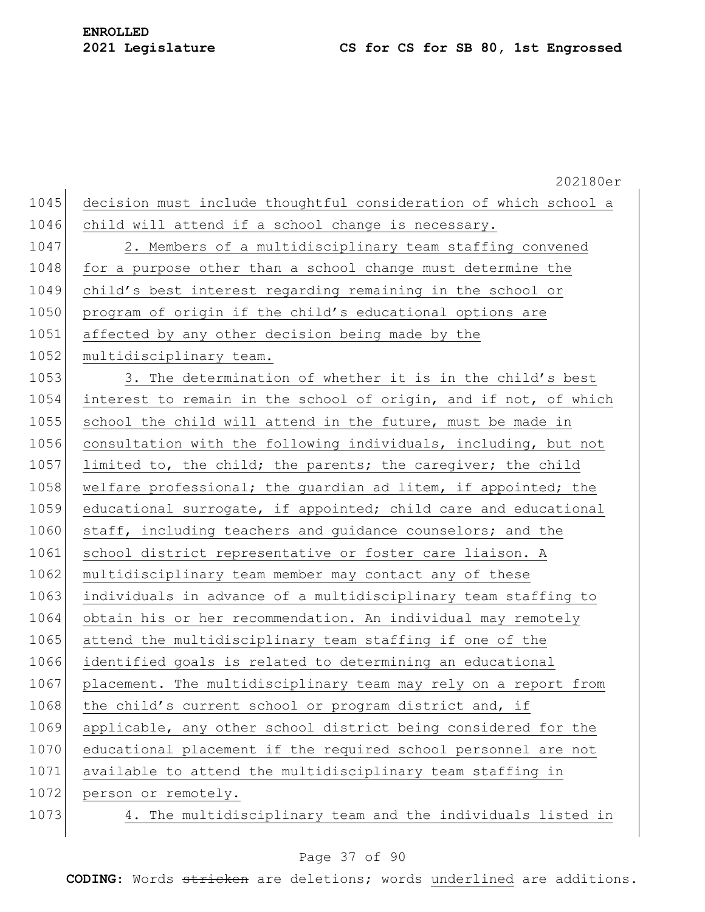decision must include thoughtful consideration of which school a child will attend if a school change is necessary.

2. Members of a multidisciplinary team staffing convened for a purpose other than a school change must determine the child's best interest regarding remaining in the school or program of origin if the child's educational options are affected by any other decision being made by the multidisciplinary team.

3. The determination of whether it is in the child's best interest to remain in the school of origin, and if not, of which school the child will attend in the future, must be made in consultation with the following individuals, including, but not limited to, the child; the parents; the caregiver; the child welfare professional; the guardian ad litem, if appointed; the educational surrogate, if appointed; child care and educational staff, including teachers and guidance counselors; and the school district representative or foster care liaison. A multidisciplinary team member may contact any of these individuals in advance of a multidisciplinary team staffing to obtain his or her recommendation. An individual may remotely attend the multidisciplinary team staffing if one of the identified goals is related to determining an educational placement. The multidisciplinary team may rely on a report from the child's current school or program district and, if applicable, any other school district being considered for the educational placement if the required school personnel are not available to attend the multidisciplinary team staffing in person or remotely.

4. The multidisciplinary team and the individuals listed in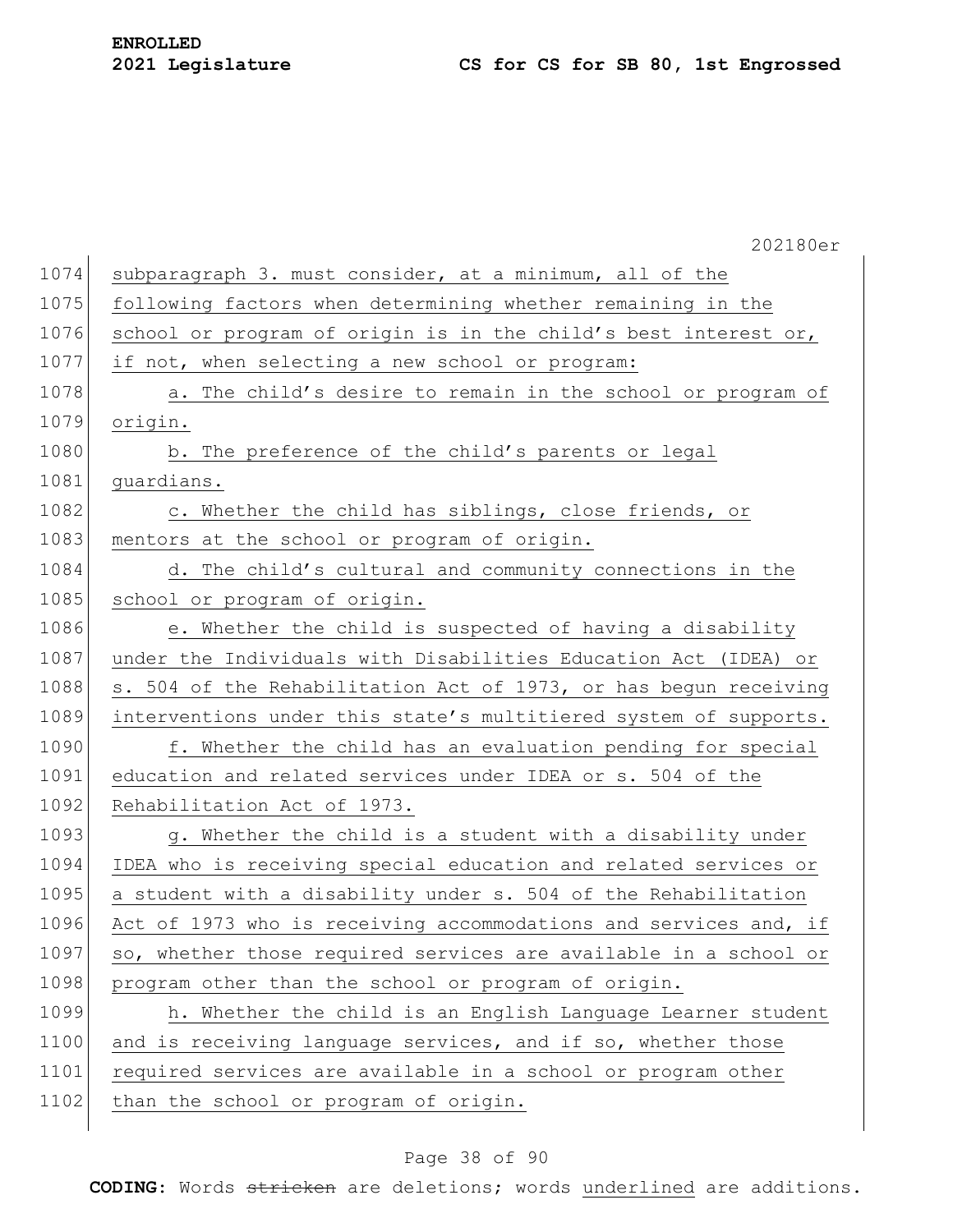subparagraph 3. must consider, at a minimum, all of the following factors when determining whether remaining in the school or program of origin is in the child's best interest or, if not, when selecting a new school or program:

a. The child's desire to remain in the school or program of origin.

b. The preference of the child's parents or legal guardians.

c. Whether the child has siblings, close friends, or mentors at the school or program of origin.

d. The child's cultural and community connections in the school or program of origin.

e. Whether the child is suspected of having a disability under the Individuals with Disabilities Education Act (IDEA) or s. 504 of the Rehabilitation Act of 1973, or has begun receiving interventions under this state's multitiered system of supports.

f. Whether the child has an evaluation pending for special education and related services under IDEA or s. 504 of the Rehabilitation Act of 1973.

g. Whether the child is a student with a disability under IDEA who is receiving special education and related services or a student with a disability under s. 504 of the Rehabilitation Act of 1973 who is receiving accommodations and services and, if so, whether those required services are available in a school or program other than the school or program of origin.

h. Whether the child is an English Language Learner student and is receiving language services, and if so, whether those required services are available in a school or program other than the school or program of origin.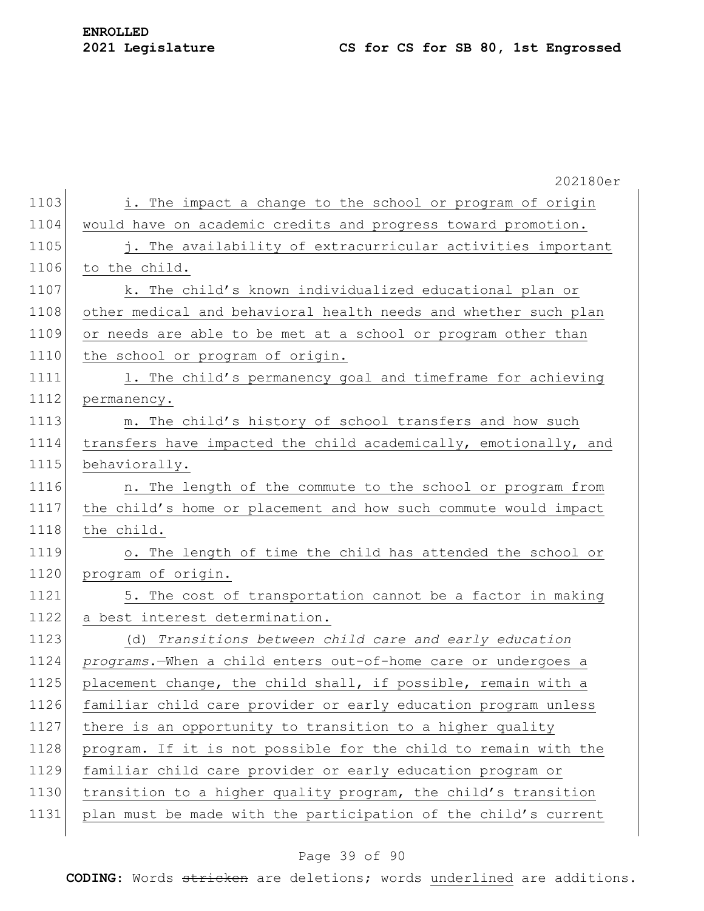i. The impact a change to the school or program of origin would have on academic credits and progress toward promotion.

j. The availability of extracurricular activities important to the child.

k. The child's known individualized educational plan or other medical and behavioral health needs and whether such plan or needs are able to be met at a school or program other than the school or program of origin.

l. The child's permanency goal and timeframe for achieving permanency.

m. The child's history of school transfers and how such transfers have impacted the child academically, emotionally, and behaviorally.

n. The length of the commute to the school or program from the child's home or placement and how such commute would impact the child.

o. The length of time the child has attended the school or program of origin.

5. The cost of transportation cannot be a factor in making a best interest determination.

(d) *Transitions between child care and early education programs.*—When a child enters out-of-home care or undergoes a placement change, the child shall, if possible, remain with a familiar child care provider or early education program unless there is an opportunity to transition to a higher quality program. If it is not possible for the child to remain with the familiar child care provider or early education program or transition to a higher quality program, the child's transition plan must be made with the participation of the child's current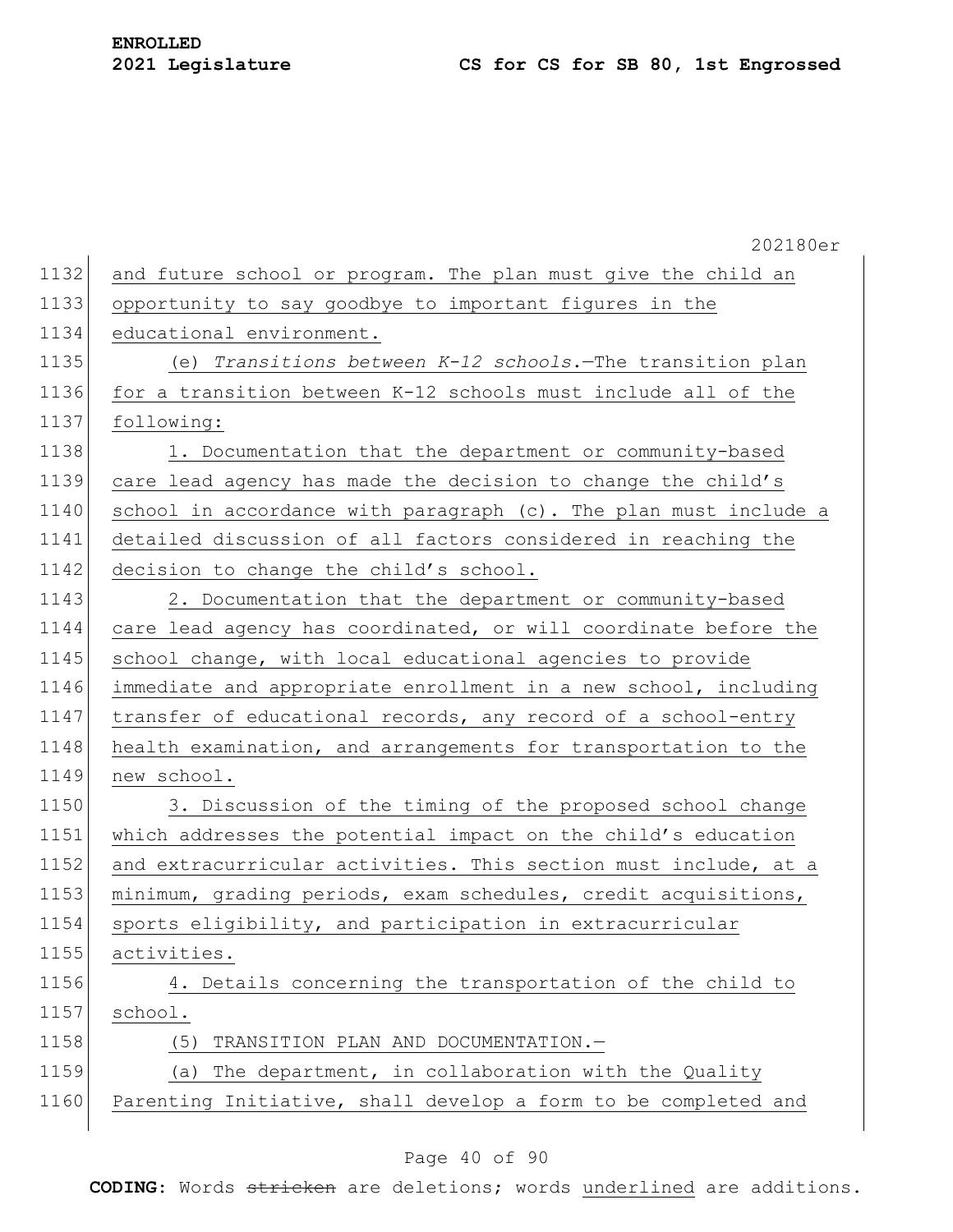and future school or program. The plan must give the child an opportunity to say goodbye to important figures in the educational environment.

(e) *Transitions between K-12 schools.*—The transition plan for a transition between K-12 schools must include all of the following:

1. Documentation that the department or community-based care lead agency has made the decision to change the child's school in accordance with paragraph (c). The plan must include a detailed discussion of all factors considered in reaching the decision to change the child's school.

2. Documentation that the department or community-based care lead agency has coordinated, or will coordinate before the school change, with local educational agencies to provide immediate and appropriate enrollment in a new school, including transfer of educational records, any record of a school-entry health examination, and arrangements for transportation to the new school.

3. Discussion of the timing of the proposed school change which addresses the potential impact on the child's education and extracurricular activities. This section must include, at a minimum, grading periods, exam schedules, credit acquisitions, sports eligibility, and participation in extracurricular activities.

4. Details concerning the transportation of the child to school.

(5) TRANSITION PLAN AND DOCUMENTATION.—

(a) The department, in collaboration with the Quality Parenting Initiative, shall develop a form to be completed and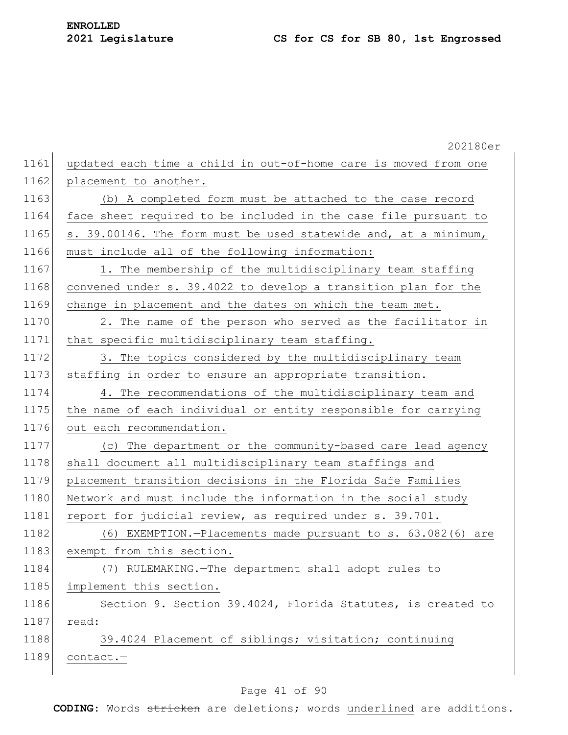updated each time a child in out-of-home care is moved from one placement to another.

(b) A completed form must be attached to the case record face sheet required to be included in the case file pursuant to s. 39.00146. The form must be used statewide and, at a minimum, must include all of the following information:

1. The membership of the multidisciplinary team staffing convened under s. 39.4022 to develop a transition plan for the change in placement and the dates on which the team met.

2. The name of the person who served as the facilitator in that specific multidisciplinary team staffing.

3. The topics considered by the multidisciplinary team staffing in order to ensure an appropriate transition.

4. The recommendations of the multidisciplinary team and the name of each individual or entity responsible for carrying out each recommendation.

(c) The department or the community-based care lead agency shall document all multidisciplinary team staffings and placement transition decisions in the Florida Safe Families Network and must include the information in the social study report for judicial review, as required under s. 39.701.

(6) EXEMPTION.—Placements made pursuant to s. 63.082(6) are exempt from this section.

(7) RULEMAKING.—The department shall adopt rules to implement this section.

Section 9. Section 39.4024, Florida Statutes, is created to read:

39.4024 Placement of siblings; visitation; continuing contact.—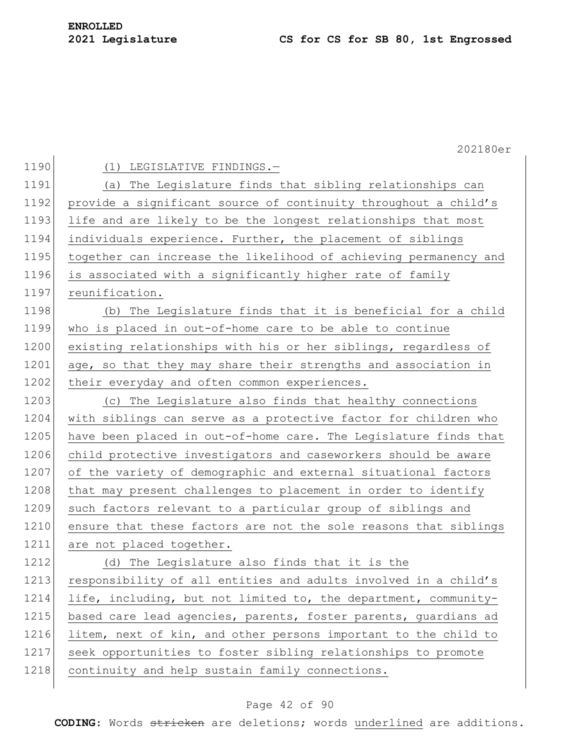(1) LEGISLATIVE FINDINGS.—

(a) The Legislature finds that sibling relationships can provide a significant source of continuity throughout a child's life and are likely to be the longest relationships that most individuals experience. Further, the placement of siblings together can increase the likelihood of achieving permanency and is associated with a significantly higher rate of family reunification.

(b) The Legislature finds that it is beneficial for a child who is placed in out-of-home care to be able to continue existing relationships with his or her siblings, regardless of age, so that they may share their strengths and association in their everyday and often common experiences.

(c) The Legislature also finds that healthy connections with siblings can serve as a protective factor for children who have been placed in out-of-home care. The Legislature finds that child protective investigators and caseworkers should be aware of the variety of demographic and external situational factors that may present challenges to placement in order to identify such factors relevant to a particular group of siblings and ensure that these factors are not the sole reasons that siblings are not placed together.

(d) The Legislature also finds that it is the responsibility of all entities and adults involved in a child's life, including, but not limited to, the department, community-based care lead agencies, parents, foster parents, guardians ad litem, next of kin, and other persons important to the child to seek opportunities to foster sibling relationships to promote continuity and help sustain family connections.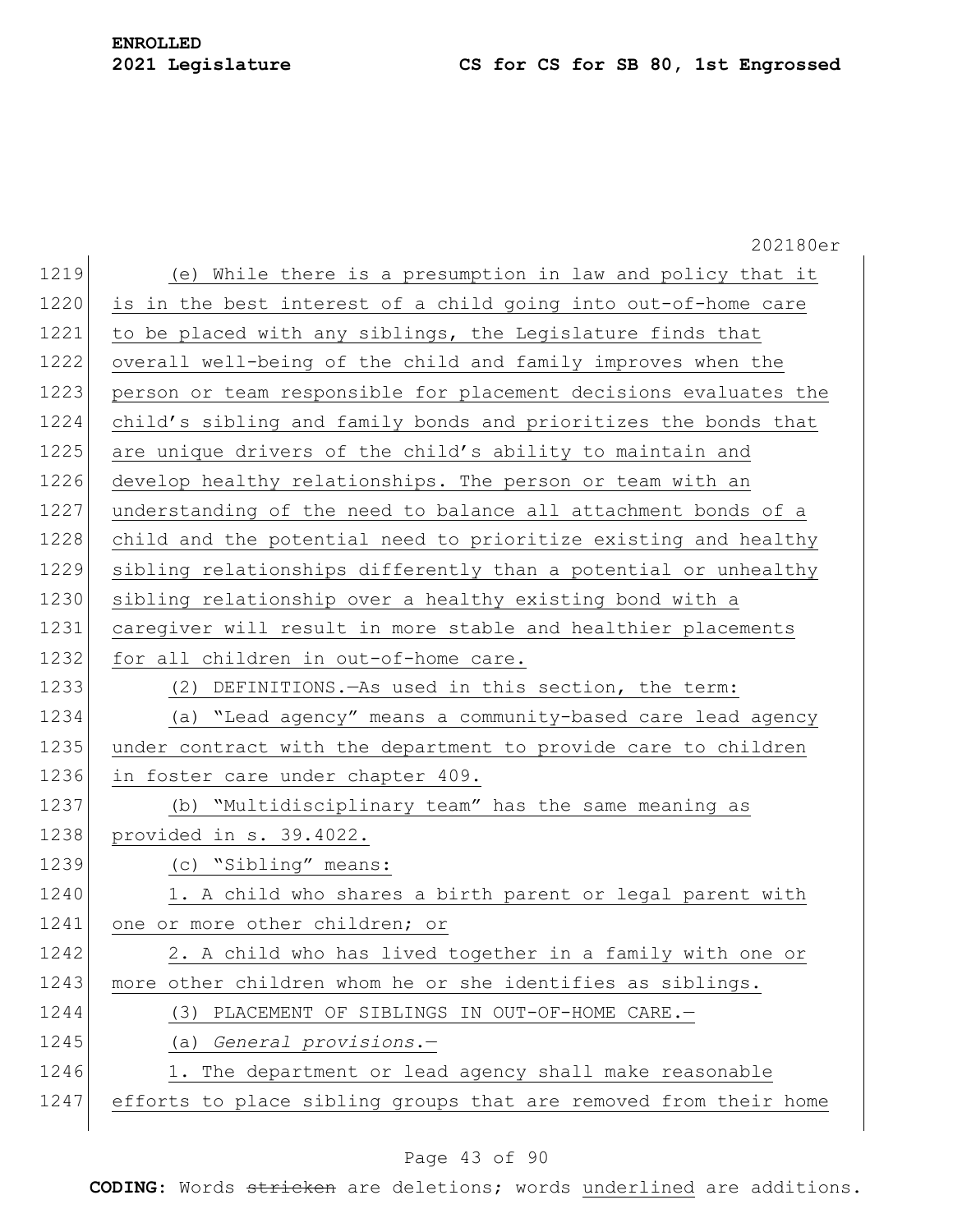(e) While there is a presumption in law and policy that it is in the best interest of a child going into out-of-home care to be placed with any siblings, the Legislature finds that overall well-being of the child and family improves when the person or team responsible for placement decisions evaluates the child's sibling and family bonds and prioritizes the bonds that are unique drivers of the child's ability to maintain and develop healthy relationships. The person or team with an understanding of the need to balance all attachment bonds of a child and the potential need to prioritize existing and healthy sibling relationships differently than a potential or unhealthy sibling relationship over a healthy existing bond with a caregiver will result in more stable and healthier placements for all children in out-of-home care.

(2) DEFINITIONS.—As used in this section, the term:

(a) "Lead agency" means a community-based care lead agency under contract with the department to provide care to children in foster care under chapter 409.

(b) "Multidisciplinary team" has the same meaning as provided in s. 39.4022.

(c) "Sibling" means:

1. A child who shares a birth parent or legal parent with one or more other children; or

2. A child who has lived together in a family with one or more other children whom he or she identifies as siblings.

(3) PLACEMENT OF SIBLINGS IN OUT-OF-HOME CARE.—

(a) *General provisions.*—

1. The department or lead agency shall make reasonable efforts to place sibling groups that are removed from their home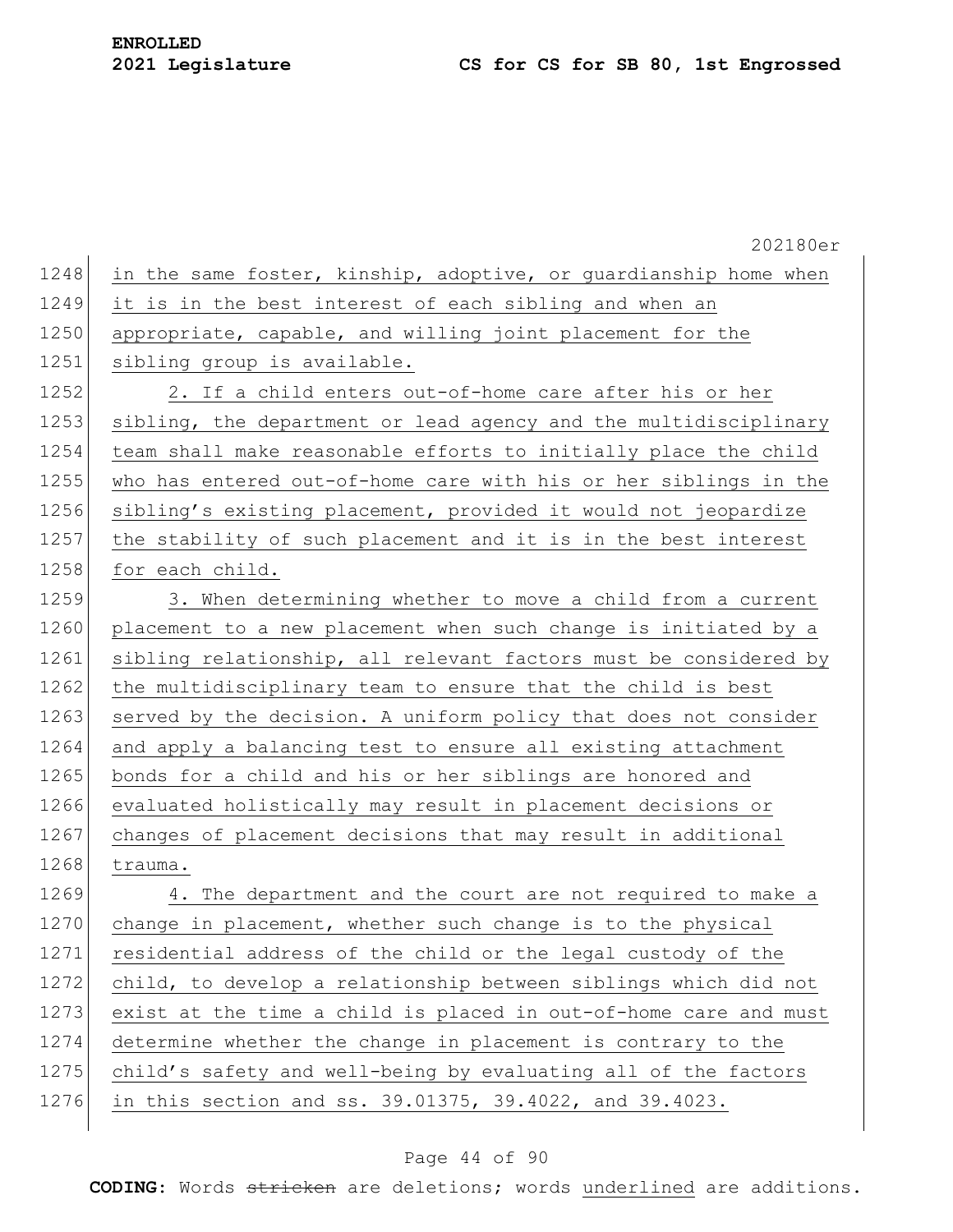in the same foster, kinship, adoptive, or guardianship home when it is in the best interest of each sibling and when an appropriate, capable, and willing joint placement for the sibling group is available.

2. If a child enters out-of-home care after his or her sibling, the department or lead agency and the multidisciplinary team shall make reasonable efforts to initially place the child who has entered out-of-home care with his or her siblings in the sibling's existing placement, provided it would not jeopardize the stability of such placement and it is in the best interest for each child.

3. When determining whether to move a child from a current placement to a new placement when such change is initiated by a sibling relationship, all relevant factors must be considered by the multidisciplinary team to ensure that the child is best served by the decision. A uniform policy that does not consider and apply a balancing test to ensure all existing attachment bonds for a child and his or her siblings are honored and evaluated holistically may result in placement decisions or changes of placement decisions that may result in additional trauma.

4. The department and the court are not required to make a change in placement, whether such change is to the physical residential address of the child or the legal custody of the child, to develop a relationship between siblings which did not exist at the time a child is placed in out-of-home care and must determine whether the change in placement is contrary to the child's safety and well-being by evaluating all of the factors in this section and ss. 39.01375, 39.4022, and 39.4023.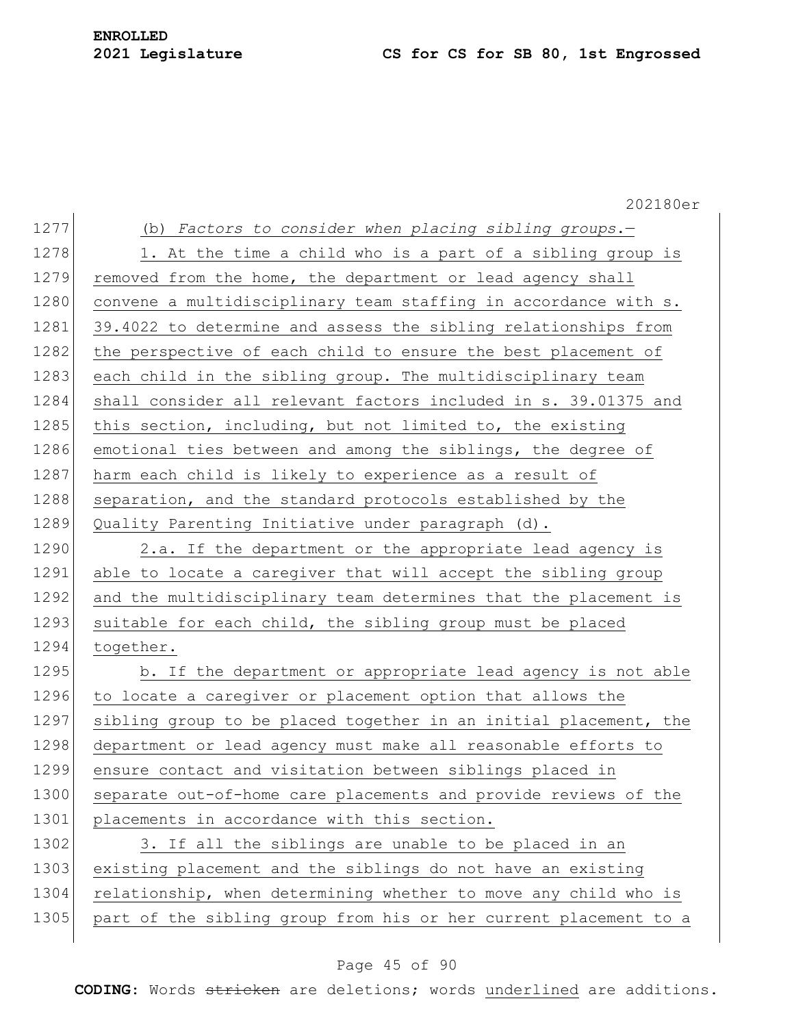(b) *Factors to consider when placing sibling groups.*—

1. At the time a child who is a part of a sibling group is removed from the home, the department or lead agency shall convene a multidisciplinary team staffing in accordance with s. 39.4022 to determine and assess the sibling relationships from the perspective of each child to ensure the best placement of each child in the sibling group. The multidisciplinary team shall consider all relevant factors included in s. 39.01375 and this section, including, but not limited to, the existing emotional ties between and among the siblings, the degree of harm each child is likely to experience as a result of separation, and the standard protocols established by the Quality Parenting Initiative under paragraph (d).

2.a. If the department or the appropriate lead agency is able to locate a caregiver that will accept the sibling group and the multidisciplinary team determines that the placement is suitable for each child, the sibling group must be placed together.

b. If the department or appropriate lead agency is not able to locate a caregiver or placement option that allows the sibling group to be placed together in an initial placement, the department or lead agency must make all reasonable efforts to ensure contact and visitation between siblings placed in separate out-of-home care placements and provide reviews of the placements in accordance with this section.

3. If all the siblings are unable to be placed in an existing placement and the siblings do not have an existing relationship, when determining whether to move any child who is part of the sibling group from his or her current placement to a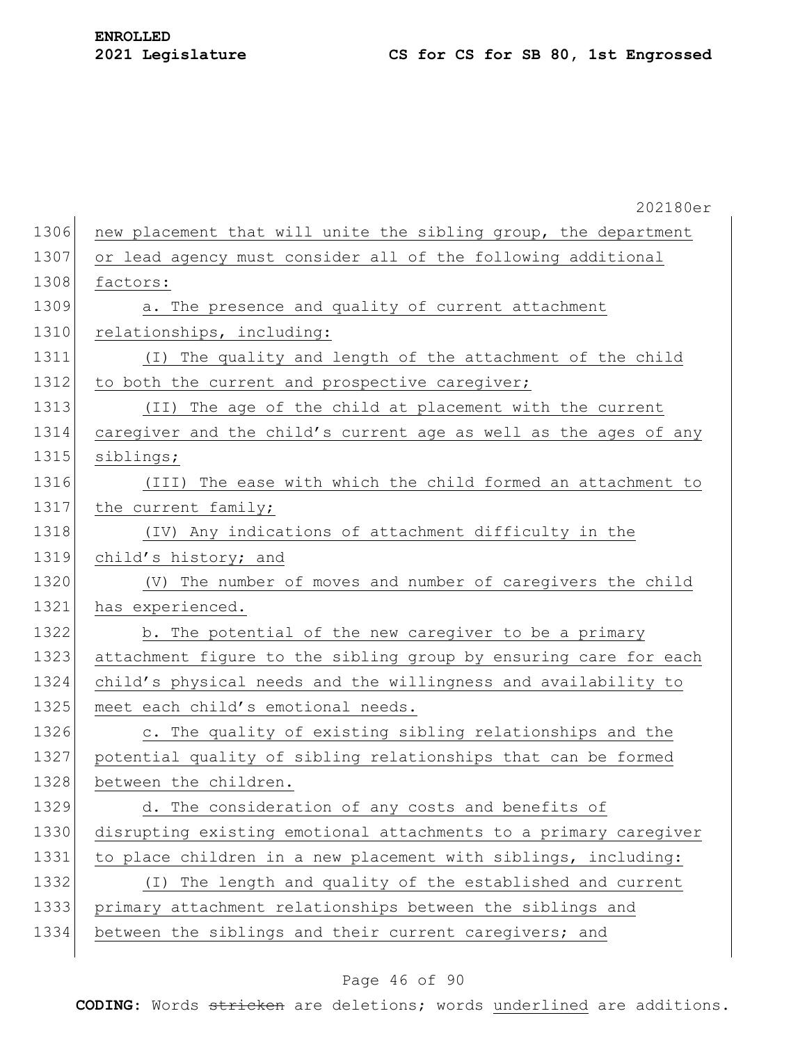new placement that will unite the sibling group, the department or lead agency must consider all of the following additional factors:

a. The presence and quality of current attachment relationships, including:

(I) The quality and length of the attachment of the child to both the current and prospective caregiver;

(II) The age of the child at placement with the current caregiver and the child's current age as well as the ages of any siblings;

(III) The ease with which the child formed an attachment to the current family;

(IV) Any indications of attachment difficulty in the child's history; and

(V) The number of moves and number of caregivers the child has experienced.

b. The potential of the new caregiver to be a primary attachment figure to the sibling group by ensuring care for each child's physical needs and the willingness and availability to meet each child's emotional needs.

c. The quality of existing sibling relationships and the potential quality of sibling relationships that can be formed between the children.

d. The consideration of any costs and benefits of disrupting existing emotional attachments to a primary caregiver to place children in a new placement with siblings, including:

(I) The length and quality of the established and current primary attachment relationships between the siblings and between the siblings and their current caregivers; and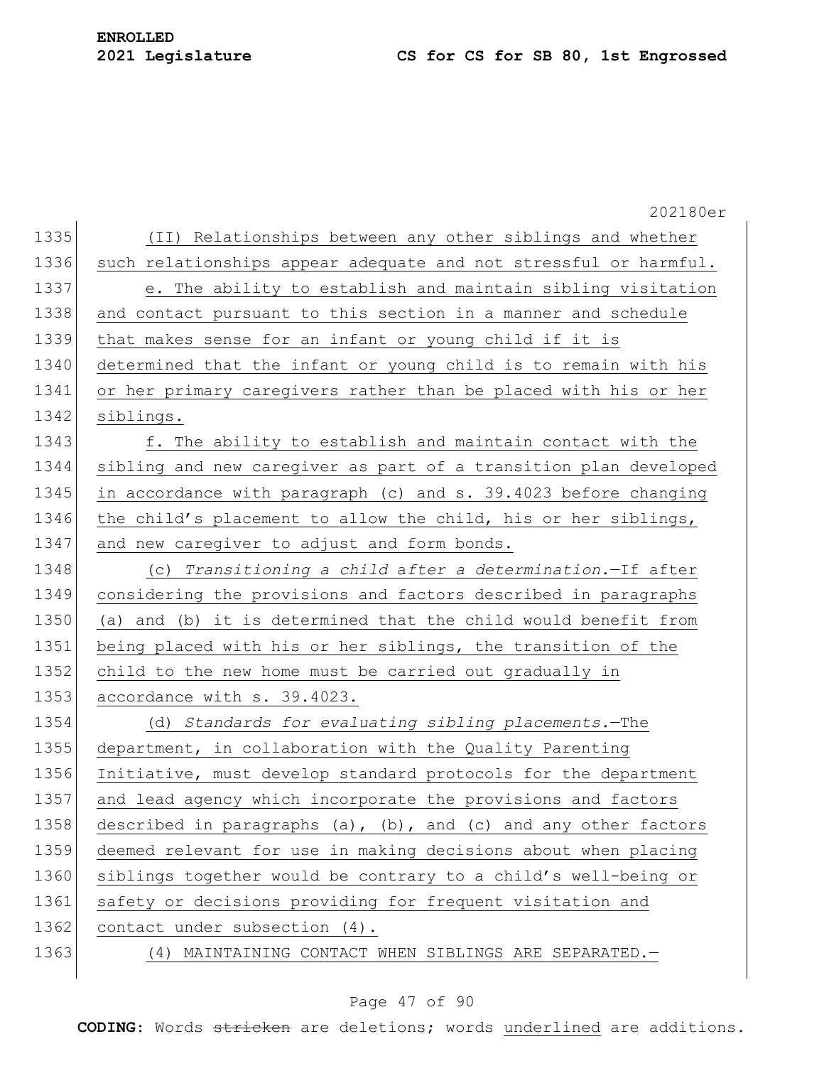(II) Relationships between any other siblings and whether such relationships appear adequate and not stressful or harmful.

e. The ability to establish and maintain sibling visitation and contact pursuant to this section in a manner and schedule that makes sense for an infant or young child if it is determined that the infant or young child is to remain with his or her primary caregivers rather than be placed with his or her siblings.

f. The ability to establish and maintain contact with the sibling and new caregiver as part of a transition plan developed in accordance with paragraph (c) and s. 39.4023 before changing the child's placement to allow the child, his or her siblings, and new caregiver to adjust and form bonds.

(c) *Transitioning a child after a determination.*—If after considering the provisions and factors described in paragraphs (a) and (b) it is determined that the child would benefit from being placed with his or her siblings, the transition of the child to the new home must be carried out gradually in accordance with s. 39.4023.

(d) *Standards for evaluating sibling placements.*—The department, in collaboration with the Quality Parenting Initiative, must develop standard protocols for the department and lead agency which incorporate the provisions and factors described in paragraphs (a), (b), and (c) and any other factors deemed relevant for use in making decisions about when placing siblings together would be contrary to a child's well-being or safety or decisions providing for frequent visitation and contact under subsection (4).

(4) MAINTAINING CONTACT WHEN SIBLINGS ARE SEPARATED.—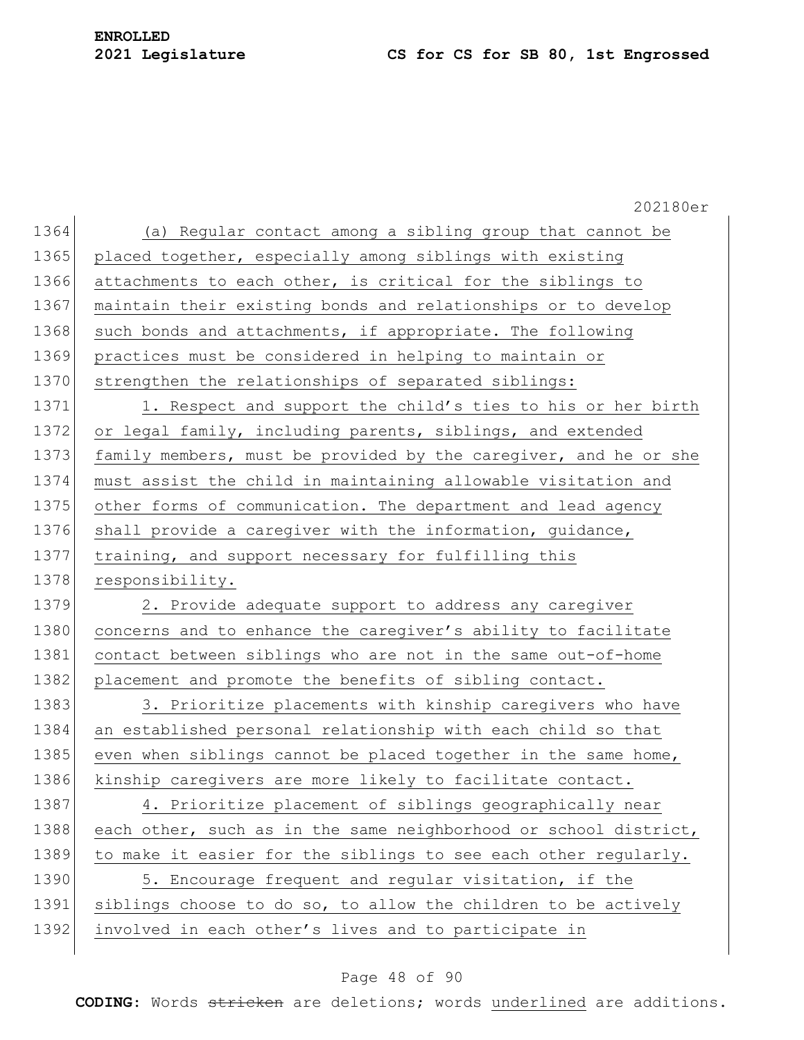(a) Regular contact among a sibling group that cannot be placed together, especially among siblings with existing attachments to each other, is critical for the siblings to maintain their existing bonds and relationships or to develop such bonds and attachments, if appropriate. The following practices must be considered in helping to maintain or strengthen the relationships of separated siblings:

1. Respect and support the child's ties to his or her birth or legal family, including parents, siblings, and extended family members, must be provided by the caregiver, and he or she must assist the child in maintaining allowable visitation and other forms of communication. The department and lead agency shall provide a caregiver with the information, guidance, training, and support necessary for fulfilling this responsibility.

2. Provide adequate support to address any caregiver concerns and to enhance the caregiver's ability to facilitate contact between siblings who are not in the same out-of-home placement and promote the benefits of sibling contact.

3. Prioritize placements with kinship caregivers who have an established personal relationship with each child so that even when siblings cannot be placed together in the same home, kinship caregivers are more likely to facilitate contact.

4. Prioritize placement of siblings geographically near each other, such as in the same neighborhood or school district, to make it easier for the siblings to see each other regularly.

5. Encourage frequent and regular visitation, if the siblings choose to do so, to allow the children to be actively involved in each other's lives and to participate in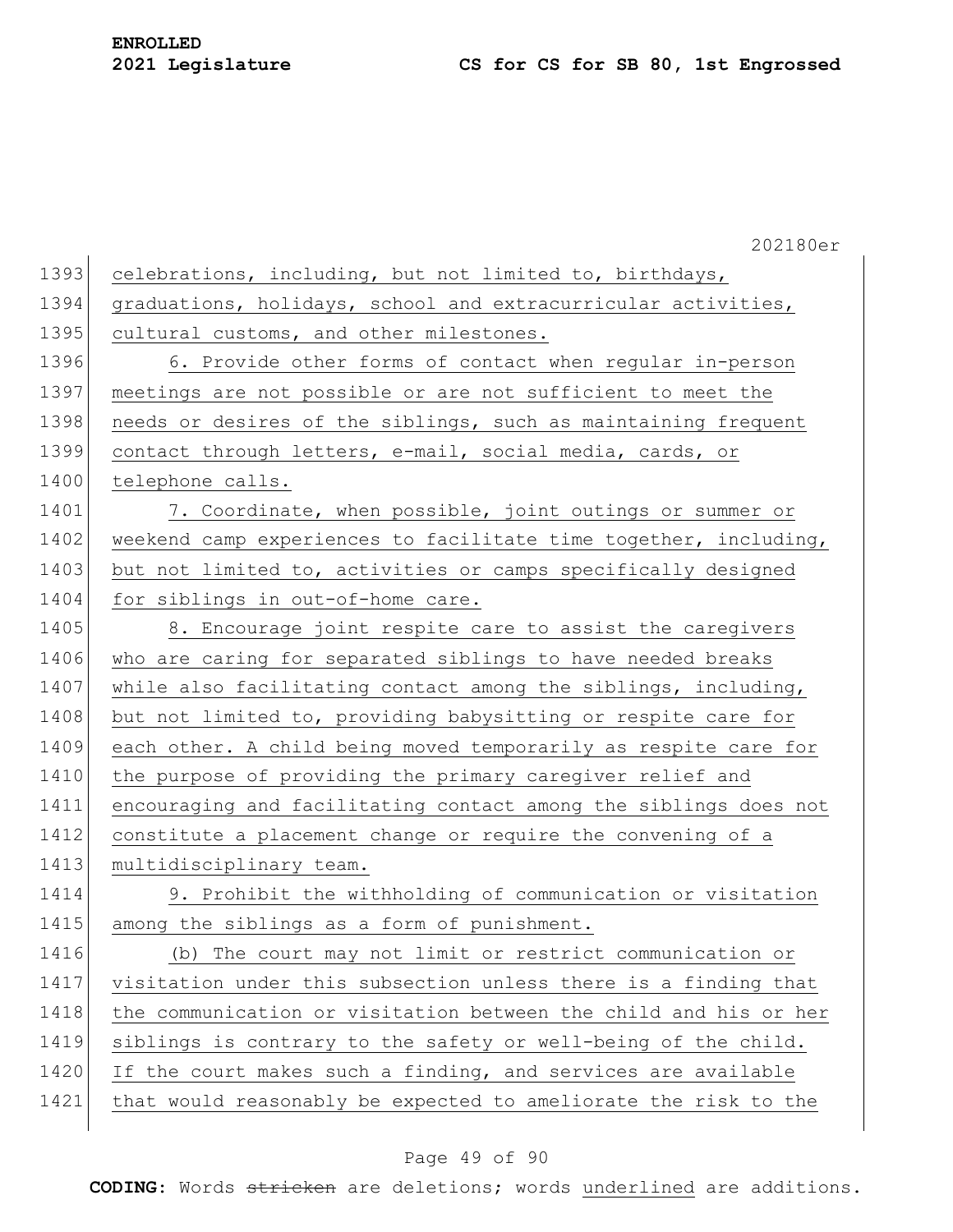celebrations, including, but not limited to, birthdays, graduations, holidays, school and extracurricular activities, cultural customs, and other milestones.

6. Provide other forms of contact when regular in-person meetings are not possible or are not sufficient to meet the needs or desires of the siblings, such as maintaining frequent contact through letters, e-mail, social media, cards, or telephone calls.

7. Coordinate, when possible, joint outings or summer or weekend camp experiences to facilitate time together, including, but not limited to, activities or camps specifically designed for siblings in out-of-home care.

8. Encourage joint respite care to assist the caregivers who are caring for separated siblings to have needed breaks while also facilitating contact among the siblings, including, but not limited to, providing babysitting or respite care for each other. A child being moved temporarily as respite care for the purpose of providing the primary caregiver relief and encouraging and facilitating contact among the siblings does not constitute a placement change or require the convening of a multidisciplinary team.

9. Prohibit the withholding of communication or visitation among the siblings as a form of punishment.

(b) The court may not limit or restrict communication or visitation under this subsection unless there is a finding that the communication or visitation between the child and his or her siblings is contrary to the safety or well-being of the child. If the court makes such a finding, and services are available that would reasonably be expected to ameliorate the risk to the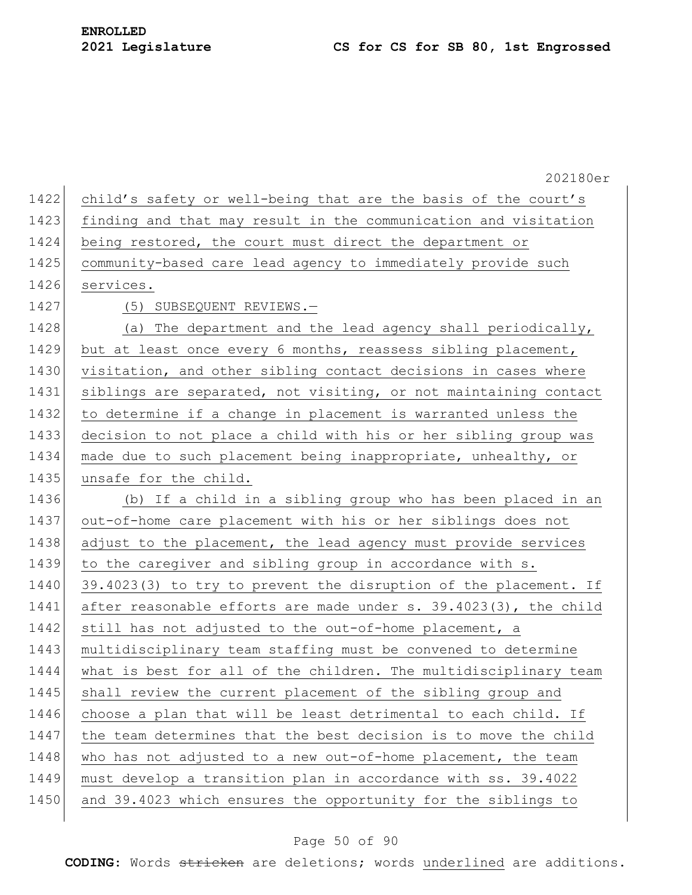child's safety or well-being that are the basis of the court's finding and that may result in the communication and visitation being restored, the court must direct the department or community-based care lead agency to immediately provide such services.

(5) SUBSEQUENT REVIEWS.—

(a) The department and the lead agency shall periodically, but at least once every 6 months, reassess sibling placement, visitation, and other sibling contact decisions in cases where siblings are separated, not visiting, or not maintaining contact to determine if a change in placement is warranted unless the decision to not place a child with his or her sibling group was made due to such placement being inappropriate, unhealthy, or unsafe for the child.

(b) If a child in a sibling group who has been placed in an out-of-home care placement with his or her siblings does not adjust to the placement, the lead agency must provide services to the caregiver and sibling group in accordance with s. 39.4023(3) to try to prevent the disruption of the placement. If after reasonable efforts are made under s. 39.4023(3), the child still has not adjusted to the out-of-home placement, a multidisciplinary team staffing must be convened to determine what is best for all of the children. The multidisciplinary team shall review the current placement of the sibling group and choose a plan that will be least detrimental to each child. If the team determines that the best decision is to move the child who has not adjusted to a new out-of-home placement, the team must develop a transition plan in accordance with ss. 39.4022 and 39.4023 which ensures the opportunity for the siblings to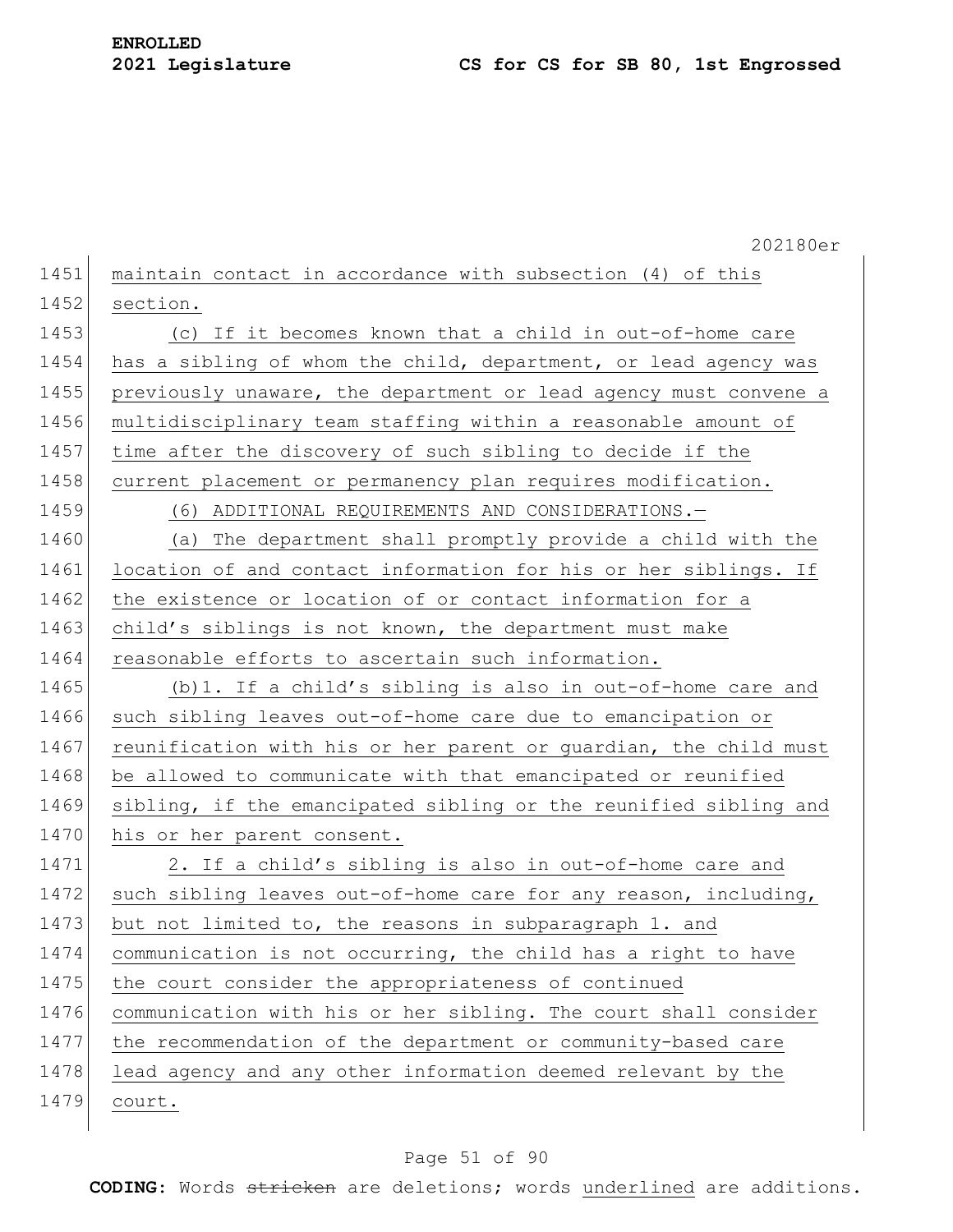maintain contact in accordance with subsection (4) of this section.

(c) If it becomes known that a child in out-of-home care has a sibling of whom the child, department, or lead agency was previously unaware, the department or lead agency must convene a multidisciplinary team staffing within a reasonable amount of time after the discovery of such sibling to decide if the current placement or permanency plan requires modification.

(6) ADDITIONAL REQUIREMENTS AND CONSIDERATIONS.—

(a) The department shall promptly provide a child with the location of and contact information for his or her siblings. If the existence or location of or contact information for a child's siblings is not known, the department must make reasonable efforts to ascertain such information.

(b)1. If a child's sibling is also in out-of-home care and such sibling leaves out-of-home care due to emancipation or reunification with his or her parent or guardian, the child must be allowed to communicate with that emancipated or reunified sibling, if the emancipated sibling or the reunified sibling and his or her parent consent.

2. If a child's sibling is also in out-of-home care and such sibling leaves out-of-home care for any reason, including, but not limited to, the reasons in subparagraph 1. and communication is not occurring, the child has a right to have the court consider the appropriateness of continued communication with his or her sibling. The court shall consider the recommendation of the department or community-based care lead agency and any other information deemed relevant by the court.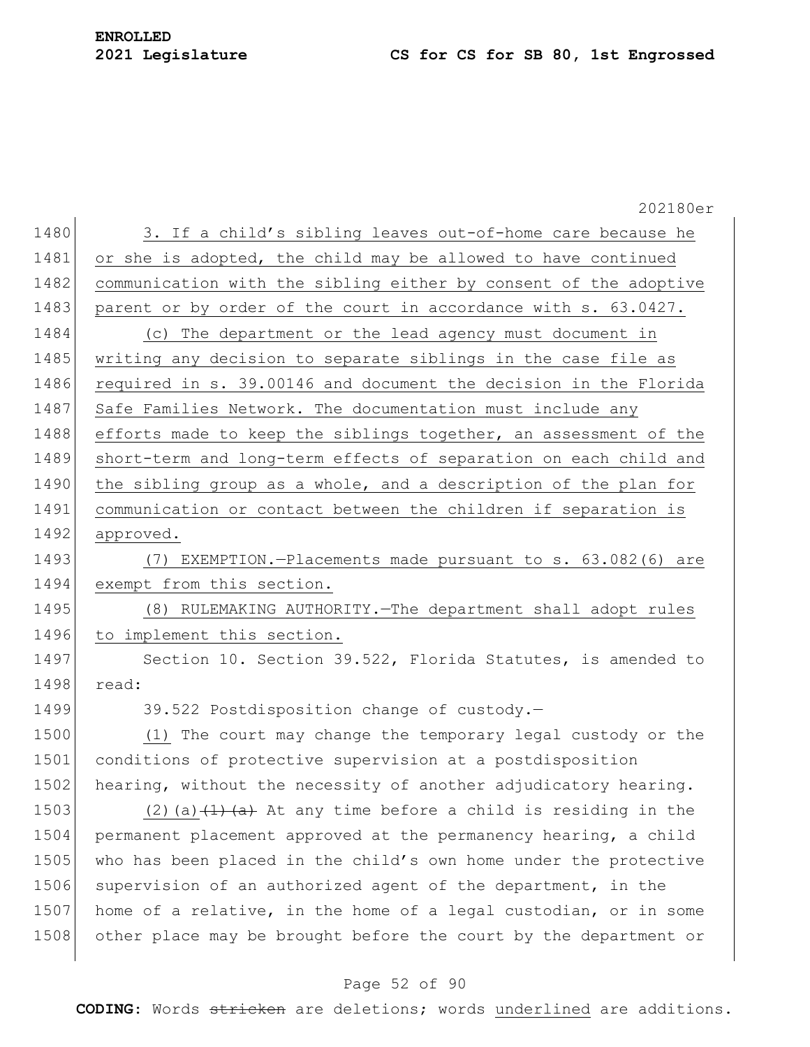3. If a child's sibling leaves out-of-home care because he or she is adopted, the child may be allowed to have continued communication with the sibling either by consent of the adoptive parent or by order of the court in accordance with s. 63.0427.

(c) The department or the lead agency must document in writing any decision to separate siblings in the case file as required in s. 39.00146 and document the decision in the Florida Safe Families Network. The documentation must include any efforts made to keep the siblings together, an assessment of the short-term and long-term effects of separation on each child and the sibling group as a whole, and a description of the plan for communication or contact between the children if separation is approved.

(7) EXEMPTION.—Placements made pursuant to s. 63.082(6) are exempt from this section.

(8) RULEMAKING AUTHORITY.—The department shall adopt rules to implement this section.

Section 10. Section 39.522, Florida Statutes, is amended to read:

39.522 Postdisposition change of custody.—

(1) The court may change the temporary legal custody or the conditions of protective supervision at a postdisposition hearing, without the necessity of another adjudicatory hearing.

(2)(a) ~~(1)(a)~~ At any time before a child is residing in the permanent placement approved at the permanency hearing, a child who has been placed in the child's own home under the protective supervision of an authorized agent of the department, in the home of a relative, in the home of a legal custodian, or in some other place may be brought before the court by the department or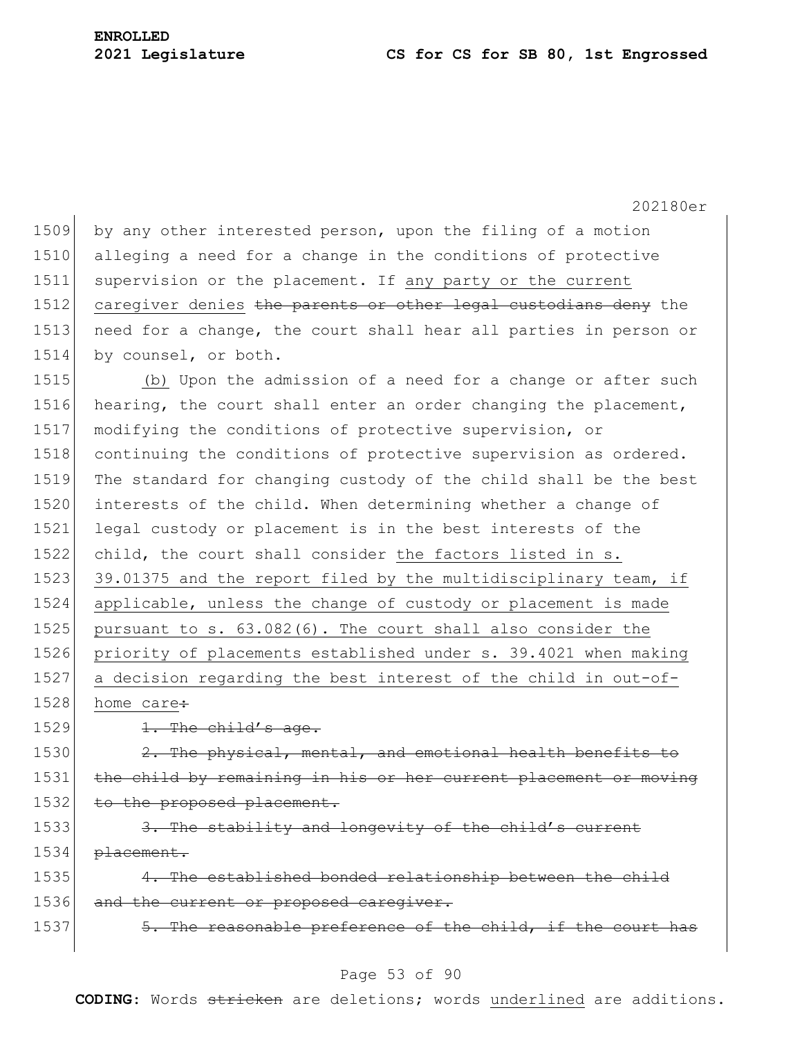by any other interested person, upon the filing of a motion alleging a need for a change in the conditions of protective supervision or the placement. If any party or the current caregiver denies ~~the parents or other legal custodians deny~~ the need for a change, the court shall hear all parties in person or by counsel, or both.

(b) Upon the admission of a need for a change or after such hearing, the court shall enter an order changing the placement, modifying the conditions of protective supervision, or continuing the conditions of protective supervision as ordered. The standard for changing custody of the child shall be the best interests of the child. When determining whether a change of legal custody or placement is in the best interests of the child, the court shall consider the factors listed in s. 39.01375 and the report filed by the multidisciplinary team, if applicable, unless the change of custody or placement is made pursuant to s. 63.082(6). The court shall also consider the priority of placements established under s. 39.4021 when making a decision regarding the best interest of the child in out-of-home care~~:~~

~~1. The child's age.~~

~~2. The physical, mental, and emotional health benefits to the child by remaining in his or her current placement or moving to the proposed placement.~~

~~3. The stability and longevity of the child's current placement.~~

~~4. The established bonded relationship between the child and the current or proposed caregiver.~~

~~5. The reasonable preference of the child, if the court has~~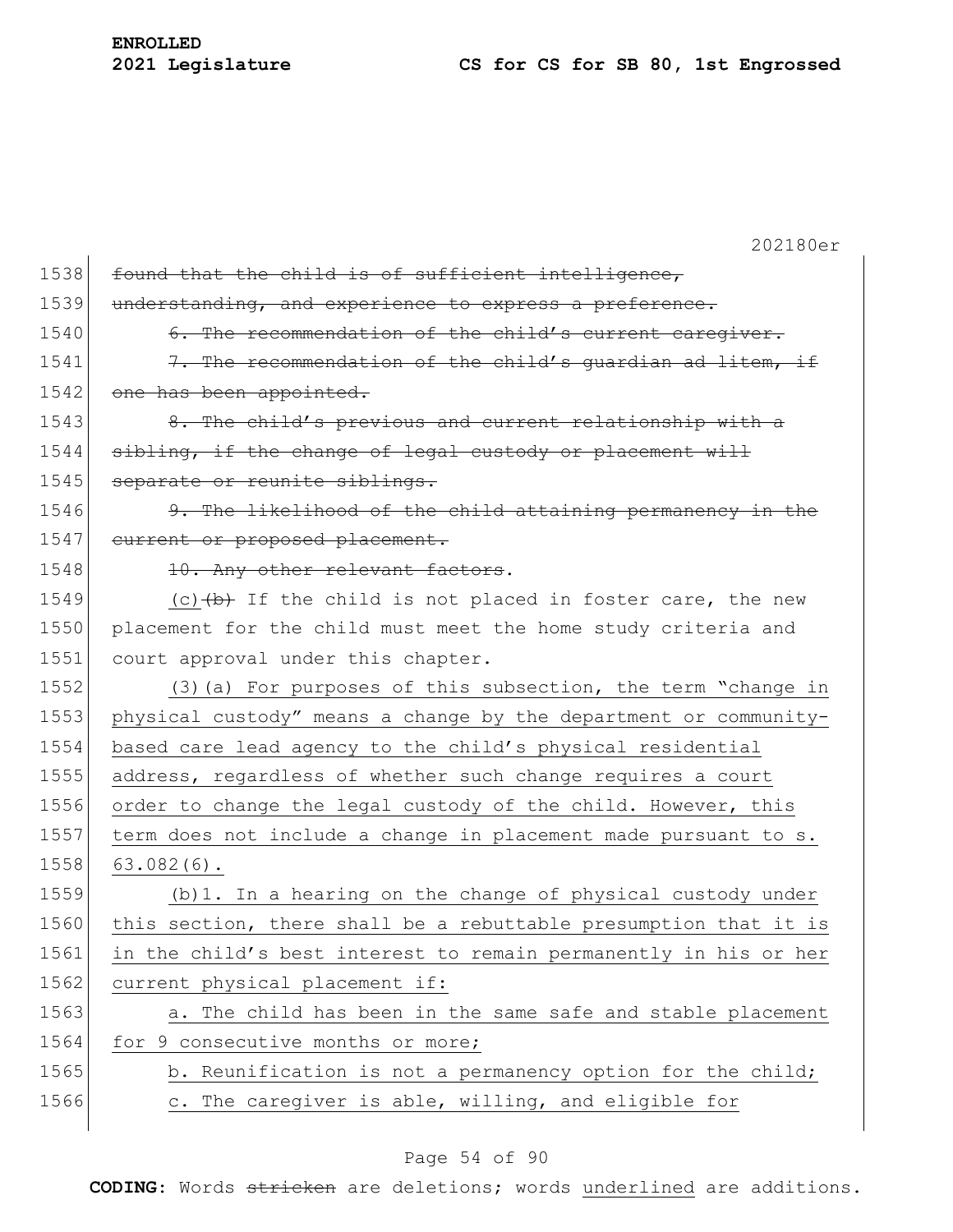~~found that the child is of sufficient intelligence, understanding, and experience to express a preference.~~

~~6. The recommendation of the child's current caregiver.~~

~~7. The recommendation of the child's guardian ad litem, if one has been appointed.~~

~~8. The child's previous and current relationship with a sibling, if the change of legal custody or placement will separate or reunite siblings.~~

~~9. The likelihood of the child attaining permanency in the current or proposed placement.~~

~~10. Any other relevant factors~~.

<u>(c)</u>~~(b)~~ If the child is not placed in foster care, the new placement for the child must meet the home study criteria and court approval under this chapter.

<u>(3)(a) For purposes of this subsection, the term "change in physical custody" means a change by the department or community-based care lead agency to the child's physical residential address, regardless of whether such change requires a court order to change the legal custody of the child. However, this term does not include a change in placement made pursuant to s. 63.082(6).</u>

<u>(b)1. In a hearing on the change of physical custody under this section, there shall be a rebuttable presumption that it is in the child's best interest to remain permanently in his or her current physical placement if:</u>

<u>a. The child has been in the same safe and stable placement for 9 consecutive months or more;</u>

<u>b. Reunification is not a permanency option for the child;</u>

<u>c. The caregiver is able, willing, and eligible for</u>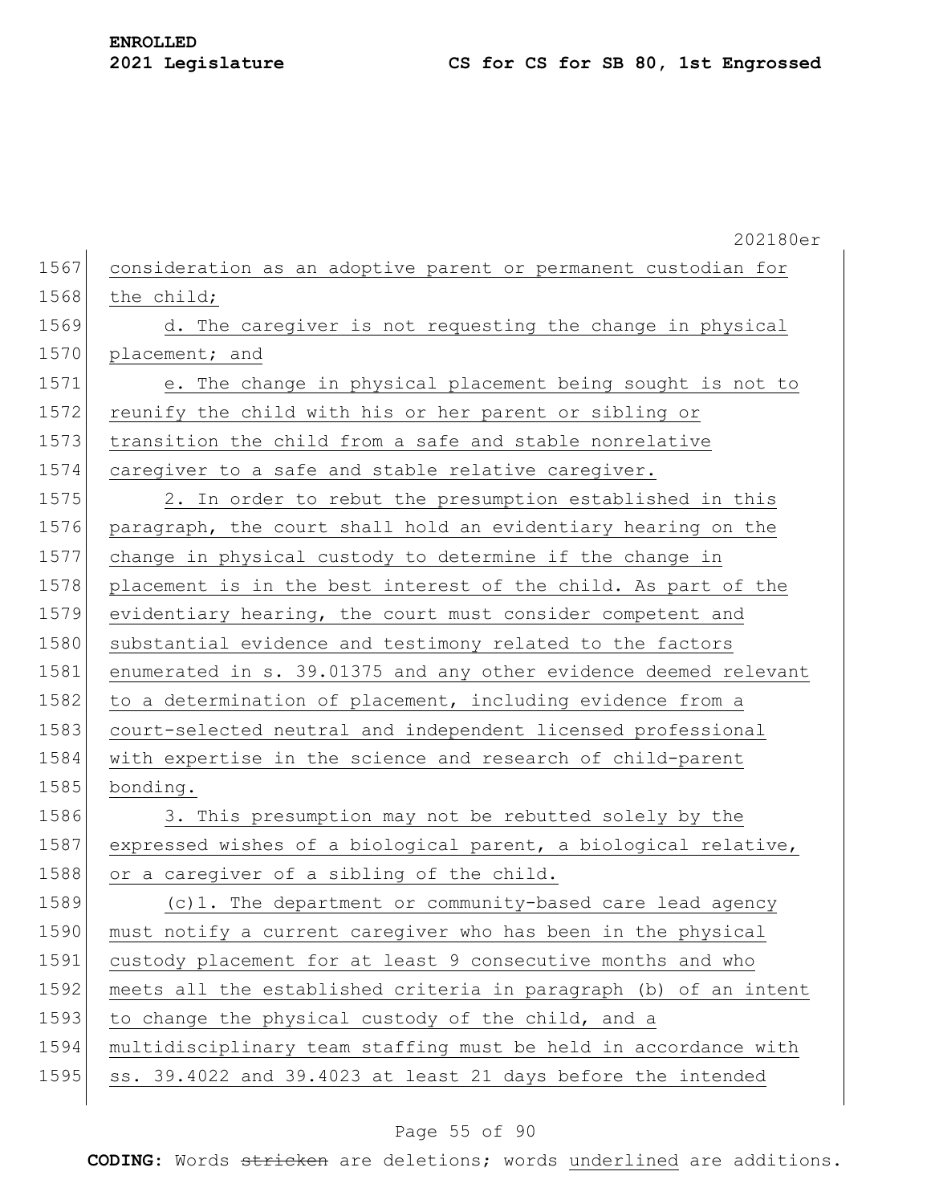consideration as an adoptive parent or permanent custodian for the child;

d. The caregiver is not requesting the change in physical placement; and

e. The change in physical placement being sought is not to reunify the child with his or her parent or sibling or transition the child from a safe and stable nonrelative caregiver to a safe and stable relative caregiver.

2. In order to rebut the presumption established in this paragraph, the court shall hold an evidentiary hearing on the change in physical custody to determine if the change in placement is in the best interest of the child. As part of the evidentiary hearing, the court must consider competent and substantial evidence and testimony related to the factors enumerated in s. 39.01375 and any other evidence deemed relevant to a determination of placement, including evidence from a court-selected neutral and independent licensed professional with expertise in the science and research of child-parent bonding.

3. This presumption may not be rebutted solely by the expressed wishes of a biological parent, a biological relative, or a caregiver of a sibling of the child.

(c)1. The department or community-based care lead agency must notify a current caregiver who has been in the physical custody placement for at least 9 consecutive months and who meets all the established criteria in paragraph (b) of an intent to change the physical custody of the child, and a multidisciplinary team staffing must be held in accordance with ss. 39.4022 and 39.4023 at least 21 days before the intended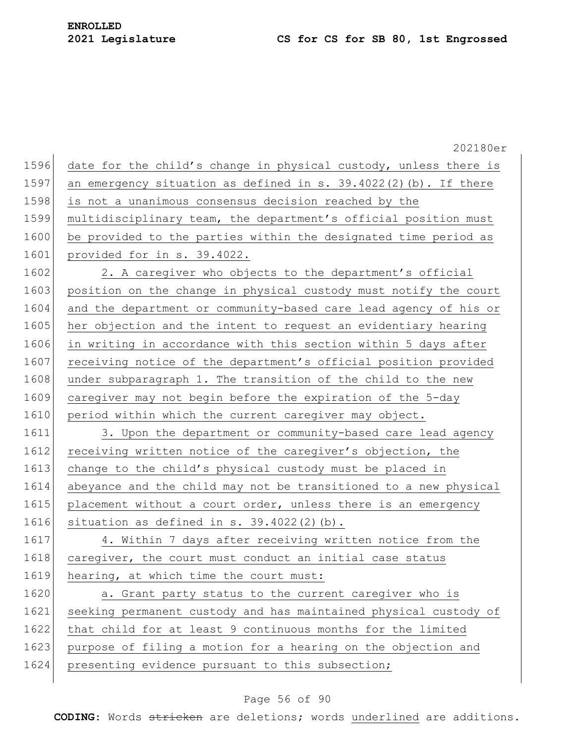date for the child's change in physical custody, unless there is an emergency situation as defined in s. 39.4022(2)(b). If there is not a unanimous consensus decision reached by the multidisciplinary team, the department's official position must be provided to the parties within the designated time period as provided for in s. 39.4022.

2. A caregiver who objects to the department's official position on the change in physical custody must notify the court and the department or community-based care lead agency of his or her objection and the intent to request an evidentiary hearing in writing in accordance with this section within 5 days after receiving notice of the department's official position provided under subparagraph 1. The transition of the child to the new caregiver may not begin before the expiration of the 5-day period within which the current caregiver may object.

3. Upon the department or community-based care lead agency receiving written notice of the caregiver's objection, the change to the child's physical custody must be placed in abeyance and the child may not be transitioned to a new physical placement without a court order, unless there is an emergency situation as defined in s. 39.4022(2)(b).

4. Within 7 days after receiving written notice from the caregiver, the court must conduct an initial case status hearing, at which time the court must:

a. Grant party status to the current caregiver who is seeking permanent custody and has maintained physical custody of that child for at least 9 continuous months for the limited purpose of filing a motion for a hearing on the objection and presenting evidence pursuant to this subsection;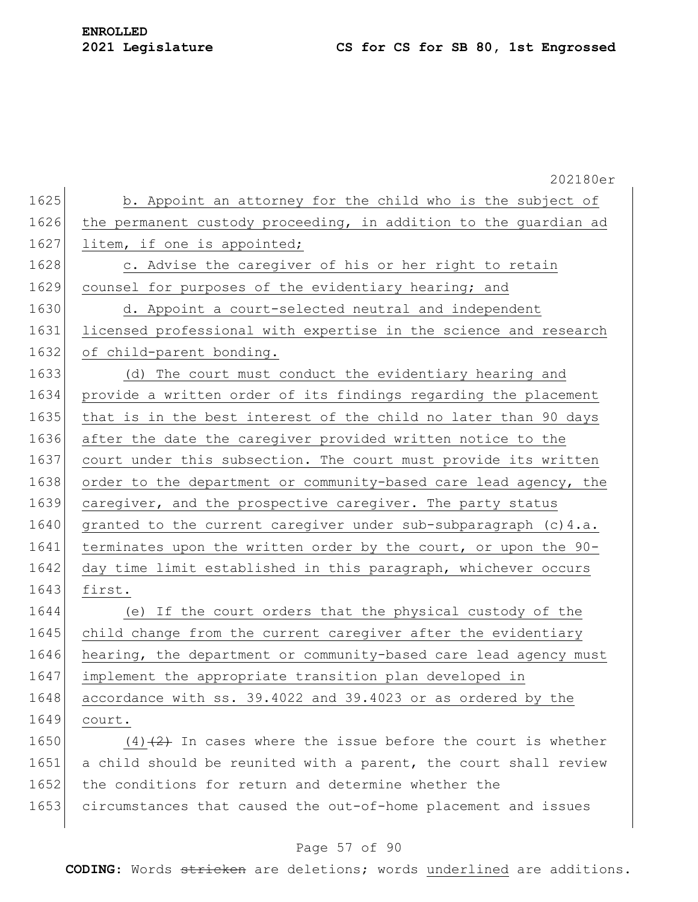b. Appoint an attorney for the child who is the subject of the permanent custody proceeding, in addition to the guardian ad litem, if one is appointed;

c. Advise the caregiver of his or her right to retain counsel for purposes of the evidentiary hearing; and

d. Appoint a court-selected neutral and independent licensed professional with expertise in the science and research of child-parent bonding.

(d) The court must conduct the evidentiary hearing and provide a written order of its findings regarding the placement that is in the best interest of the child no later than 90 days after the date the caregiver provided written notice to the court under this subsection. The court must provide its written order to the department or community-based care lead agency, the caregiver, and the prospective caregiver. The party status granted to the current caregiver under sub-subparagraph (c)4.a. terminates upon the written order by the court, or upon the 90-day time limit established in this paragraph, whichever occurs first.

(e) If the court orders that the physical custody of the child change from the current caregiver after the evidentiary hearing, the department or community-based care lead agency must implement the appropriate transition plan developed in accordance with ss. 39.4022 and 39.4023 or as ordered by the court.

(4) ~~(2)~~ In cases where the issue before the court is whether a child should be reunited with a parent, the court shall review the conditions for return and determine whether the circumstances that caused the out-of-home placement and issues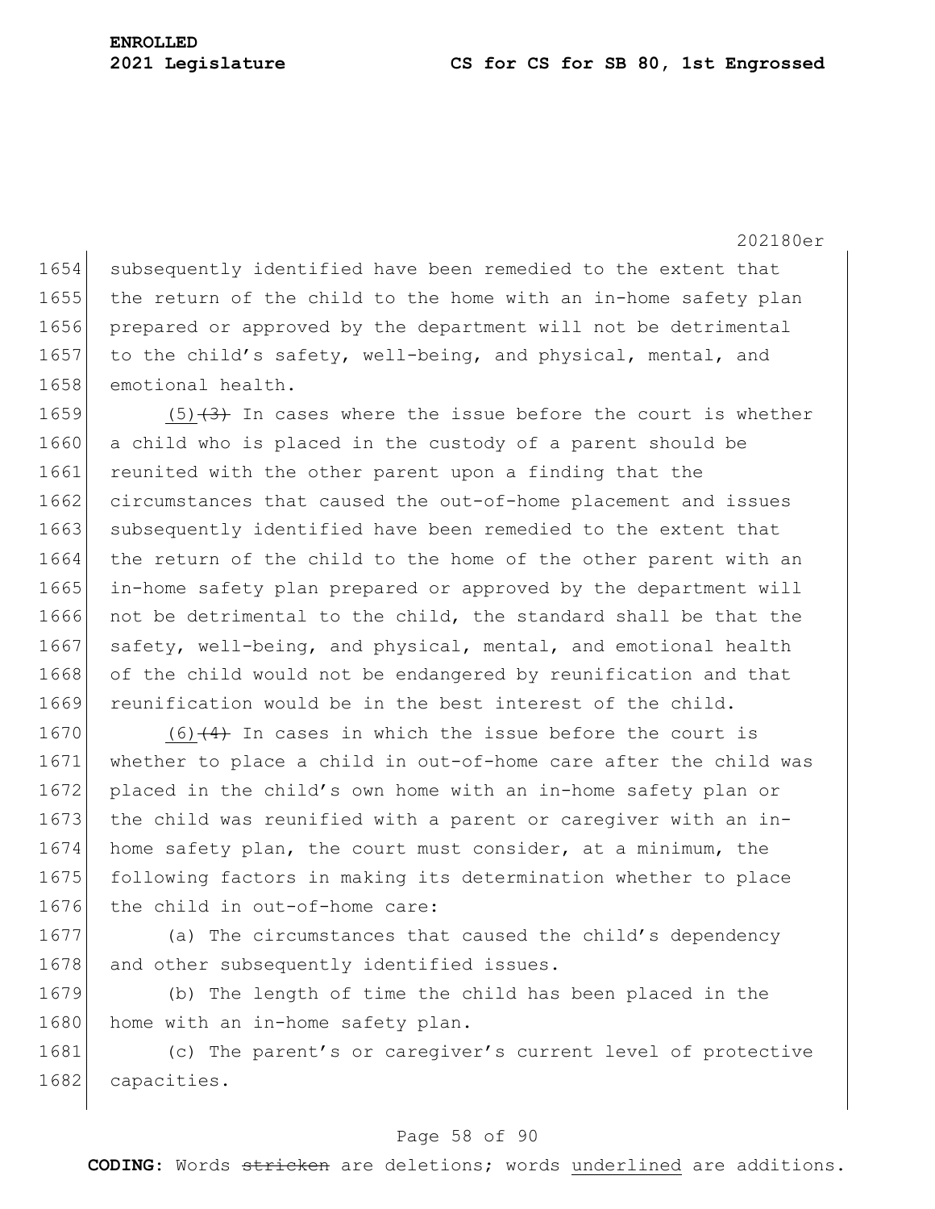subsequently identified have been remedied to the extent that the return of the child to the home with an in-home safety plan prepared or approved by the department will not be detrimental to the child's safety, well-being, and physical, mental, and emotional health.

(5) ~~(3)~~ In cases where the issue before the court is whether a child who is placed in the custody of a parent should be reunited with the other parent upon a finding that the circumstances that caused the out-of-home placement and issues subsequently identified have been remedied to the extent that the return of the child to the home of the other parent with an in-home safety plan prepared or approved by the department will not be detrimental to the child, the standard shall be that the safety, well-being, and physical, mental, and emotional health of the child would not be endangered by reunification and that reunification would be in the best interest of the child.

(6) ~~(4)~~ In cases in which the issue before the court is whether to place a child in out-of-home care after the child was placed in the child's own home with an in-home safety plan or the child was reunified with a parent or caregiver with an in-home safety plan, the court must consider, at a minimum, the following factors in making its determination whether to place the child in out-of-home care:

(a) The circumstances that caused the child's dependency and other subsequently identified issues.

(b) The length of time the child has been placed in the home with an in-home safety plan.

(c) The parent's or caregiver's current level of protective capacities.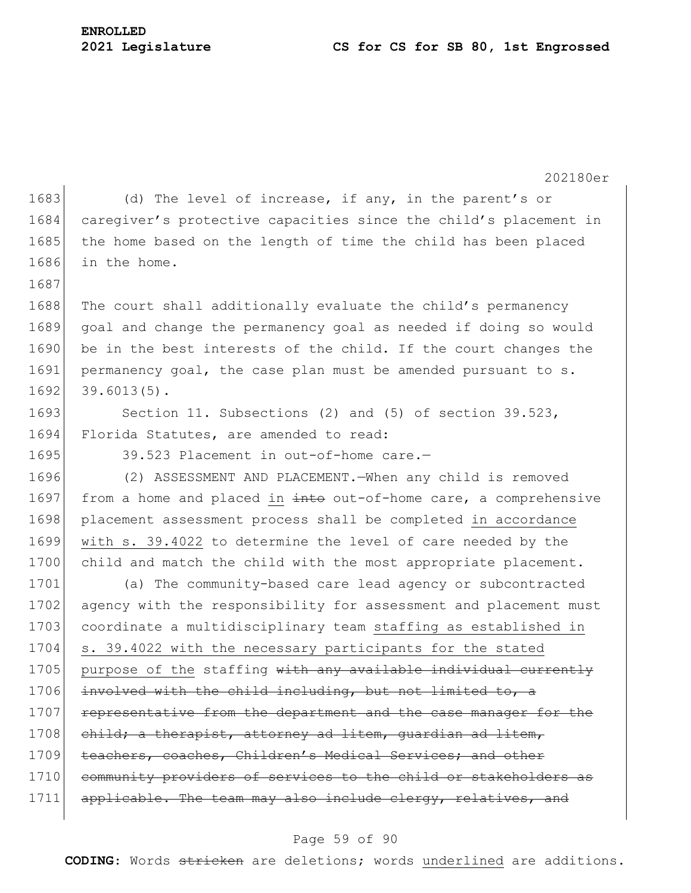(d) The level of increase, if any, in the parent's or caregiver's protective capacities since the child's placement in the home based on the length of time the child has been placed in the home.

The court shall additionally evaluate the child's permanency goal and change the permanency goal as needed if doing so would be in the best interests of the child. If the court changes the permanency goal, the case plan must be amended pursuant to s. 39.6013(5).

Section 11. Subsections (2) and (5) of section 39.523, Florida Statutes, are amended to read:

39.523 Placement in out-of-home care.—

(2) ASSESSMENT AND PLACEMENT.—When any child is removed from a home and placed <u>in</u> ~~into~~ out-of-home care, a comprehensive placement assessment process shall be completed <u>in accordance with s. 39.4022</u> to determine the level of care needed by the child and match the child with the most appropriate placement.

(a) The community-based care lead agency or subcontracted agency with the responsibility for assessment and placement must coordinate a multidisciplinary team <u>staffing as established in s. 39.4022 with the necessary participants for the stated purpose of the</u> staffing ~~with any available individual currently involved with the child including, but not limited to, a representative from the department and the case manager for the child; a therapist, attorney ad litem, guardian ad litem, teachers, coaches, Children's Medical Services; and other community providers of services to the child or stakeholders as applicable. The team may also include clergy, relatives, and~~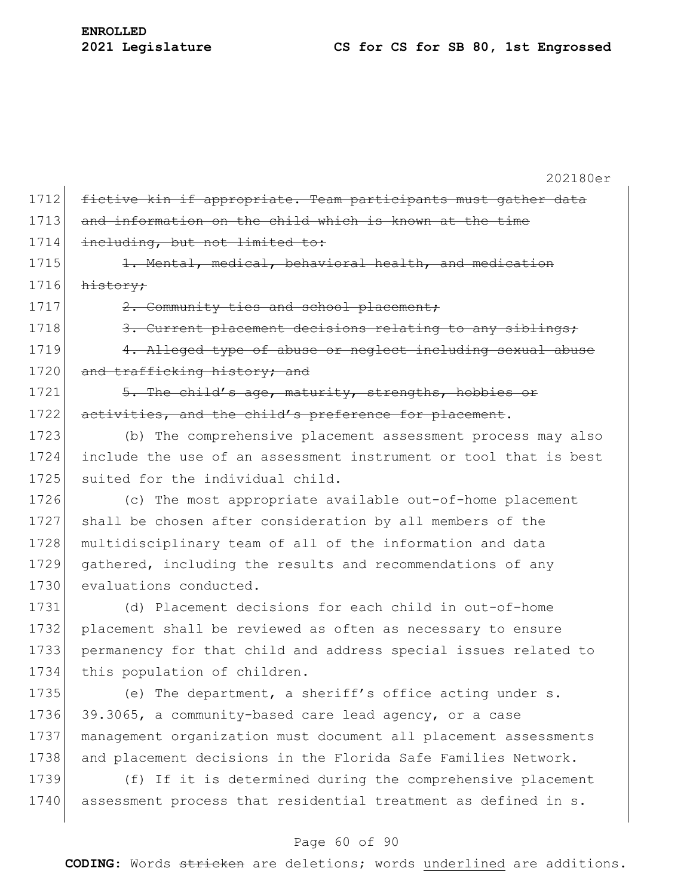~~fictive kin if appropriate. Team participants must gather data and information on the child which is known at the time including, but not limited to:~~

~~1. Mental, medical, behavioral health, and medication history;~~

~~2. Community ties and school placement;~~

~~3. Current placement decisions relating to any siblings;~~

~~4. Alleged type of abuse or neglect including sexual abuse and trafficking history; and~~

~~5. The child's age, maturity, strengths, hobbies or activities, and the child's preference for placement~~.

(b) The comprehensive placement assessment process may also include the use of an assessment instrument or tool that is best suited for the individual child.

(c) The most appropriate available out-of-home placement shall be chosen after consideration by all members of the multidisciplinary team of all of the information and data gathered, including the results and recommendations of any evaluations conducted.

(d) Placement decisions for each child in out-of-home placement shall be reviewed as often as necessary to ensure permanency for that child and address special issues related to this population of children.

(e) The department, a sheriff's office acting under s. 39.3065, a community-based care lead agency, or a case management organization must document all placement assessments and placement decisions in the Florida Safe Families Network.

(f) If it is determined during the comprehensive placement assessment process that residential treatment as defined in s.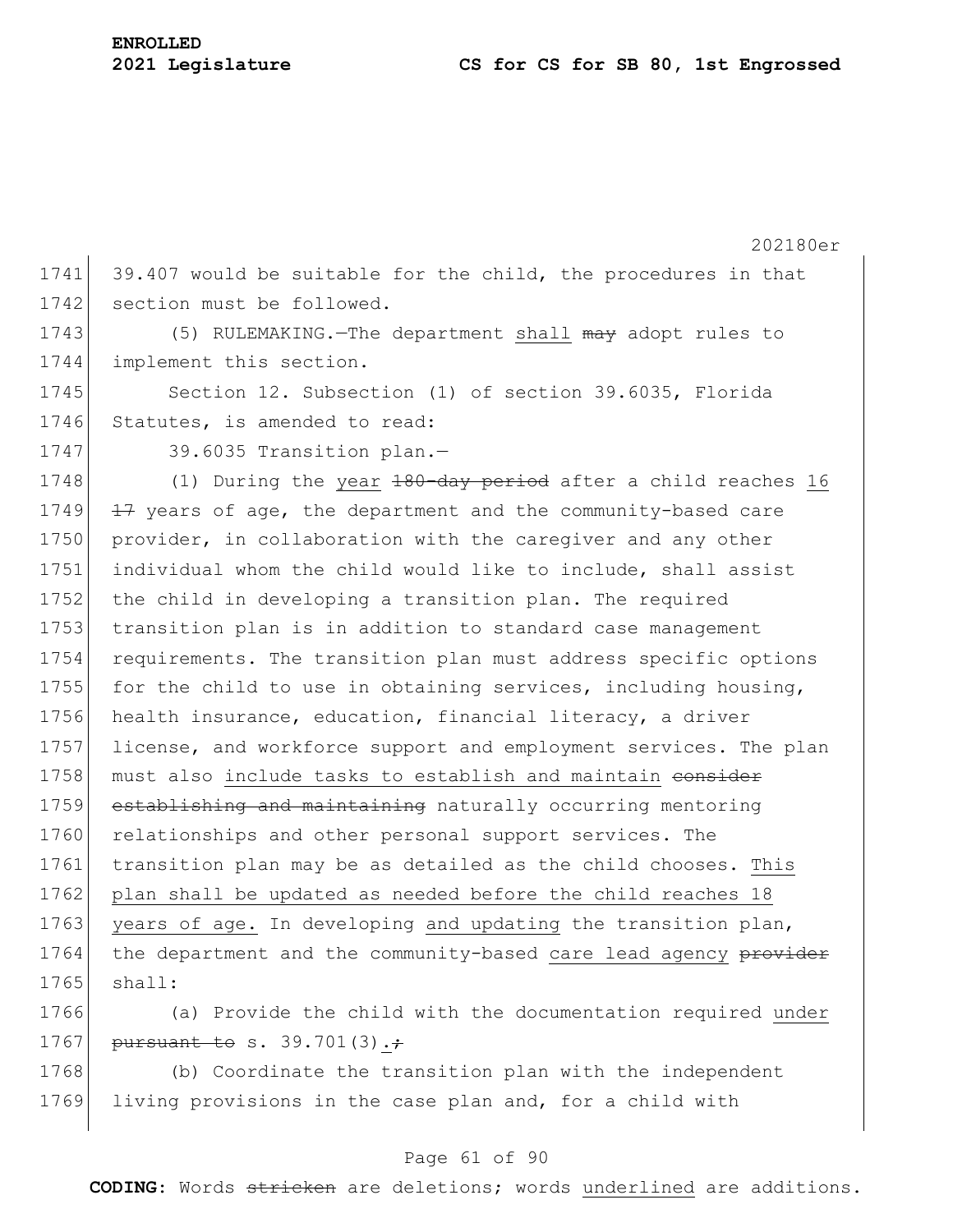39.407 would be suitable for the child, the procedures in that section must be followed.

(5) RULEMAKING.—The department <u>shall</u> ~~may~~ adopt rules to implement this section.

Section 12. Subsection (1) of section 39.6035, Florida Statutes, is amended to read:

39.6035 Transition plan.—

(1) During the <u>year</u> ~~180-day period~~ after a child reaches <u>16</u> ~~17~~ years of age, the department and the community-based care provider, in collaboration with the caregiver and any other individual whom the child would like to include, shall assist the child in developing a transition plan. The required transition plan is in addition to standard case management requirements. The transition plan must address specific options for the child to use in obtaining services, including housing, health insurance, education, financial literacy, a driver license, and workforce support and employment services. The plan must also <u>include tasks to establish and maintain</u> ~~consider establishing and maintaining~~ naturally occurring mentoring relationships and other personal support services. The transition plan may be as detailed as the child chooses. <u>This plan shall be updated as needed before the child reaches 18 years of age.</u> In developing <u>and updating</u> the transition plan, the department and the community-based <u>care lead agency</u> ~~provider~~ shall:

(a) Provide the child with the documentation required <u>under</u> ~~pursuant to~~ s. 39.701(3)<u>.</u>~~;~~

(b) Coordinate the transition plan with the independent living provisions in the case plan and, for a child with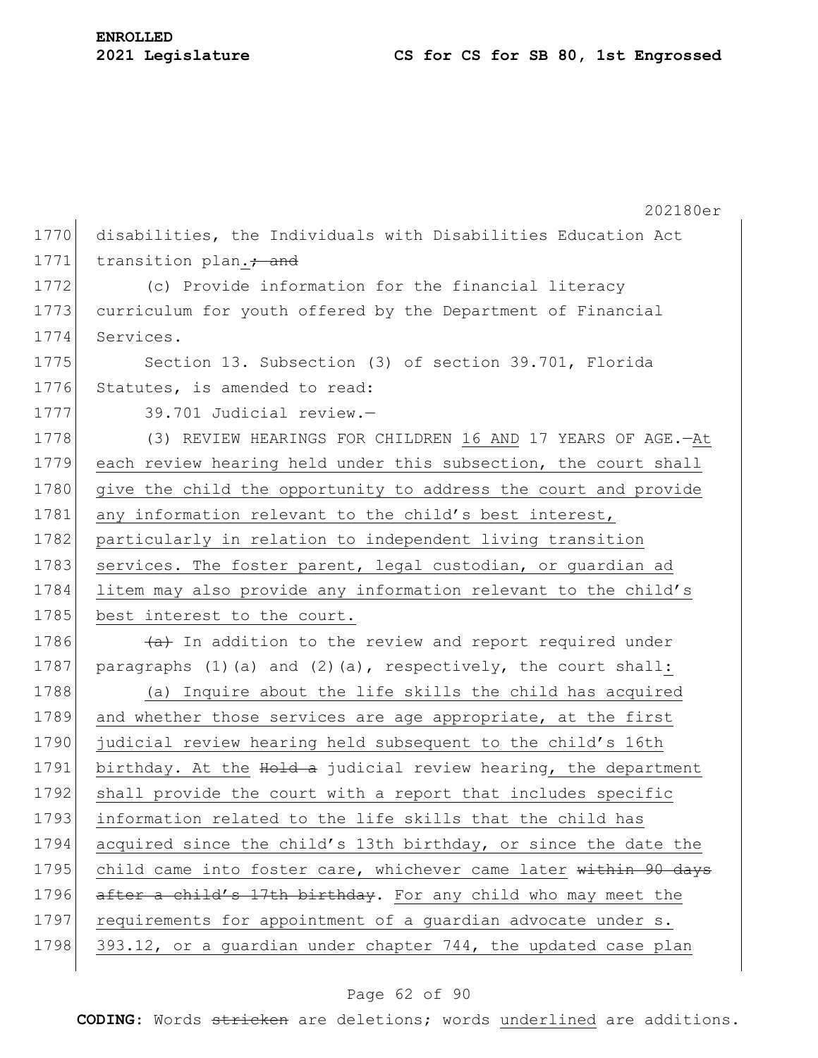disabilities, the Individuals with Disabilities Education Act transition plan.~~; and~~

(c) Provide information for the financial literacy curriculum for youth offered by the Department of Financial Services.

Section 13. Subsection (3) of section 39.701, Florida Statutes, is amended to read:

39.701 Judicial review.—

(3) REVIEW HEARINGS FOR CHILDREN <u>16 AND</u> 17 YEARS OF AGE.—<u>At each review hearing held under this subsection, the court shall give the child the opportunity to address the court and provide any information relevant to the child's best interest, particularly in relation to independent living transition services. The foster parent, legal custodian, or guardian ad litem may also provide any information relevant to the child's best interest to the court.</u>

~~(a)~~ In addition to the review and report required under paragraphs (1)(a) and (2)(a), respectively, the court shall<u>:</u>

<u>(a) Inquire about the life skills the child has acquired and whether those services are age appropriate, at the first judicial review hearing held subsequent to the child's 16th birthday. At the</u> ~~Hold a~~ judicial review hearing<u>, the department shall provide the court with a report that includes specific information related to the life skills that the child has acquired since the child's 13th birthday, or since the date the child came into foster care, whichever came later</u> ~~within 90 days after a child's 17th birthday~~. <u>For any child who may meet the requirements for appointment of a guardian advocate under s. 393.12, or a guardian under chapter 744, the updated case plan</u>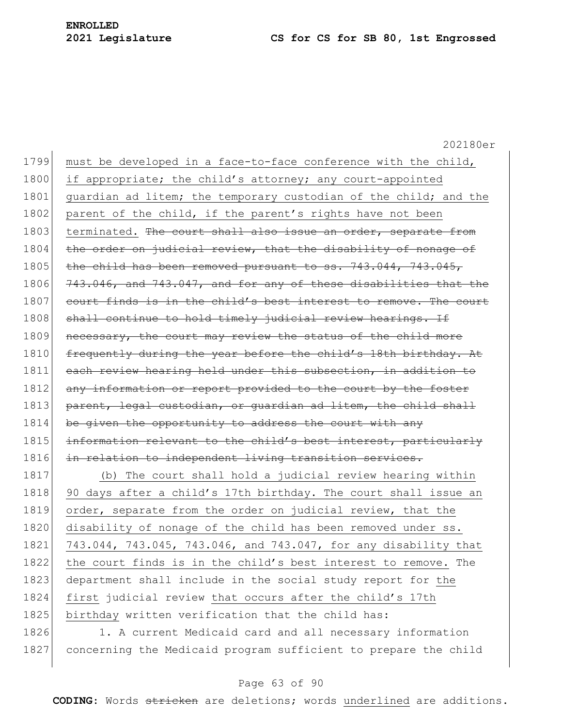must be developed in a face-to-face conference with the child, if appropriate; the child's attorney; any court-appointed guardian ad litem; the temporary custodian of the child; and the parent of the child, if the parent's rights have not been terminated. ~~The court shall also issue an order, separate from the order on judicial review, that the disability of nonage of the child has been removed pursuant to ss. 743.044, 743.045, 743.046, and 743.047, and for any of these disabilities that the court finds is in the child's best interest to remove. The court shall continue to hold timely judicial review hearings. If necessary, the court may review the status of the child more frequently during the year before the child's 18th birthday. At each review hearing held under this subsection, in addition to any information or report provided to the court by the foster parent, legal custodian, or guardian ad litem, the child shall be given the opportunity to address the court with any information relevant to the child's best interest, particularly in relation to independent living transition services.~~

(b) The court shall hold a judicial review hearing within 90 days after a child's 17th birthday. The court shall issue an order, separate from the order on judicial review, that the disability of nonage of the child has been removed under ss. 743.044, 743.045, 743.046, and 743.047, for any disability that the court finds is in the child's best interest to remove. The department shall include in the social study report for the first judicial review that occurs after the child's 17th birthday written verification that the child has:

1. A current Medicaid card and all necessary information concerning the Medicaid program sufficient to prepare the child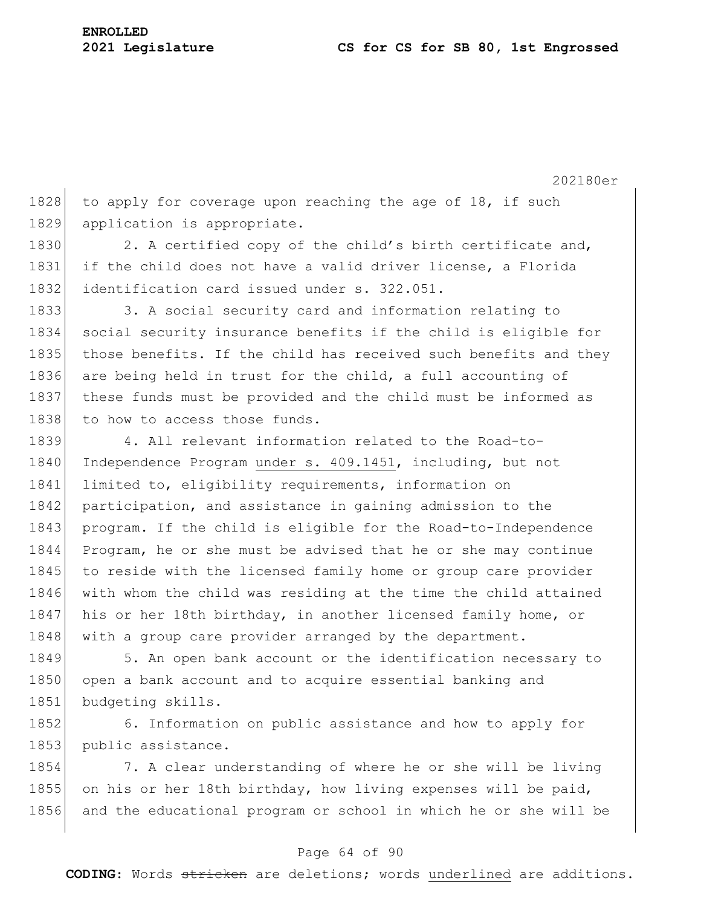to apply for coverage upon reaching the age of 18, if such application is appropriate.

2. A certified copy of the child's birth certificate and, if the child does not have a valid driver license, a Florida identification card issued under s. 322.051.

3. A social security card and information relating to social security insurance benefits if the child is eligible for those benefits. If the child has received such benefits and they are being held in trust for the child, a full accounting of these funds must be provided and the child must be informed as to how to access those funds.

4. All relevant information related to the Road-to-Independence Program <u>under s. 409.1451</u>, including, but not limited to, eligibility requirements, information on participation, and assistance in gaining admission to the program. If the child is eligible for the Road-to-Independence Program, he or she must be advised that he or she may continue to reside with the licensed family home or group care provider with whom the child was residing at the time the child attained his or her 18th birthday, in another licensed family home, or with a group care provider arranged by the department.

5. An open bank account or the identification necessary to open a bank account and to acquire essential banking and budgeting skills.

6. Information on public assistance and how to apply for public assistance.

7. A clear understanding of where he or she will be living on his or her 18th birthday, how living expenses will be paid, and the educational program or school in which he or she will be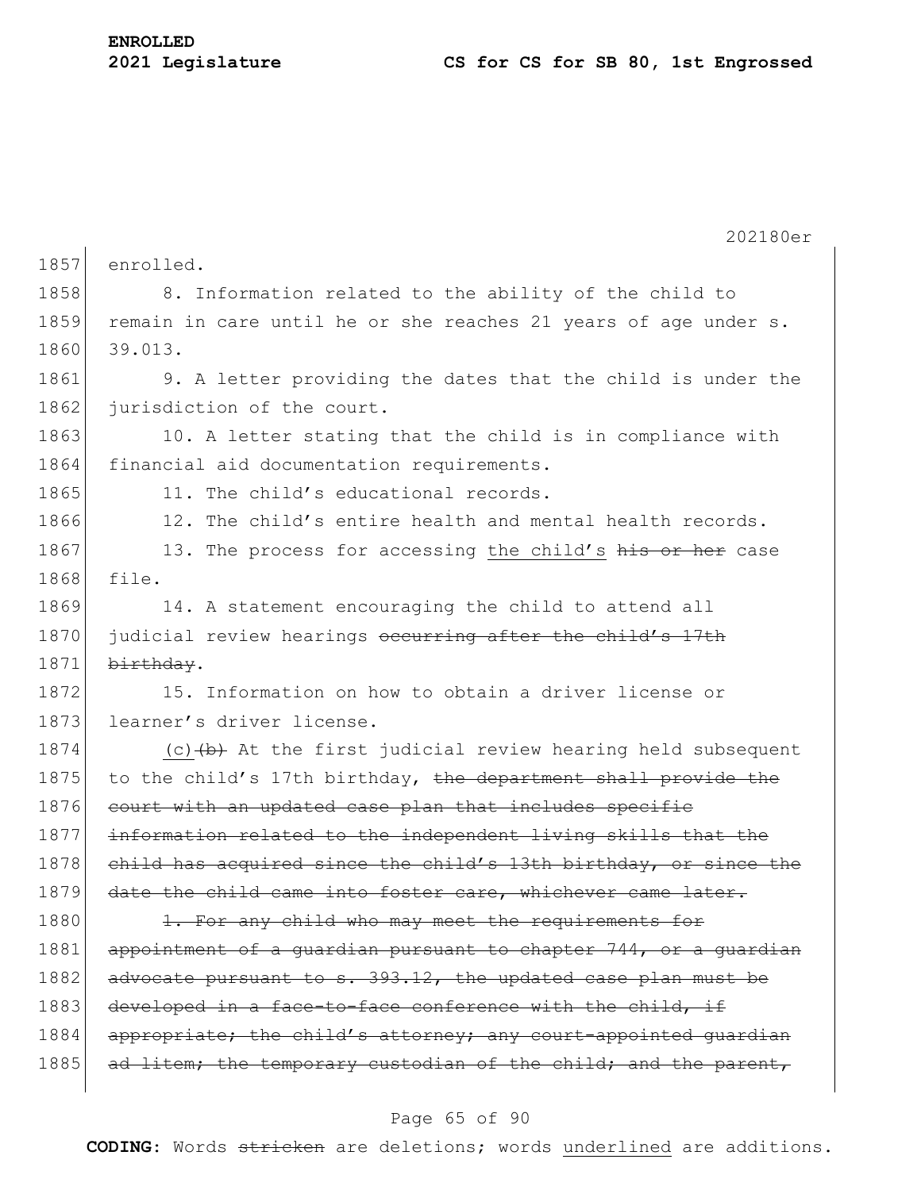enrolled.

8. Information related to the ability of the child to remain in care until he or she reaches 21 years of age under s. 39.013.

9. A letter providing the dates that the child is under the jurisdiction of the court.

10. A letter stating that the child is in compliance with financial aid documentation requirements.

11. The child's educational records.

12. The child's entire health and mental health records.

13. The process for accessing <u>the child's</u> ~~his or her~~ case file.

14. A statement encouraging the child to attend all judicial review hearings ~~occurring after the child's 17th birthday~~.

15. Information on how to obtain a driver license or learner's driver license.

<u>(c)</u>~~(b)~~ At the first judicial review hearing held subsequent to the child's 17th birthday, ~~the department shall provide the court with an updated case plan that includes specific information related to the independent living skills that the child has acquired since the child's 13th birthday, or since the date the child came into foster care, whichever came later.~~

~~1. For any child who may meet the requirements for appointment of a guardian pursuant to chapter 744, or a guardian advocate pursuant to s. 393.12, the updated case plan must be developed in a face-to-face conference with the child, if appropriate; the child's attorney; any court-appointed guardian ad litem; the temporary custodian of the child; and the parent,~~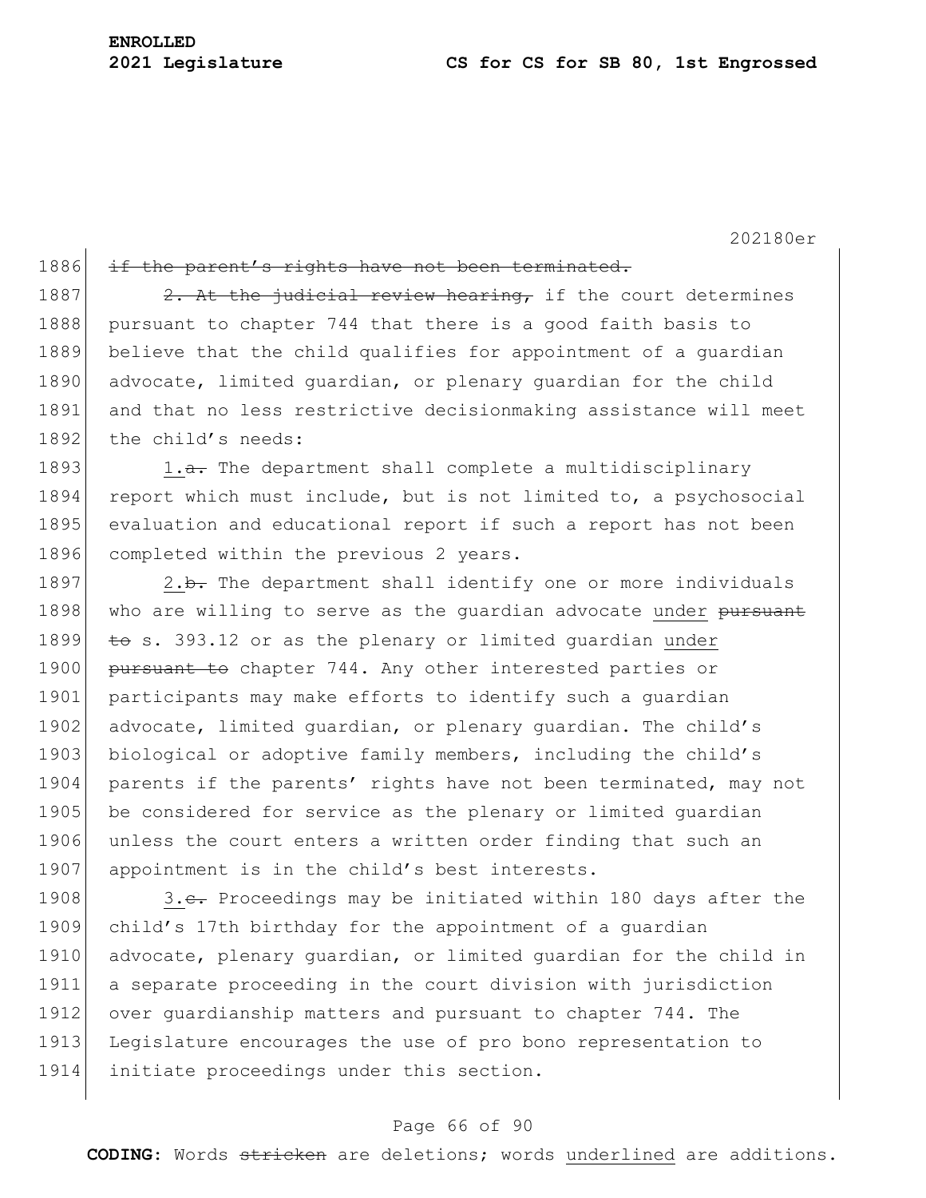~~if the parent's rights have not been terminated.~~

~~2. At the judicial review hearing,~~ if the court determines pursuant to chapter 744 that there is a good faith basis to believe that the child qualifies for appointment of a guardian advocate, limited guardian, or plenary guardian for the child and that no less restrictive decisionmaking assistance will meet the child's needs:

<u>1.</u>~~a.~~ The department shall complete a multidisciplinary report which must include, but is not limited to, a psychosocial evaluation and educational report if such a report has not been completed within the previous 2 years.

<u>2.</u>~~b.~~ The department shall identify one or more individuals who are willing to serve as the guardian advocate <u>under</u> ~~pursuant to~~ s. 393.12 or as the plenary or limited guardian <u>under</u> ~~pursuant to~~ chapter 744. Any other interested parties or participants may make efforts to identify such a guardian advocate, limited guardian, or plenary guardian. The child's biological or adoptive family members, including the child's parents if the parents' rights have not been terminated, may not be considered for service as the plenary or limited guardian unless the court enters a written order finding that such an appointment is in the child's best interests.

<u>3.</u>~~c.~~ Proceedings may be initiated within 180 days after the child's 17th birthday for the appointment of a guardian advocate, plenary guardian, or limited guardian for the child in a separate proceeding in the court division with jurisdiction over guardianship matters and pursuant to chapter 744. The Legislature encourages the use of pro bono representation to initiate proceedings under this section.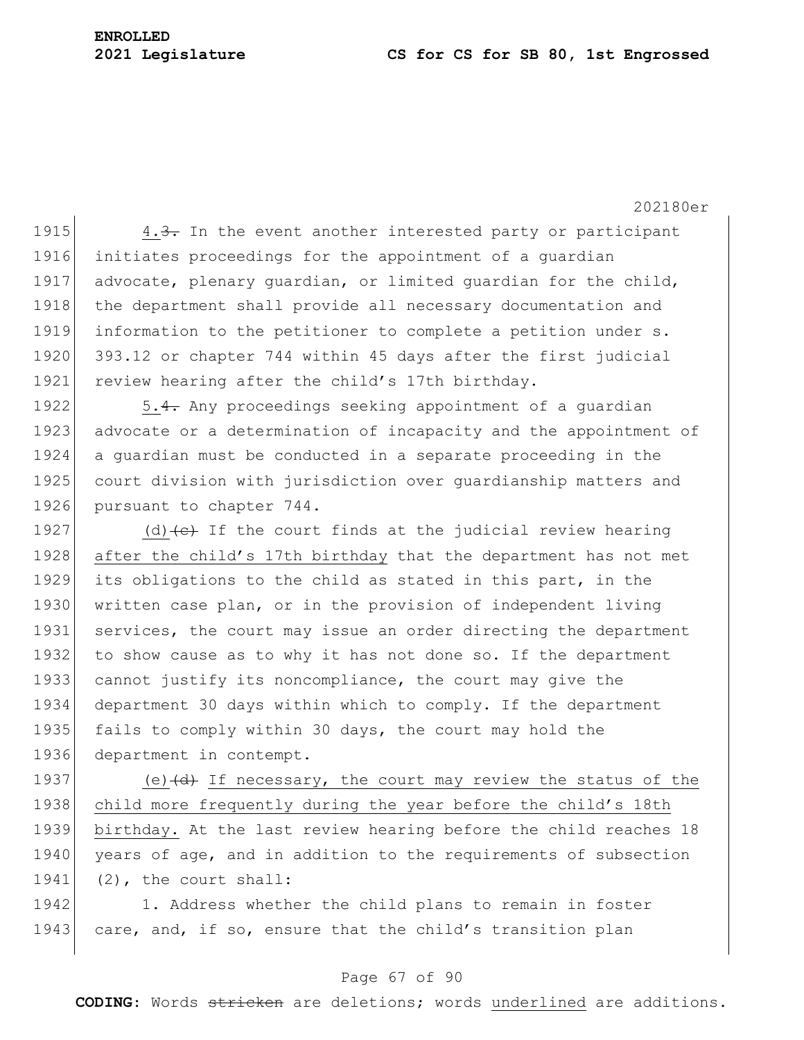4.~~3.~~ In the event another interested party or participant initiates proceedings for the appointment of a guardian advocate, plenary guardian, or limited guardian for the child, the department shall provide all necessary documentation and information to the petitioner to complete a petition under s. 393.12 or chapter 744 within 45 days after the first judicial review hearing after the child's 17th birthday.

5.~~4.~~ Any proceedings seeking appointment of a guardian advocate or a determination of incapacity and the appointment of a guardian must be conducted in a separate proceeding in the court division with jurisdiction over guardianship matters and pursuant to chapter 744.

(d)~~(c)~~ If the court finds at the judicial review hearing after the child's 17th birthday that the department has not met its obligations to the child as stated in this part, in the written case plan, or in the provision of independent living services, the court may issue an order directing the department to show cause as to why it has not done so. If the department cannot justify its noncompliance, the court may give the department 30 days within which to comply. If the department fails to comply within 30 days, the court may hold the department in contempt.

(e)~~(d)~~ If necessary, the court may review the status of the child more frequently during the year before the child's 18th birthday. At the last review hearing before the child reaches 18 years of age, and in addition to the requirements of subsection (2), the court shall:

1. Address whether the child plans to remain in foster care, and, if so, ensure that the child's transition plan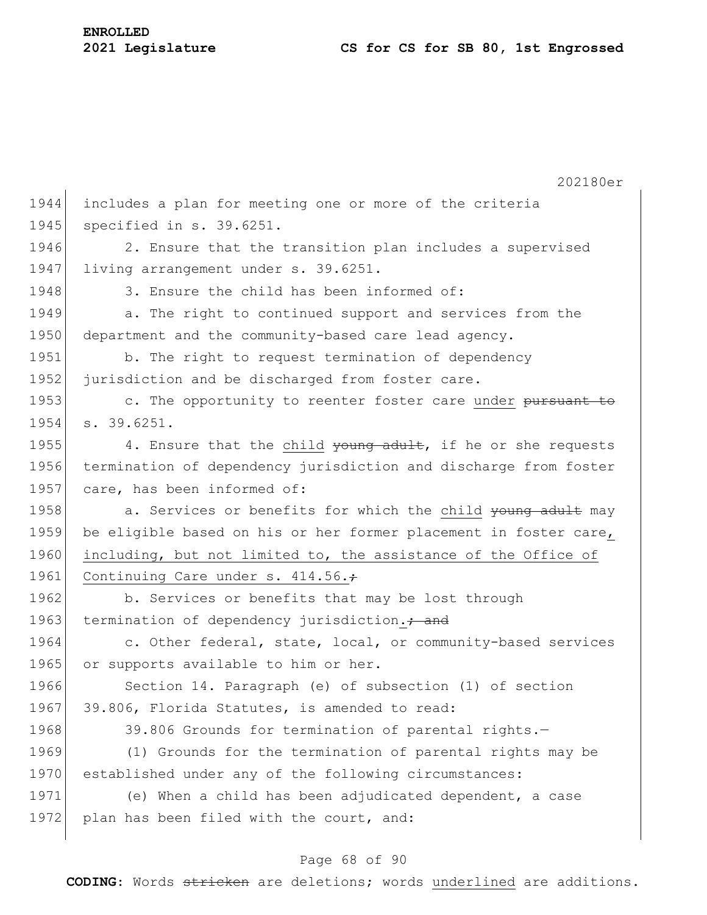includes a plan for meeting one or more of the criteria specified in s. 39.6251.

2. Ensure that the transition plan includes a supervised living arrangement under s. 39.6251.

3. Ensure the child has been informed of:

a. The right to continued support and services from the department and the community-based care lead agency.

b. The right to request termination of dependency jurisdiction and be discharged from foster care.

c. The opportunity to reenter foster care under ~~pursuant to~~ s. 39.6251.

4. Ensure that the child ~~young adult~~, if he or she requests termination of dependency jurisdiction and discharge from foster care, has been informed of:

a. Services or benefits for which the child ~~young adult~~ may be eligible based on his or her former placement in foster care, including, but not limited to, the assistance of the Office of Continuing Care under s. 414.56.~~;~~

b. Services or benefits that may be lost through termination of dependency jurisdiction.~~; and~~

c. Other federal, state, local, or community-based services or supports available to him or her.

Section 14. Paragraph (e) of subsection (1) of section 39.806, Florida Statutes, is amended to read:

39.806 Grounds for termination of parental rights.—

(1) Grounds for the termination of parental rights may be established under any of the following circumstances:

(e) When a child has been adjudicated dependent, a case plan has been filed with the court, and: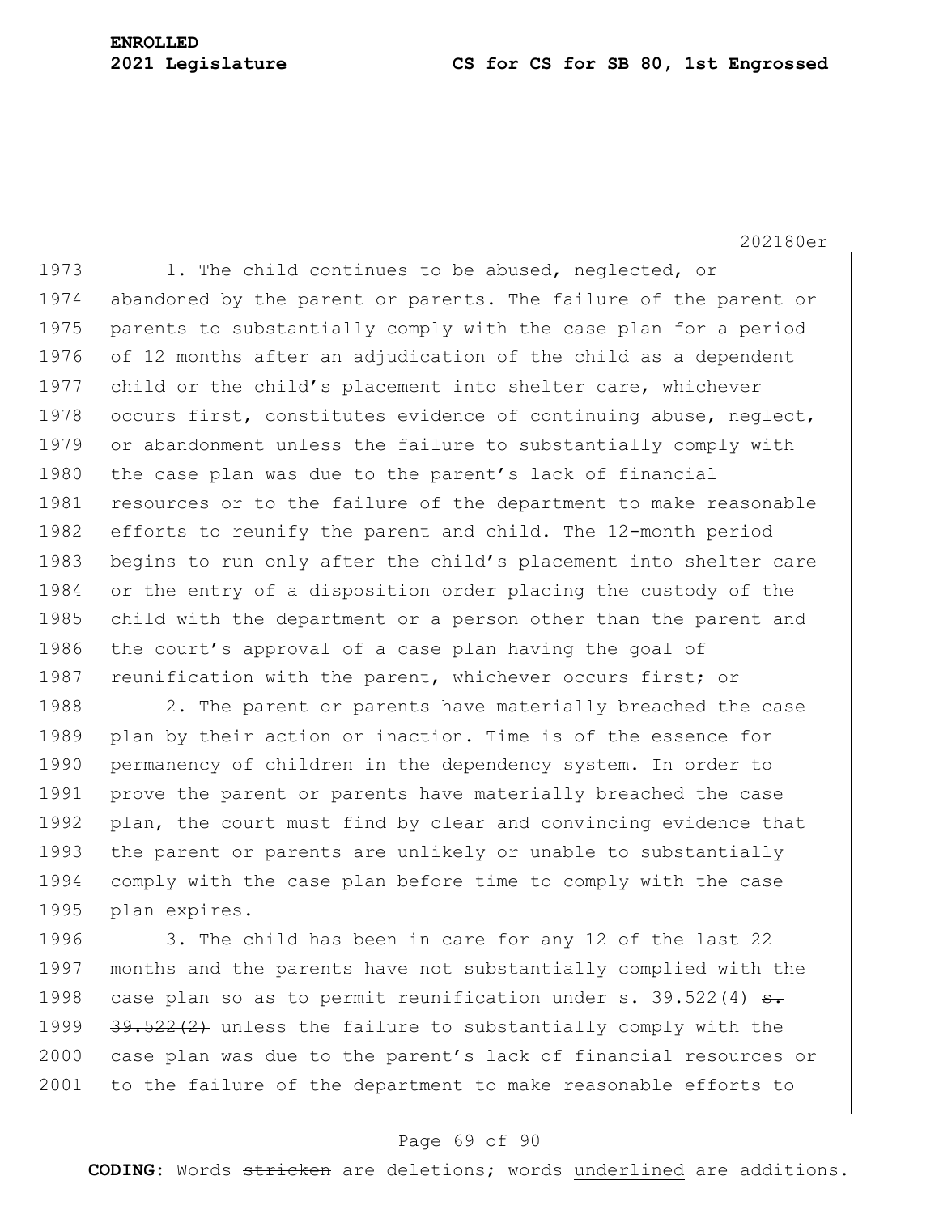1. The child continues to be abused, neglected, or abandoned by the parent or parents. The failure of the parent or parents to substantially comply with the case plan for a period of 12 months after an adjudication of the child as a dependent child or the child's placement into shelter care, whichever occurs first, constitutes evidence of continuing abuse, neglect, or abandonment unless the failure to substantially comply with the case plan was due to the parent's lack of financial resources or to the failure of the department to make reasonable efforts to reunify the parent and child. The 12-month period begins to run only after the child's placement into shelter care or the entry of a disposition order placing the custody of the child with the department or a person other than the parent and the court's approval of a case plan having the goal of reunification with the parent, whichever occurs first; or

2. The parent or parents have materially breached the case plan by their action or inaction. Time is of the essence for permanency of children in the dependency system. In order to prove the parent or parents have materially breached the case plan, the court must find by clear and convincing evidence that the parent or parents are unlikely or unable to substantially comply with the case plan before time to comply with the case plan expires.

3. The child has been in care for any 12 of the last 22 months and the parents have not substantially complied with the case plan so as to permit reunification under s. 39.522(4) ~~s. 39.522(2)~~ unless the failure to substantially comply with the case plan was due to the parent's lack of financial resources or to the failure of the department to make reasonable efforts to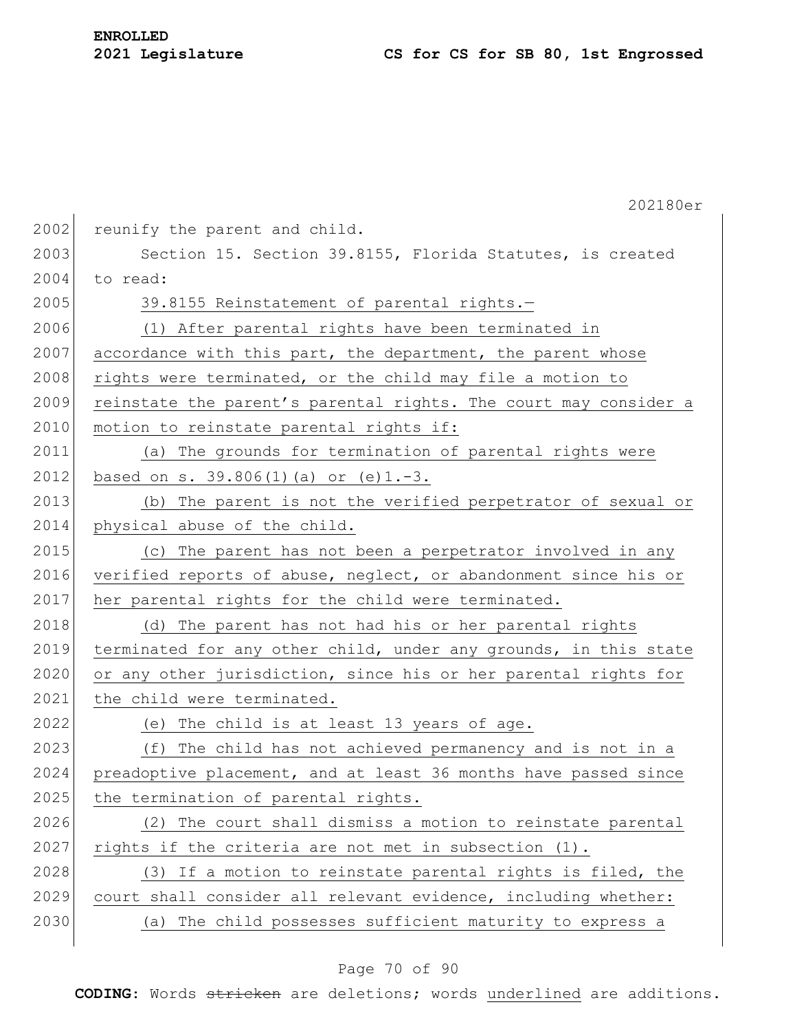reunify the parent and child.

Section 15. Section 39.8155, Florida Statutes, is created to read:

<u>39.8155 Reinstatement of parental rights.—</u>

<u>(1) After parental rights have been terminated in accordance with this part, the department, the parent whose rights were terminated, or the child may file a motion to reinstate the parent's parental rights. The court may consider a motion to reinstate parental rights if:</u>

<u>(a) The grounds for termination of parental rights were based on s. 39.806(1)(a) or (e)1.-3.</u>

<u>(b) The parent is not the verified perpetrator of sexual or physical abuse of the child.</u>

<u>(c) The parent has not been a perpetrator involved in any verified reports of abuse, neglect, or abandonment since his or her parental rights for the child were terminated.</u>

<u>(d) The parent has not had his or her parental rights terminated for any other child, under any grounds, in this state or any other jurisdiction, since his or her parental rights for the child were terminated.</u>

<u>(e) The child is at least 13 years of age.</u>

<u>(f) The child has not achieved permanency and is not in a preadoptive placement, and at least 36 months have passed since the termination of parental rights.</u>

<u>(2) The court shall dismiss a motion to reinstate parental rights if the criteria are not met in subsection (1).</u>

<u>(3) If a motion to reinstate parental rights is filed, the court shall consider all relevant evidence, including whether:</u>

<u>(a) The child possesses sufficient maturity to express a</u>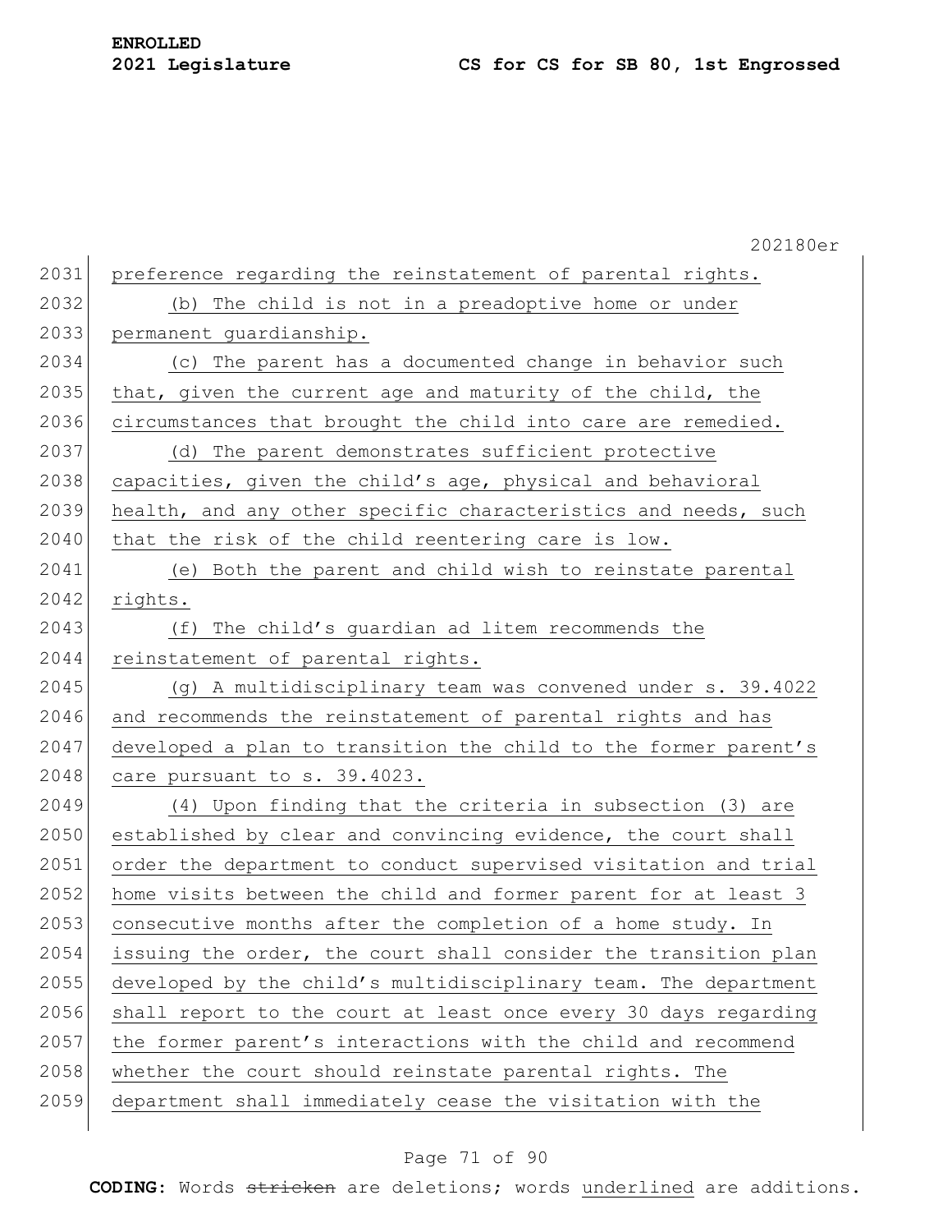preference regarding the reinstatement of parental rights.

(b) The child is not in a preadoptive home or under permanent guardianship.

(c) The parent has a documented change in behavior such that, given the current age and maturity of the child, the circumstances that brought the child into care are remedied.

(d) The parent demonstrates sufficient protective capacities, given the child's age, physical and behavioral health, and any other specific characteristics and needs, such that the risk of the child reentering care is low.

(e) Both the parent and child wish to reinstate parental rights.

(f) The child's guardian ad litem recommends the reinstatement of parental rights.

(g) A multidisciplinary team was convened under s. 39.4022 and recommends the reinstatement of parental rights and has developed a plan to transition the child to the former parent's care pursuant to s. 39.4023.

(4) Upon finding that the criteria in subsection (3) are established by clear and convincing evidence, the court shall order the department to conduct supervised visitation and trial home visits between the child and former parent for at least 3 consecutive months after the completion of a home study. In issuing the order, the court shall consider the transition plan developed by the child's multidisciplinary team. The department shall report to the court at least once every 30 days regarding the former parent's interactions with the child and recommend whether the court should reinstate parental rights. The department shall immediately cease the visitation with the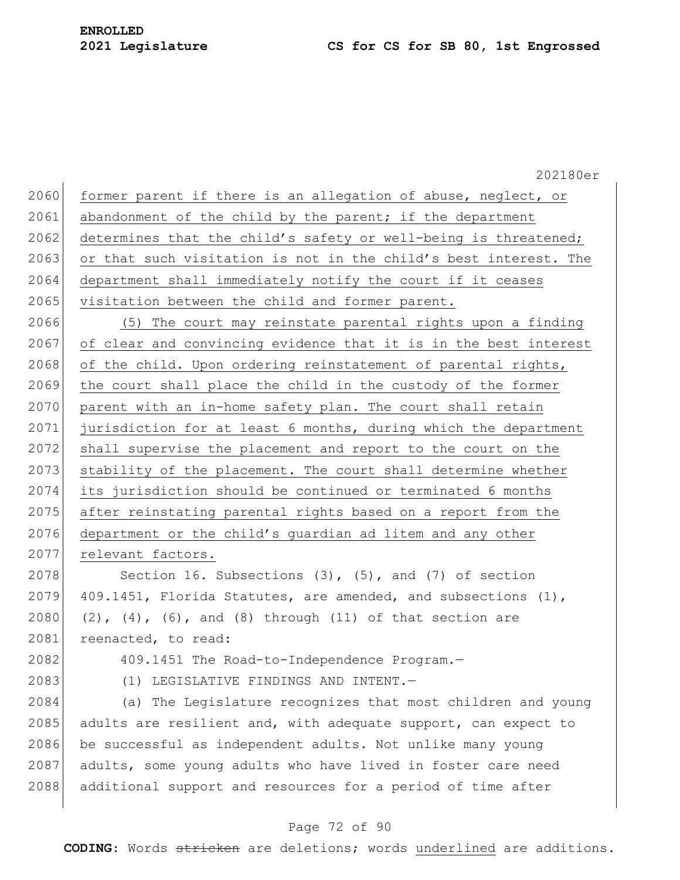former parent if there is an allegation of abuse, neglect, or abandonment of the child by the parent; if the department determines that the child's safety or well-being is threatened; or that such visitation is not in the child's best interest. The department shall immediately notify the court if it ceases visitation between the child and former parent.

(5) The court may reinstate parental rights upon a finding of clear and convincing evidence that it is in the best interest of the child. Upon ordering reinstatement of parental rights, the court shall place the child in the custody of the former parent with an in-home safety plan. The court shall retain jurisdiction for at least 6 months, during which the department shall supervise the placement and report to the court on the stability of the placement. The court shall determine whether its jurisdiction should be continued or terminated 6 months after reinstating parental rights based on a report from the department or the child's guardian ad litem and any other relevant factors.

Section 16. Subsections (3), (5), and (7) of section 409.1451, Florida Statutes, are amended, and subsections (1), (2), (4), (6), and (8) through (11) of that section are reenacted, to read:

409.1451 The Road-to-Independence Program.—

(1) LEGISLATIVE FINDINGS AND INTENT.—

(a) The Legislature recognizes that most children and young adults are resilient and, with adequate support, can expect to be successful as independent adults. Not unlike many young adults, some young adults who have lived in foster care need additional support and resources for a period of time after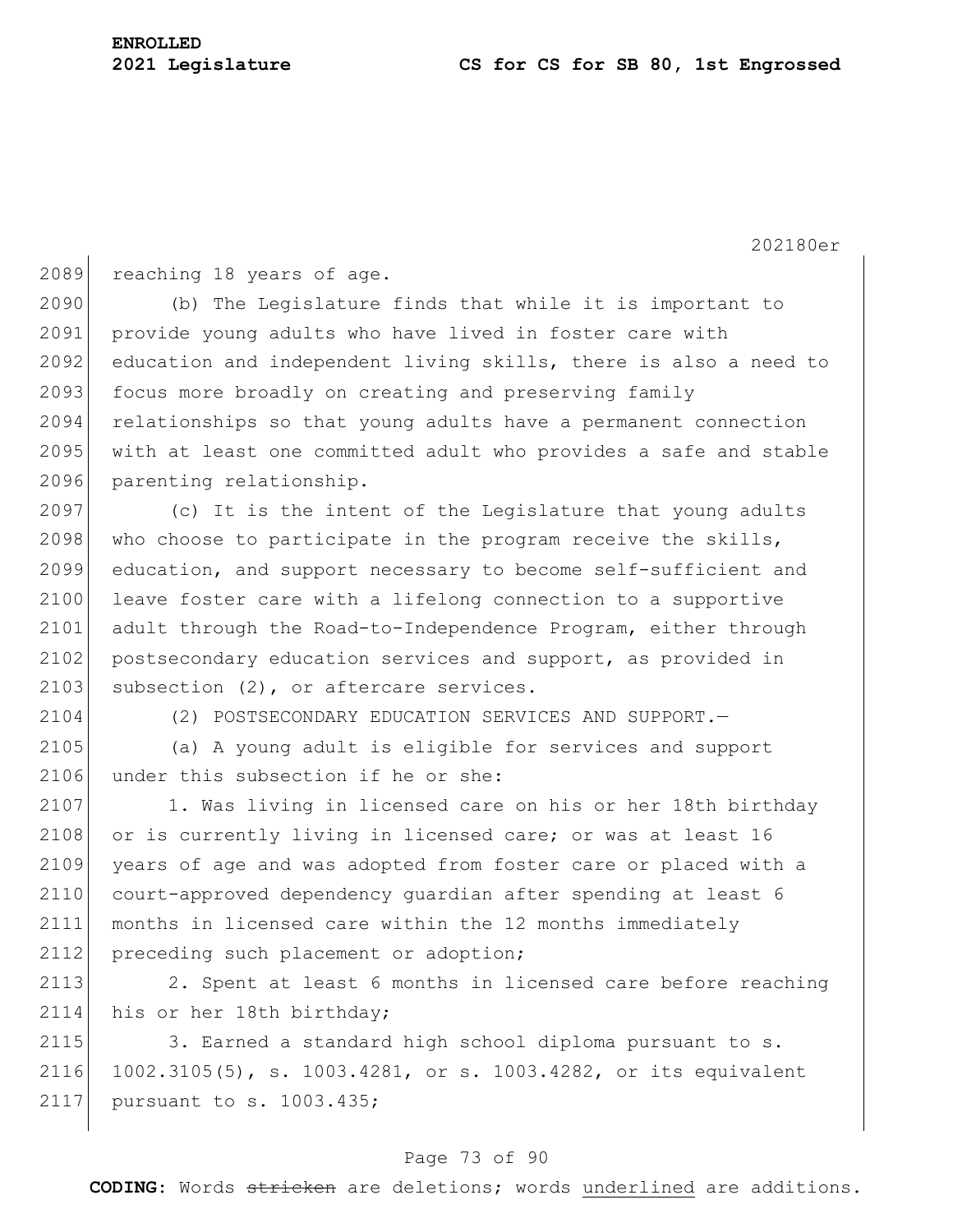reaching 18 years of age.

(b) The Legislature finds that while it is important to provide young adults who have lived in foster care with education and independent living skills, there is also a need to focus more broadly on creating and preserving family relationships so that young adults have a permanent connection with at least one committed adult who provides a safe and stable parenting relationship.

(c) It is the intent of the Legislature that young adults who choose to participate in the program receive the skills, education, and support necessary to become self-sufficient and leave foster care with a lifelong connection to a supportive adult through the Road-to-Independence Program, either through postsecondary education services and support, as provided in subsection (2), or aftercare services.

(2) POSTSECONDARY EDUCATION SERVICES AND SUPPORT.—

(a) A young adult is eligible for services and support under this subsection if he or she:

1. Was living in licensed care on his or her 18th birthday or is currently living in licensed care; or was at least 16 years of age and was adopted from foster care or placed with a court-approved dependency guardian after spending at least 6 months in licensed care within the 12 months immediately preceding such placement or adoption;

2. Spent at least 6 months in licensed care before reaching his or her 18th birthday;

3. Earned a standard high school diploma pursuant to s. 1002.3105(5), s. 1003.4281, or s. 1003.4282, or its equivalent pursuant to s. 1003.435;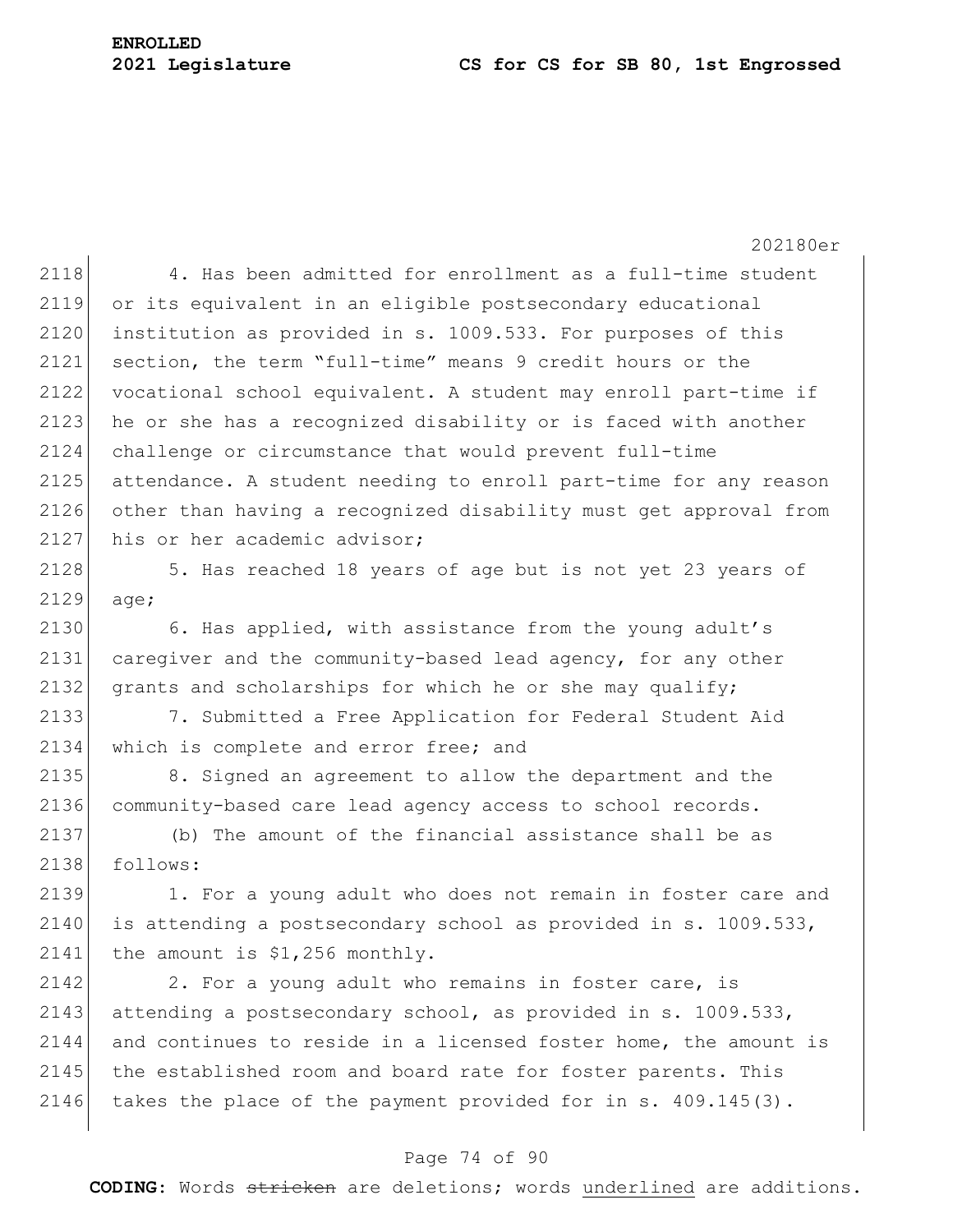4. Has been admitted for enrollment as a full-time student or its equivalent in an eligible postsecondary educational institution as provided in s. 1009.533. For purposes of this section, the term "full-time" means 9 credit hours or the vocational school equivalent. A student may enroll part-time if he or she has a recognized disability or is faced with another challenge or circumstance that would prevent full-time attendance. A student needing to enroll part-time for any reason other than having a recognized disability must get approval from his or her academic advisor;

5. Has reached 18 years of age but is not yet 23 years of age;

6. Has applied, with assistance from the young adult's caregiver and the community-based lead agency, for any other grants and scholarships for which he or she may qualify;

7. Submitted a Free Application for Federal Student Aid which is complete and error free; and

8. Signed an agreement to allow the department and the community-based care lead agency access to school records.

(b) The amount of the financial assistance shall be as follows:

1. For a young adult who does not remain in foster care and is attending a postsecondary school as provided in s. 1009.533, the amount is $1,256 monthly.

2. For a young adult who remains in foster care, is attending a postsecondary school, as provided in s. 1009.533, and continues to reside in a licensed foster home, the amount is the established room and board rate for foster parents. This takes the place of the payment provided for in s. 409.145(3).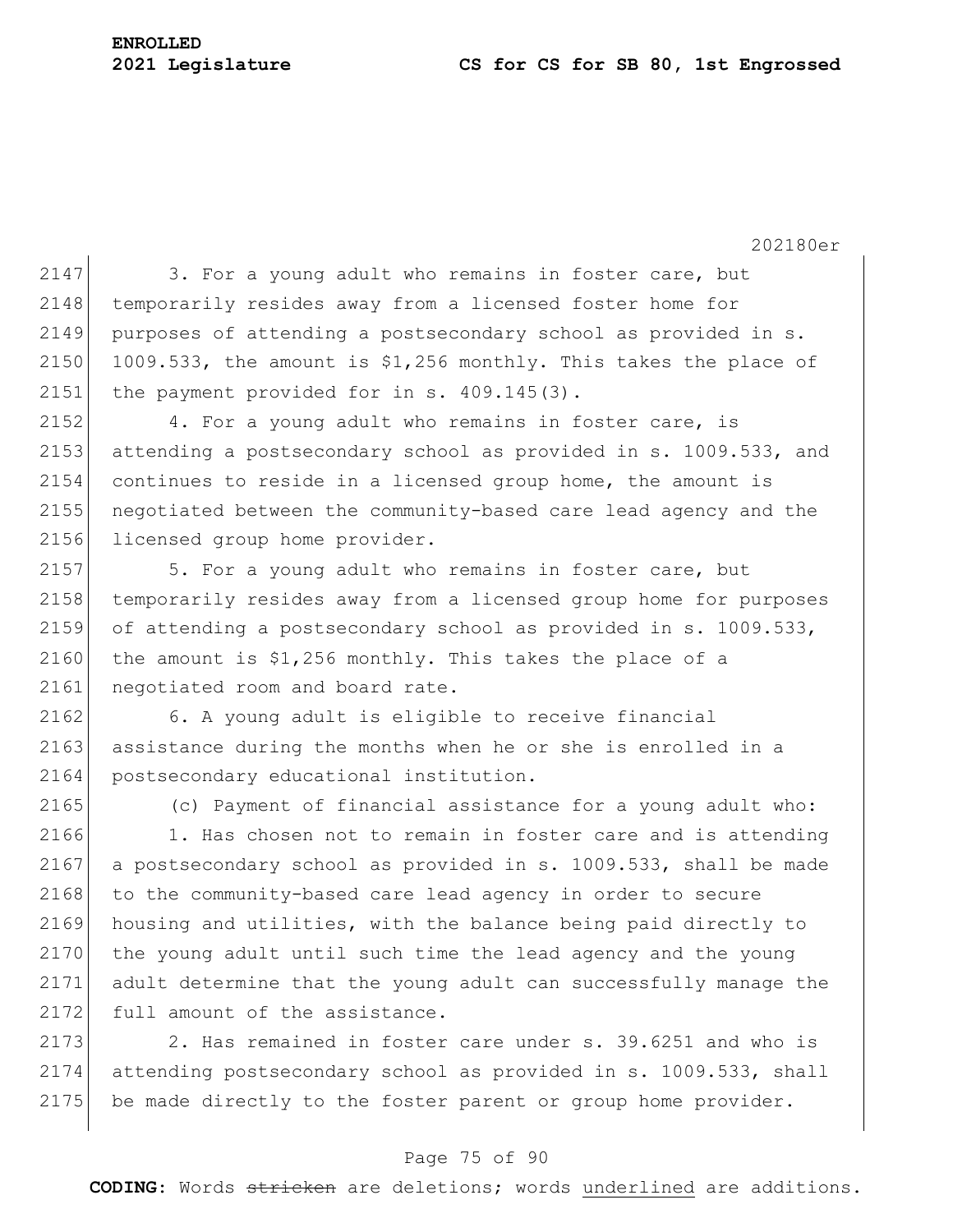3. For a young adult who remains in foster care, but temporarily resides away from a licensed foster home for purposes of attending a postsecondary school as provided in s. 1009.533, the amount is $1,256 monthly. This takes the place of the payment provided for in s. 409.145(3).

4. For a young adult who remains in foster care, is attending a postsecondary school as provided in s. 1009.533, and continues to reside in a licensed group home, the amount is negotiated between the community-based care lead agency and the licensed group home provider.

5. For a young adult who remains in foster care, but temporarily resides away from a licensed group home for purposes of attending a postsecondary school as provided in s. 1009.533, the amount is $1,256 monthly. This takes the place of a negotiated room and board rate.

6. A young adult is eligible to receive financial assistance during the months when he or she is enrolled in a postsecondary educational institution.

(c) Payment of financial assistance for a young adult who:

1. Has chosen not to remain in foster care and is attending a postsecondary school as provided in s. 1009.533, shall be made to the community-based care lead agency in order to secure housing and utilities, with the balance being paid directly to the young adult until such time the lead agency and the young adult determine that the young adult can successfully manage the full amount of the assistance.

2. Has remained in foster care under s. 39.6251 and who is attending postsecondary school as provided in s. 1009.533, shall be made directly to the foster parent or group home provider.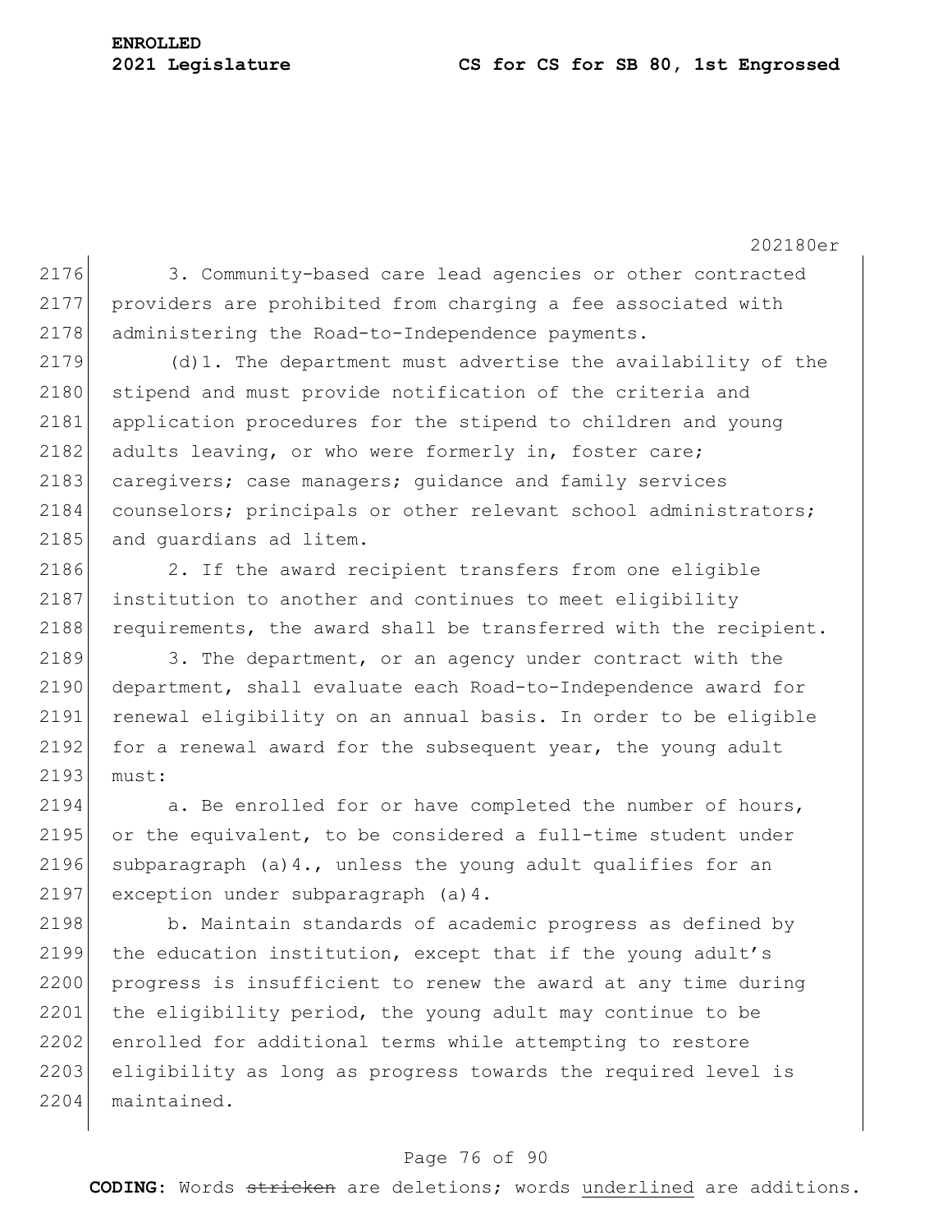3. Community-based care lead agencies or other contracted providers are prohibited from charging a fee associated with administering the Road-to-Independence payments.

(d)1. The department must advertise the availability of the stipend and must provide notification of the criteria and application procedures for the stipend to children and young adults leaving, or who were formerly in, foster care; caregivers; case managers; guidance and family services counselors; principals or other relevant school administrators; and guardians ad litem.

2. If the award recipient transfers from one eligible institution to another and continues to meet eligibility requirements, the award shall be transferred with the recipient.

3. The department, or an agency under contract with the department, shall evaluate each Road-to-Independence award for renewal eligibility on an annual basis. In order to be eligible for a renewal award for the subsequent year, the young adult must:

a. Be enrolled for or have completed the number of hours, or the equivalent, to be considered a full-time student under subparagraph (a)4., unless the young adult qualifies for an exception under subparagraph (a)4.

b. Maintain standards of academic progress as defined by the education institution, except that if the young adult's progress is insufficient to renew the award at any time during the eligibility period, the young adult may continue to be enrolled for additional terms while attempting to restore eligibility as long as progress towards the required level is maintained.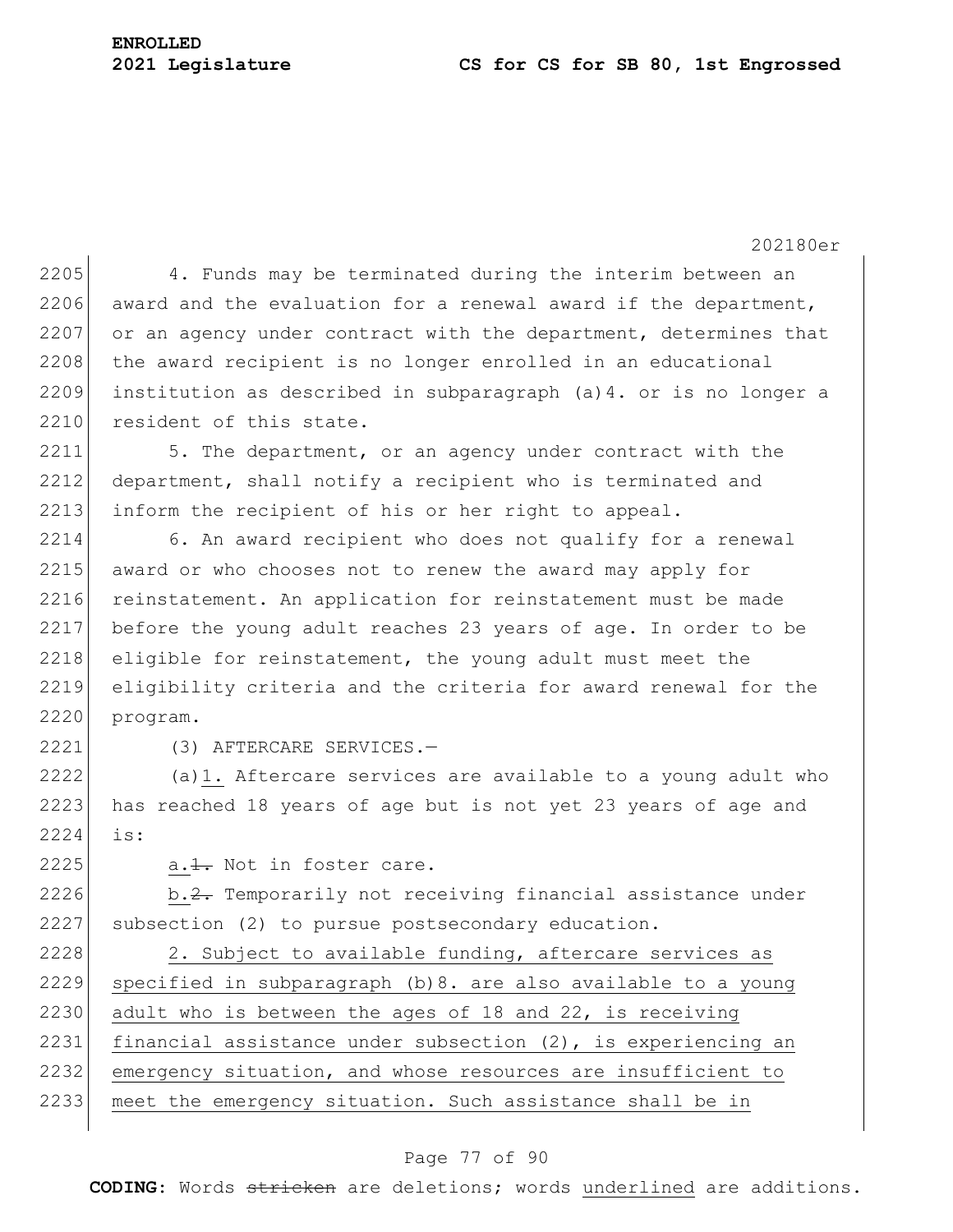4. Funds may be terminated during the interim between an award and the evaluation for a renewal award if the department, or an agency under contract with the department, determines that the award recipient is no longer enrolled in an educational institution as described in subparagraph (a)4. or is no longer a resident of this state.

5. The department, or an agency under contract with the department, shall notify a recipient who is terminated and inform the recipient of his or her right to appeal.

6. An award recipient who does not qualify for a renewal award or who chooses not to renew the award may apply for reinstatement. An application for reinstatement must be made before the young adult reaches 23 years of age. In order to be eligible for reinstatement, the young adult must meet the eligibility criteria and the criteria for award renewal for the program.

(3) AFTERCARE SERVICES.—

(a)1. Aftercare services are available to a young adult who has reached 18 years of age but is not yet 23 years of age and is:

a.~~1.~~ Not in foster care.

b.~~2.~~ Temporarily not receiving financial assistance under subsection (2) to pursue postsecondary education.

2. Subject to available funding, aftercare services as specified in subparagraph (b)8. are also available to a young adult who is between the ages of 18 and 22, is receiving financial assistance under subsection (2), is experiencing an emergency situation, and whose resources are insufficient to meet the emergency situation. Such assistance shall be in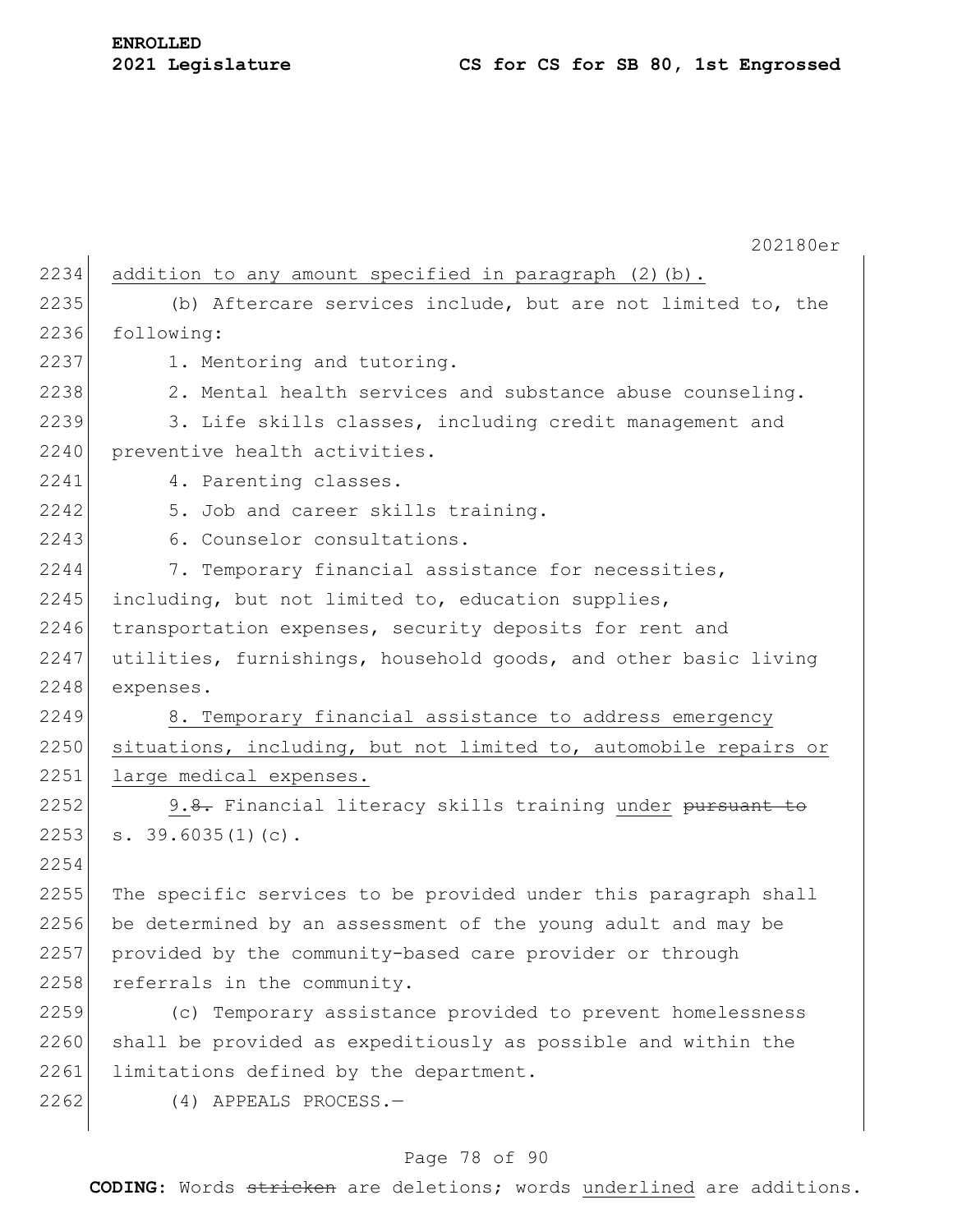addition to any amount specified in paragraph (2)(b).

(b) Aftercare services include, but are not limited to, the following:

1. Mentoring and tutoring.

2. Mental health services and substance abuse counseling.

3. Life skills classes, including credit management and preventive health activities.

4. Parenting classes.

5. Job and career skills training.

6. Counselor consultations.

7. Temporary financial assistance for necessities, including, but not limited to, education supplies, transportation expenses, security deposits for rent and utilities, furnishings, household goods, and other basic living expenses.

8. Temporary financial assistance to address emergency situations, including, but not limited to, automobile repairs or large medical expenses.

9.~~8.~~ Financial literacy skills training under ~~pursuant to~~ s. 39.6035(1)(c).

The specific services to be provided under this paragraph shall be determined by an assessment of the young adult and may be provided by the community-based care provider or through referrals in the community.

(c) Temporary assistance provided to prevent homelessness shall be provided as expeditiously as possible and within the limitations defined by the department.

(4) APPEALS PROCESS.—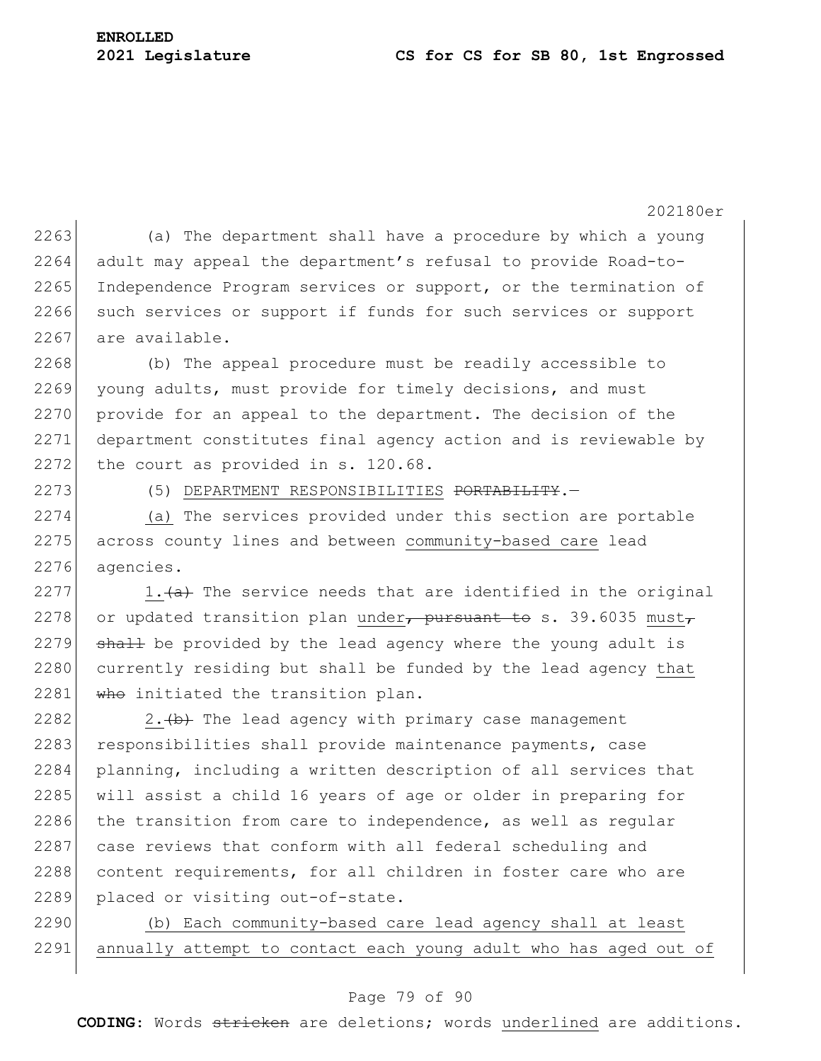(a) The department shall have a procedure by which a young adult may appeal the department's refusal to provide Road-to-Independence Program services or support, or the termination of such services or support if funds for such services or support are available.

(b) The appeal procedure must be readily accessible to young adults, must provide for timely decisions, and must provide for an appeal to the department. The decision of the department constitutes final agency action and is reviewable by the court as provided in s. 120.68.

(5) DEPARTMENT RESPONSIBILITIES ~~PORTABILITY~~.—

(a) The services provided under this section are portable across county lines and between community-based care lead agencies.

1.~~(a)~~ The service needs that are identified in the original or updated transition plan under~~, pursuant to~~ s. 39.6035 must~~,~~ ~~shall~~ be provided by the lead agency where the young adult is currently residing but shall be funded by the lead agency that ~~who~~ initiated the transition plan.

2.~~(b)~~ The lead agency with primary case management responsibilities shall provide maintenance payments, case planning, including a written description of all services that will assist a child 16 years of age or older in preparing for the transition from care to independence, as well as regular case reviews that conform with all federal scheduling and content requirements, for all children in foster care who are placed or visiting out-of-state.

(b) Each community-based care lead agency shall at least annually attempt to contact each young adult who has aged out of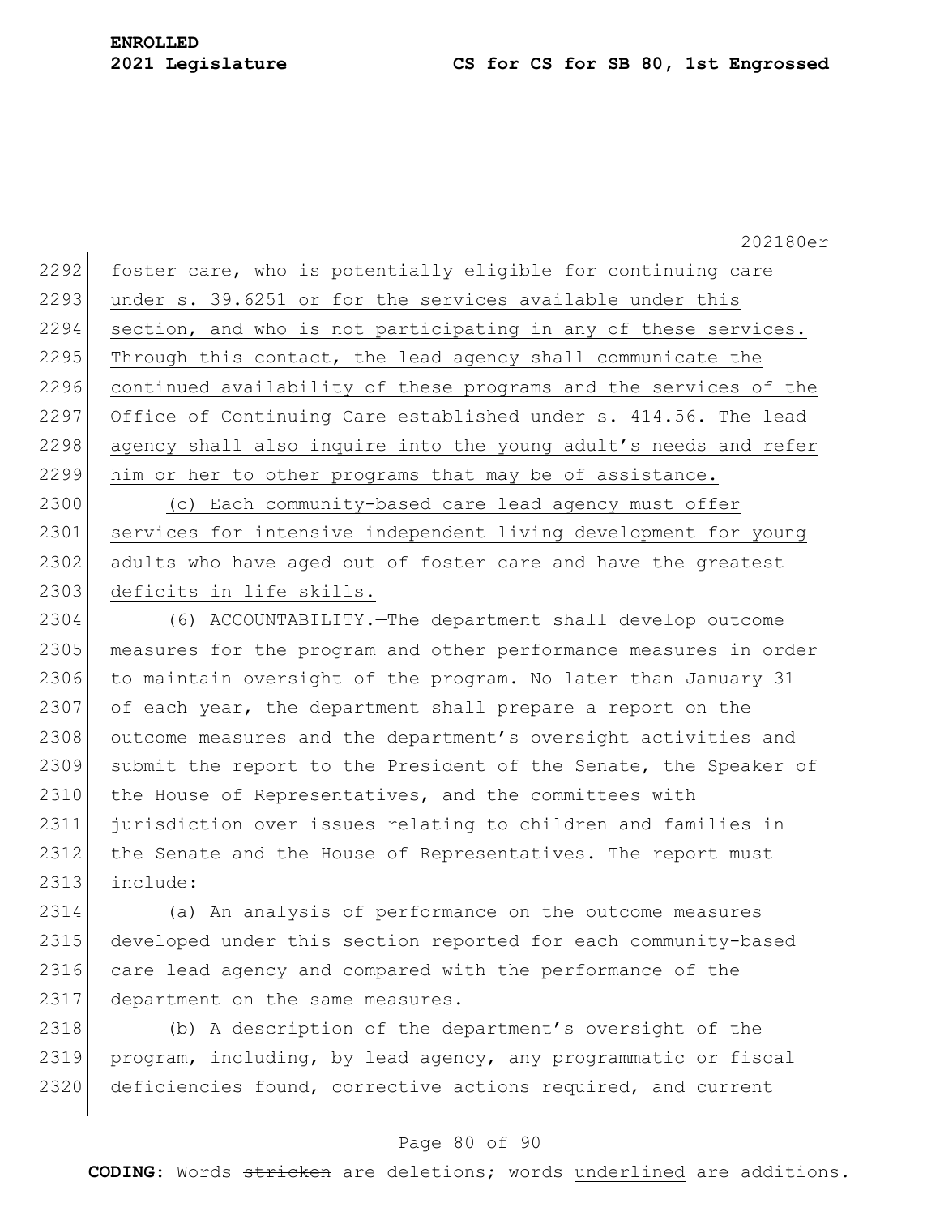foster care, who is potentially eligible for continuing care under s. 39.6251 or for the services available under this section, and who is not participating in any of these services. Through this contact, the lead agency shall communicate the continued availability of these programs and the services of the Office of Continuing Care established under s. 414.56. The lead agency shall also inquire into the young adult's needs and refer him or her to other programs that may be of assistance.

(c) Each community-based care lead agency must offer services for intensive independent living development for young adults who have aged out of foster care and have the greatest deficits in life skills.

(6) ACCOUNTABILITY.—The department shall develop outcome measures for the program and other performance measures in order to maintain oversight of the program. No later than January 31 of each year, the department shall prepare a report on the outcome measures and the department's oversight activities and submit the report to the President of the Senate, the Speaker of the House of Representatives, and the committees with jurisdiction over issues relating to children and families in the Senate and the House of Representatives. The report must include:

(a) An analysis of performance on the outcome measures developed under this section reported for each community-based care lead agency and compared with the performance of the department on the same measures.

(b) A description of the department's oversight of the program, including, by lead agency, any programmatic or fiscal deficiencies found, corrective actions required, and current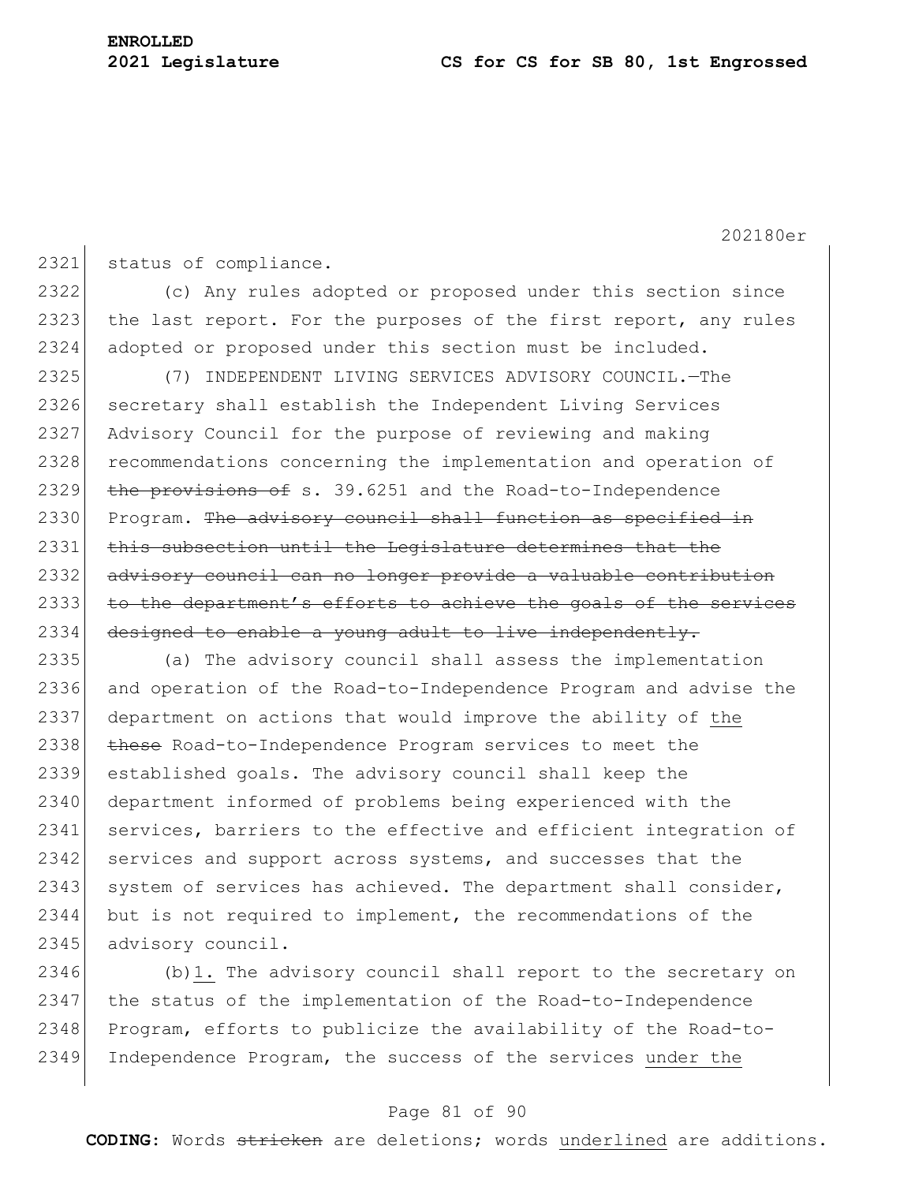status of compliance.

(c) Any rules adopted or proposed under this section since the last report. For the purposes of the first report, any rules adopted or proposed under this section must be included.

(7) INDEPENDENT LIVING SERVICES ADVISORY COUNCIL.—The secretary shall establish the Independent Living Services Advisory Council for the purpose of reviewing and making recommendations concerning the implementation and operation of ~~the provisions of~~ s. 39.6251 and the Road-to-Independence Program. ~~The advisory council shall function as specified in this subsection until the Legislature determines that the advisory council can no longer provide a valuable contribution to the department's efforts to achieve the goals of the services designed to enable a young adult to live independently.~~

(a) The advisory council shall assess the implementation and operation of the Road-to-Independence Program and advise the department on actions that would improve the ability of <u>the</u> ~~these~~ Road-to-Independence Program services to meet the established goals. The advisory council shall keep the department informed of problems being experienced with the services, barriers to the effective and efficient integration of services and support across systems, and successes that the system of services has achieved. The department shall consider, but is not required to implement, the recommendations of the advisory council.

(b)<u>1.</u> The advisory council shall report to the secretary on the status of the implementation of the Road-to-Independence Program, efforts to publicize the availability of the Road-to-Independence Program, the success of the services <u>under the</u>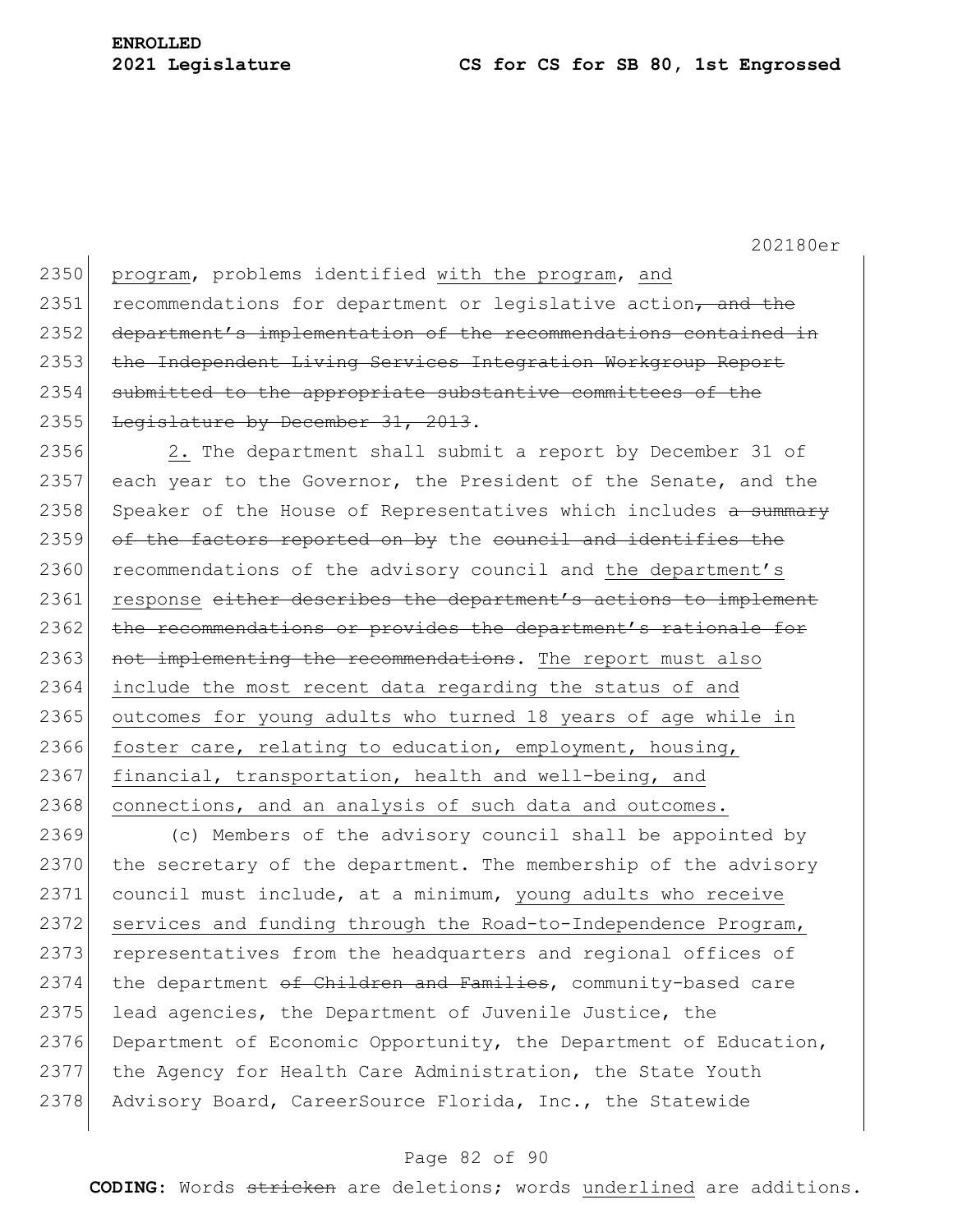program, problems identified with the program, and recommendations for department or legislative action, and the department's implementation of the recommendations contained in the Independent Living Services Integration Workgroup Report submitted to the appropriate substantive committees of the Legislature by December 31, 2013.

2. The department shall submit a report by December 31 of each year to the Governor, the President of the Senate, and the Speaker of the House of Representatives which includes a summary of the factors reported on by the council and identifies the recommendations of the advisory council and the department's response either describes the department's actions to implement the recommendations or provides the department's rationale for not implementing the recommendations. The report must also include the most recent data regarding the status of and outcomes for young adults who turned 18 years of age while in foster care, relating to education, employment, housing, financial, transportation, health and well-being, and connections, and an analysis of such data and outcomes.

(c) Members of the advisory council shall be appointed by the secretary of the department. The membership of the advisory council must include, at a minimum, young adults who receive services and funding through the Road-to-Independence Program, representatives from the headquarters and regional offices of the department of Children and Families, community-based care lead agencies, the Department of Juvenile Justice, the Department of Economic Opportunity, the Department of Education, the Agency for Health Care Administration, the State Youth Advisory Board, CareerSource Florida, Inc., the Statewide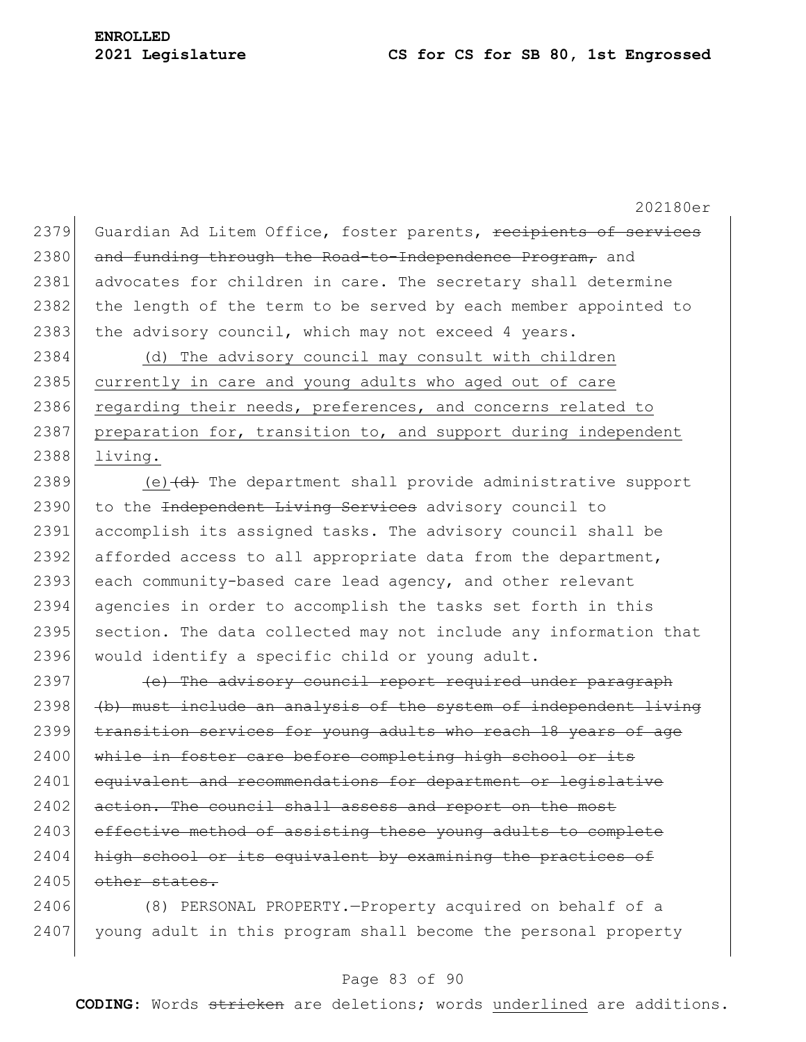Guardian Ad Litem Office, foster parents, ~~recipients of services and funding through the Road-to-Independence Program,~~ and advocates for children in care. The secretary shall determine the length of the term to be served by each member appointed to the advisory council, which may not exceed 4 years.

<u>(d) The advisory council may consult with children currently in care and young adults who aged out of care regarding their needs, preferences, and concerns related to preparation for, transition to, and support during independent living.</u>

<u>(e)</u>~~(d)~~ The department shall provide administrative support to the ~~Independent Living Services~~ advisory council to accomplish its assigned tasks. The advisory council shall be afforded access to all appropriate data from the department, each community-based care lead agency, and other relevant agencies in order to accomplish the tasks set forth in this section. The data collected may not include any information that would identify a specific child or young adult.

~~(e) The advisory council report required under paragraph (b) must include an analysis of the system of independent living transition services for young adults who reach 18 years of age while in foster care before completing high school or its equivalent and recommendations for department or legislative action. The council shall assess and report on the most effective method of assisting these young adults to complete high school or its equivalent by examining the practices of other states.~~

(8) PERSONAL PROPERTY.—Property acquired on behalf of a young adult in this program shall become the personal property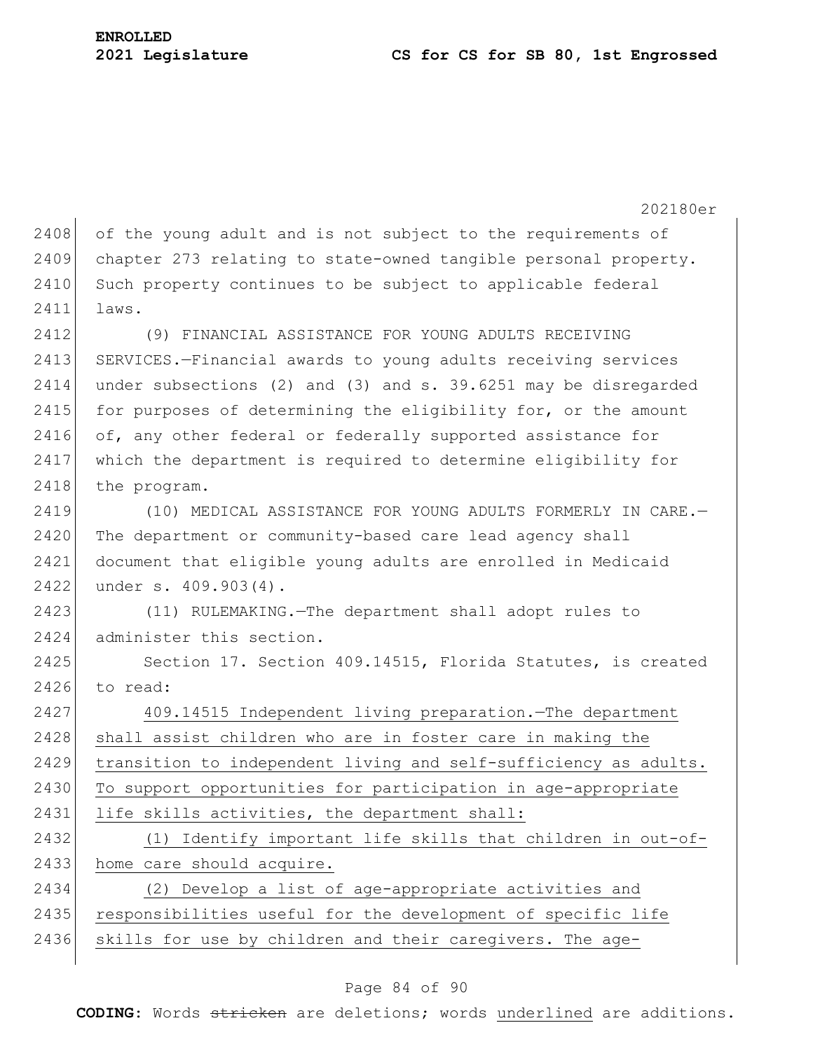of the young adult and is not subject to the requirements of chapter 273 relating to state-owned tangible personal property. Such property continues to be subject to applicable federal laws.

(9) FINANCIAL ASSISTANCE FOR YOUNG ADULTS RECEIVING SERVICES.—Financial awards to young adults receiving services under subsections (2) and (3) and s. 39.6251 may be disregarded for purposes of determining the eligibility for, or the amount of, any other federal or federally supported assistance for which the department is required to determine eligibility for the program.

(10) MEDICAL ASSISTANCE FOR YOUNG ADULTS FORMERLY IN CARE.—The department or community-based care lead agency shall document that eligible young adults are enrolled in Medicaid under s. 409.903(4).

(11) RULEMAKING.—The department shall adopt rules to administer this section.

Section 17. Section 409.14515, Florida Statutes, is created to read:

<u>409.14515 Independent living preparation.—The department shall assist children who are in foster care in making the transition to independent living and self-sufficiency as adults. To support opportunities for participation in age-appropriate life skills activities, the department shall:</u>

<u>(1) Identify important life skills that children in out-of-home care should acquire.</u>

<u>(2) Develop a list of age-appropriate activities and responsibilities useful for the development of specific life skills for use by children and their caregivers. The age-</u>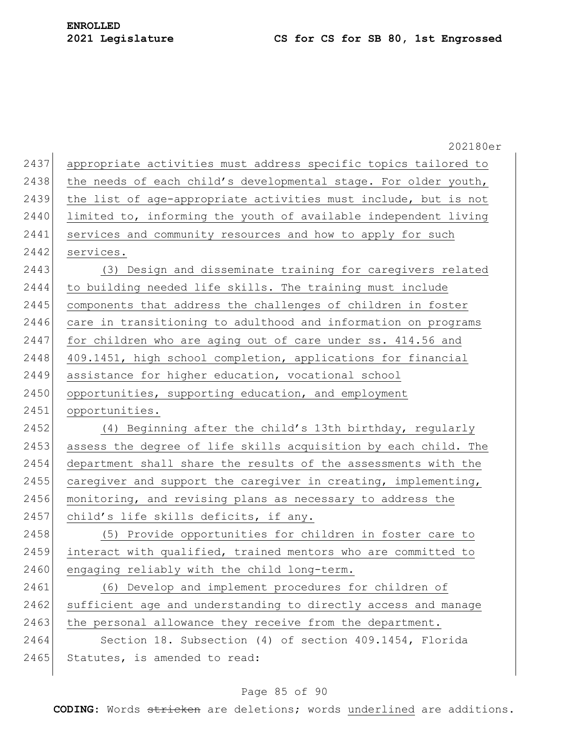appropriate activities must address specific topics tailored to the needs of each child's developmental stage. For older youth, the list of age-appropriate activities must include, but is not limited to, informing the youth of available independent living services and community resources and how to apply for such services.

(3) Design and disseminate training for caregivers related to building needed life skills. The training must include components that address the challenges of children in foster care in transitioning to adulthood and information on programs for children who are aging out of care under ss. 414.56 and 409.1451, high school completion, applications for financial assistance for higher education, vocational school opportunities, supporting education, and employment opportunities.

(4) Beginning after the child's 13th birthday, regularly assess the degree of life skills acquisition by each child. The department shall share the results of the assessments with the caregiver and support the caregiver in creating, implementing, monitoring, and revising plans as necessary to address the child's life skills deficits, if any.

(5) Provide opportunities for children in foster care to interact with qualified, trained mentors who are committed to engaging reliably with the child long-term.

(6) Develop and implement procedures for children of sufficient age and understanding to directly access and manage the personal allowance they receive from the department.

Section 18. Subsection (4) of section 409.1454, Florida Statutes, is amended to read: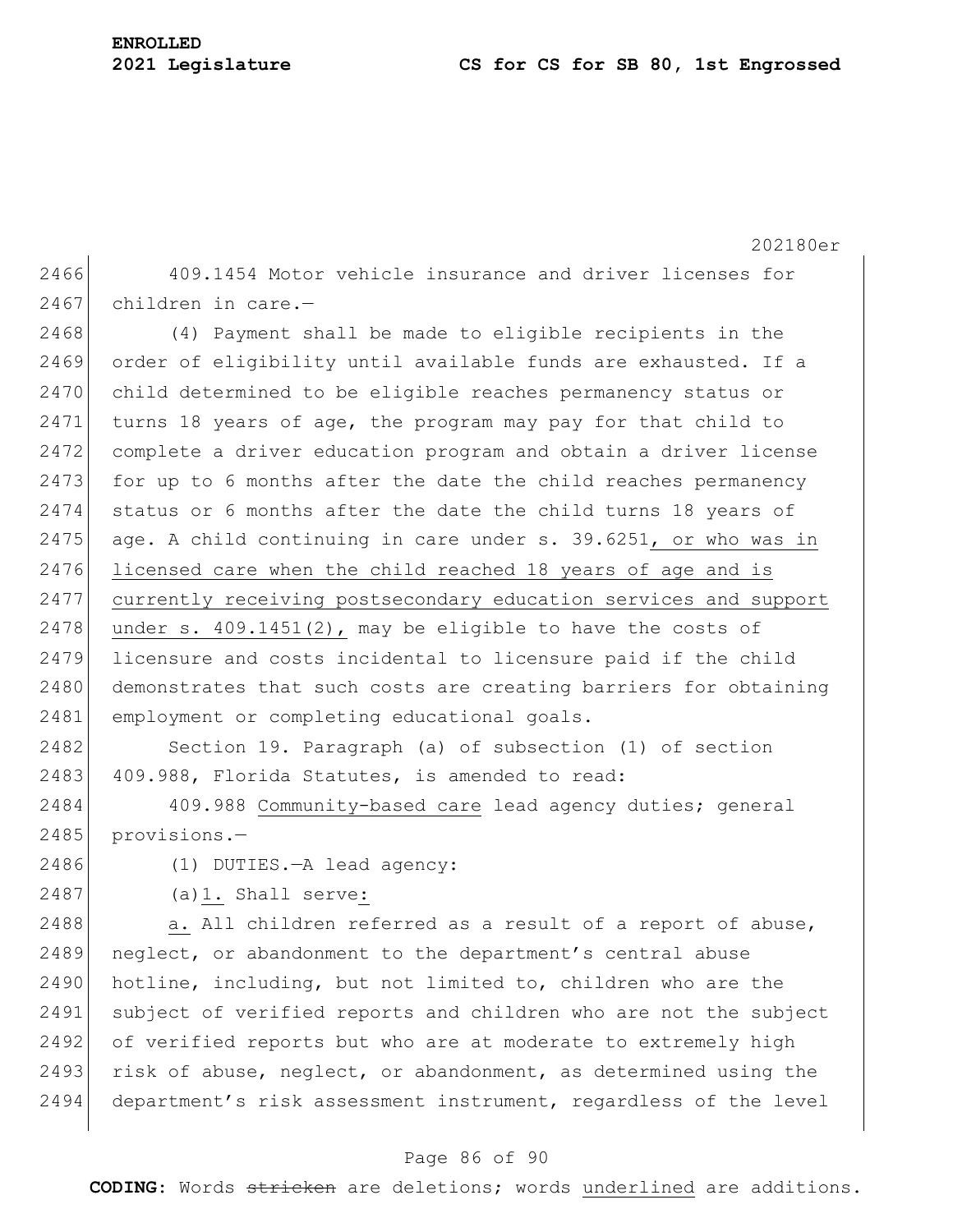409.1454 Motor vehicle insurance and driver licenses for children in care.—

(4) Payment shall be made to eligible recipients in the order of eligibility until available funds are exhausted. If a child determined to be eligible reaches permanency status or turns 18 years of age, the program may pay for that child to complete a driver education program and obtain a driver license for up to 6 months after the date the child reaches permanency status or 6 months after the date the child turns 18 years of age. A child continuing in care under s. 39.6251, or who was in licensed care when the child reached 18 years of age and is currently receiving postsecondary education services and support under s. 409.1451(2), may be eligible to have the costs of licensure and costs incidental to licensure paid if the child demonstrates that such costs are creating barriers for obtaining employment or completing educational goals.

Section 19. Paragraph (a) of subsection (1) of section 409.988, Florida Statutes, is amended to read:

409.988 Community-based care lead agency duties; general provisions.—

(1) DUTIES.—A lead agency:

(a)1. Shall serve:

a. All children referred as a result of a report of abuse, neglect, or abandonment to the department's central abuse hotline, including, but not limited to, children who are the subject of verified reports and children who are not the subject of verified reports but who are at moderate to extremely high risk of abuse, neglect, or abandonment, as determined using the department's risk assessment instrument, regardless of the level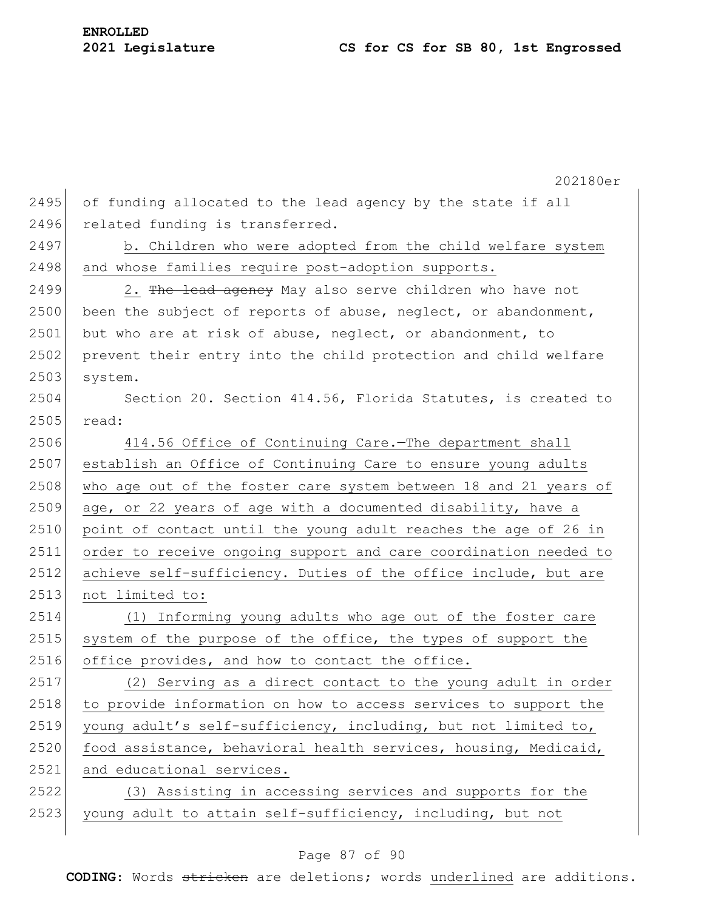of funding allocated to the lead agency by the state if all related funding is transferred.

b. Children who were adopted from the child welfare system and whose families require post-adoption supports.

2. ~~The lead agency~~ May also serve children who have not been the subject of reports of abuse, neglect, or abandonment, but who are at risk of abuse, neglect, or abandonment, to prevent their entry into the child protection and child welfare system.

Section 20. Section 414.56, Florida Statutes, is created to read:

414.56 Office of Continuing Care.—The department shall establish an Office of Continuing Care to ensure young adults who age out of the foster care system between 18 and 21 years of age, or 22 years of age with a documented disability, have a point of contact until the young adult reaches the age of 26 in order to receive ongoing support and care coordination needed to achieve self-sufficiency. Duties of the office include, but are not limited to:

(1) Informing young adults who age out of the foster care system of the purpose of the office, the types of support the office provides, and how to contact the office.

(2) Serving as a direct contact to the young adult in order to provide information on how to access services to support the young adult's self-sufficiency, including, but not limited to, food assistance, behavioral health services, housing, Medicaid, and educational services.

(3) Assisting in accessing services and supports for the young adult to attain self-sufficiency, including, but not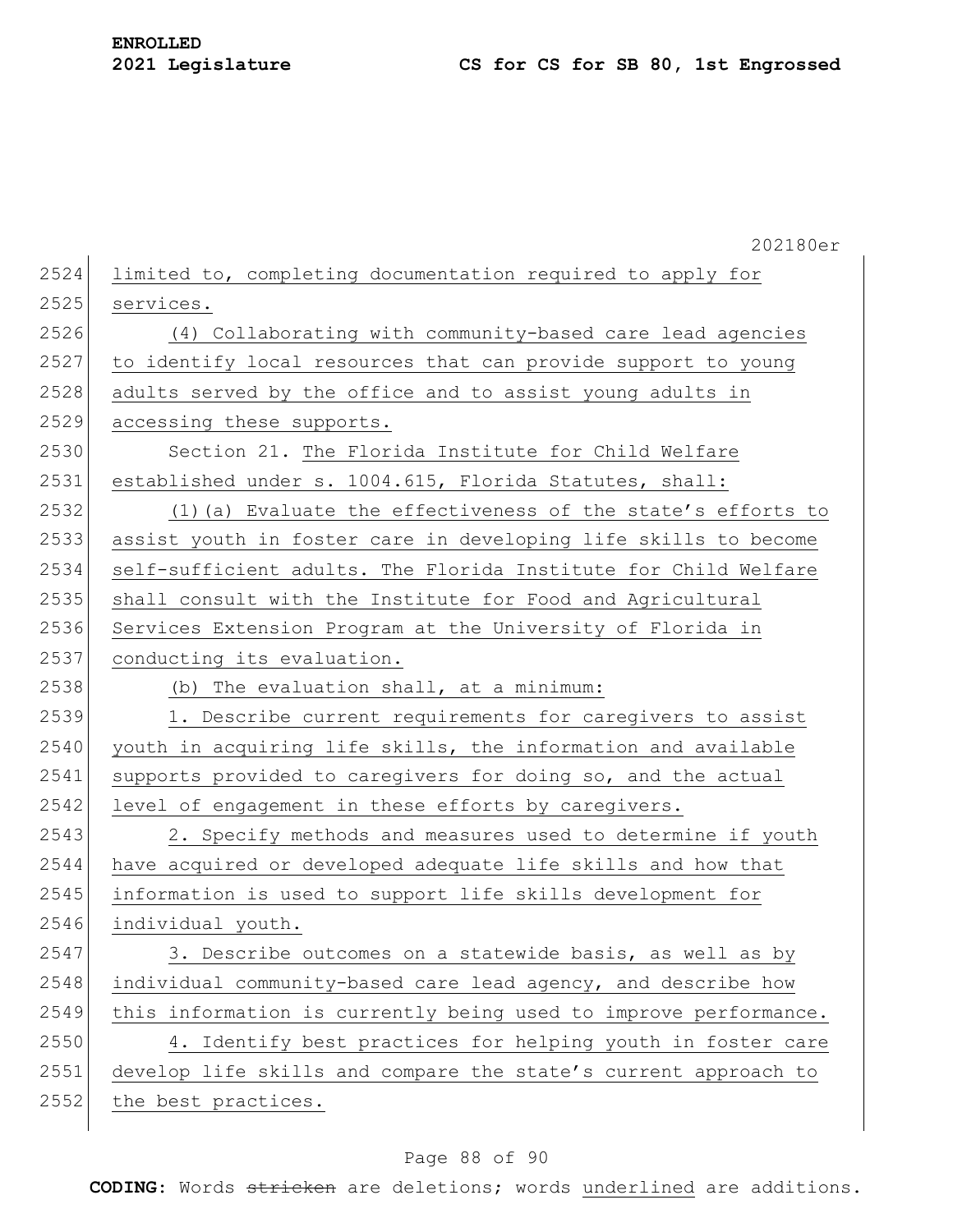limited to, completing documentation required to apply for services.

(4) Collaborating with community-based care lead agencies to identify local resources that can provide support to young adults served by the office and to assist young adults in accessing these supports.

Section 21. The Florida Institute for Child Welfare established under s. 1004.615, Florida Statutes, shall:

(1)(a) Evaluate the effectiveness of the state's efforts to assist youth in foster care in developing life skills to become self-sufficient adults. The Florida Institute for Child Welfare shall consult with the Institute for Food and Agricultural Services Extension Program at the University of Florida in conducting its evaluation.

(b) The evaluation shall, at a minimum:

1. Describe current requirements for caregivers to assist youth in acquiring life skills, the information and available supports provided to caregivers for doing so, and the actual level of engagement in these efforts by caregivers.

2. Specify methods and measures used to determine if youth have acquired or developed adequate life skills and how that information is used to support life skills development for individual youth.

3. Describe outcomes on a statewide basis, as well as by individual community-based care lead agency, and describe how this information is currently being used to improve performance.

4. Identify best practices for helping youth in foster care develop life skills and compare the state's current approach to the best practices.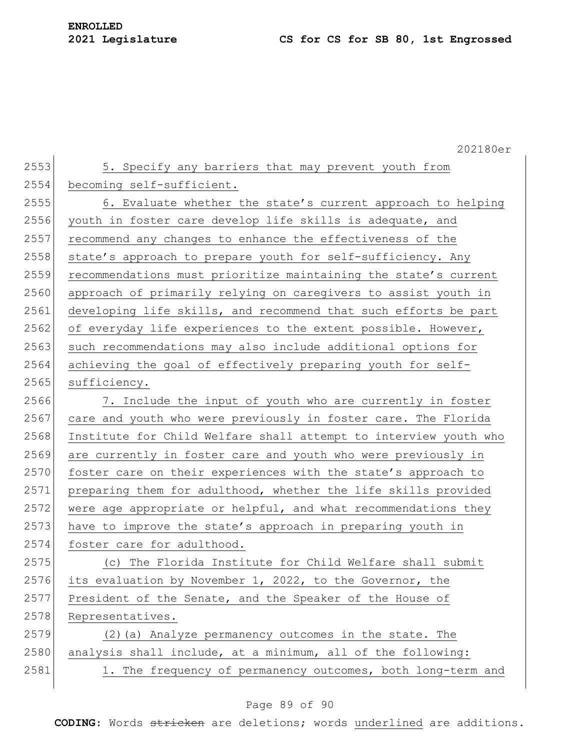5. Specify any barriers that may prevent youth from becoming self-sufficient.

6. Evaluate whether the state's current approach to helping youth in foster care develop life skills is adequate, and recommend any changes to enhance the effectiveness of the state's approach to prepare youth for self-sufficiency. Any recommendations must prioritize maintaining the state's current approach of primarily relying on caregivers to assist youth in developing life skills, and recommend that such efforts be part of everyday life experiences to the extent possible. However, such recommendations may also include additional options for achieving the goal of effectively preparing youth for self-sufficiency.

7. Include the input of youth who are currently in foster care and youth who were previously in foster care. The Florida Institute for Child Welfare shall attempt to interview youth who are currently in foster care and youth who were previously in foster care on their experiences with the state's approach to preparing them for adulthood, whether the life skills provided were age appropriate or helpful, and what recommendations they have to improve the state's approach in preparing youth in foster care for adulthood.

(c) The Florida Institute for Child Welfare shall submit its evaluation by November 1, 2022, to the Governor, the President of the Senate, and the Speaker of the House of Representatives.

(2)(a) Analyze permanency outcomes in the state. The analysis shall include, at a minimum, all of the following:

1. The frequency of permanency outcomes, both long-term and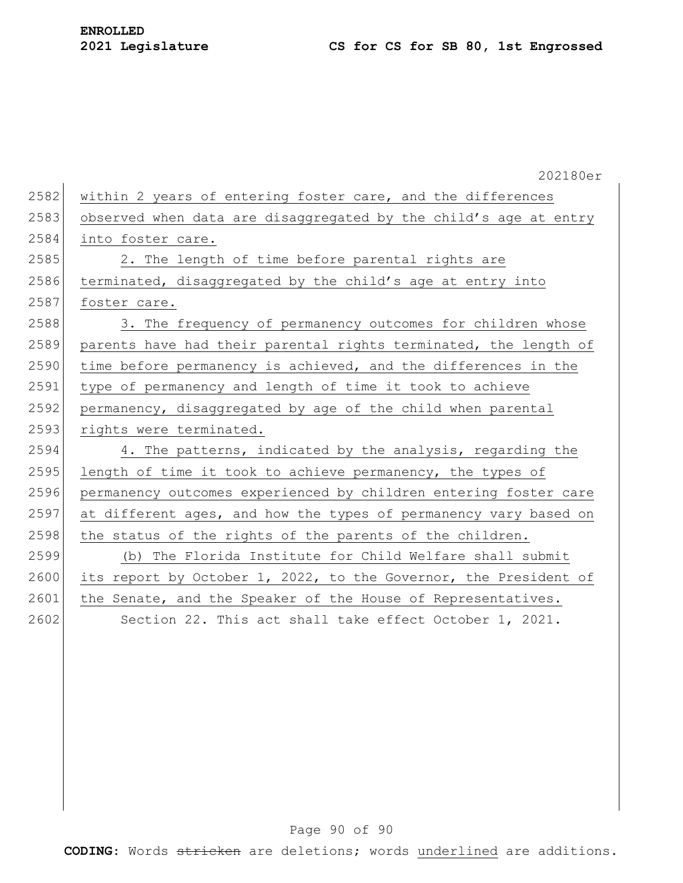within 2 years of entering foster care, and the differences observed when data are disaggregated by the child's age at entry into foster care.

2. The length of time before parental rights are terminated, disaggregated by the child's age at entry into foster care.

3. The frequency of permanency outcomes for children whose parents have had their parental rights terminated, the length of time before permanency is achieved, and the differences in the type of permanency and length of time it took to achieve permanency, disaggregated by age of the child when parental rights were terminated.

4. The patterns, indicated by the analysis, regarding the length of time it took to achieve permanency, the types of permanency outcomes experienced by children entering foster care at different ages, and how the types of permanency vary based on the status of the rights of the parents of the children.

(b) The Florida Institute for Child Welfare shall submit its report by October 1, 2022, to the Governor, the President of the Senate, and the Speaker of the House of Representatives.

Section 22. This act shall take effect October 1, 2021.